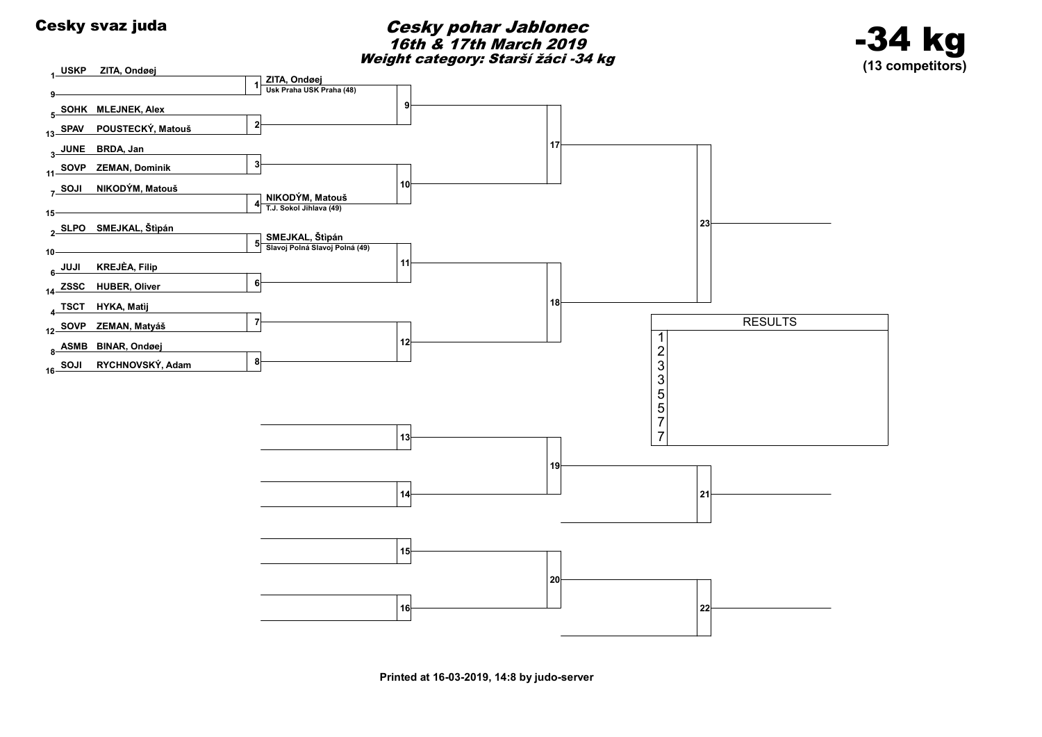Cesky svaz juda

# Cesky pohar Jablonec

## 16th & 17th March 2019

### Weight category: Starší žáci -34 kg

# -34 kg

**(13 competitors)**

| Seed | Club | Name | Match | Winner |
|---|---|---|---|---|
| 1 | USKP | ZITA, Ondøej | 1 | ZITA, Ondøej – Usk Praha USK Praha (48) |
| 9 | | | | |
| 5 | SOHK | MLEJNEK, Alex | 2 | |
| 13 | SPAV | POUSTECKÝ, Matouš | | |
| 3 | JUNE | BRDA, Jan | 3 | |
| 11 | SOVP | ZEMAN, Dominik | | |
| 7 | SOJI | NIKODÝM, Matouš | 4 | NIKODÝM, Matouš – T.J. Sokol Jihlava (49) |
| 15 | | | | |
| 2 | SLPO | SMEJKAL, Štìpán | 5 | SMEJKAL, Štìpán – Slavoj Polná Slavoj Polná (49) |
| 10 | | | | |
| 6 | JUJI | KREJÈA, Filip | 6 | |
| 14 | ZSSC | HUBER, Oliver | | |
| 4 | TSCT | HYKA, Matìj | 7 | |
| 12 | SOVP | ZEMAN, Matyáš | | |
| 8 | ASMB | BINAR, Ondøej | 8 | |
| 16 | SOJI | RYCHNOVSKÝ, Adam | | |

Matches: 9, 10, 11, 12, 13, 14, 15, 16, 17, 18, 19, 20, 21, 22, 23

| RESULTS | |
|---|---|
| 1 | |
| 2 | |
| 3 | |
| 3 | |
| 5 | |
| 5 | |
| 7 | |
| 7 | |

Printed at 16-03-2019, 14:8 by judo-server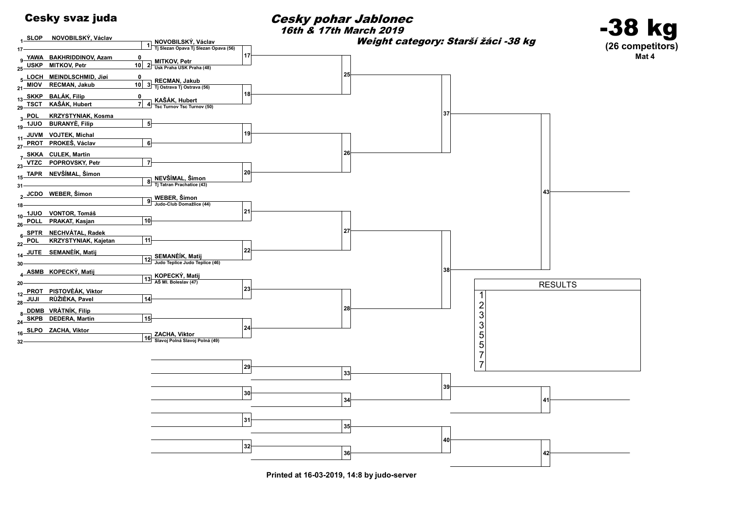# Cesky svaz juda

## Cesky pohar Jablonec

*16th & 17th March 2019*

***Weight category: Starší žáci -38 kg***

# -38 kg

**(26 competitors)**

**Mat 4**

| Seed | Club | Name | Score | Match | Winner |
|---|---|---|---|---|---|
| 1 | SLOP | NOVOBILSKÝ, Václav | | 1 | NOVOBILSKÝ, Václav – Tj Slezan Opava Tj Slezan Opava (56) |
| 17 | | | | | |
| 9 | YAWA | BAKHRIDDINOV, Azam | 0 | 2 | MITKOV, Petr – Usk Praha USK Praha (48) |
| 25 | USKP | MITKOV, Petr | 10 | | |
| 5 | LOCH | MEINDLSCHMID, Jiøí | 0 | 3 | RECMAN, Jakub – Tj Ostrava Tj Ostrava (56) |
| 21 | MIOV | RECMAN, Jakub | 10 | | |
| 13 | SKKP | BALÁK, Filip | 0 | 4 | KAŠÁK, Hubert – Tsc Turnov Tsc Turnov (50) |
| 29 | TSCT | KAŠÁK, Hubert | 7 | | |
| 3 | POL | KRZYSTYNIAK, Kosma | | 5 | |
| 19 | 1JUO | BURANYĚ, Filip | | | |
| 11 | JUVM | VOJTEK, Michal | | 6 | |
| 27 | PROT | PROKEŠ, Václav | | | |
| 7 | SKKA | CULEK, Martin | | 7 | |
| 23 | VTZC | POPROVSKY, Petr | | | |
| 15 | TAPR | NEVŠÍMAL, Šimon | | 8 | NEVŠÍMAL, Šimon – Tj Tatran Prachatice (43) |
| 31 | | | | | |
| 2 | JCDO | WEBER, Šimon | | 9 | WEBER, Šimon – Judo-Club Domažlice (44) |
| 18 | | | | | |
| 10 | 1JUO | VONTOR, Tomáš | | 10 | |
| 26 | POLL | PRAKAT, Kasjan | | | |
| 6 | SPTR | NECHVÁTAL, Radek | | 11 | |
| 22 | POL | KRZYSTYNIAK, Kajetan | | | |
| 14 | JUTE | SEMANĚÍK, Matij | | 12 | SEMANĚÍK, Matij – Judo Teplice Judo Teplice (46) |
| 30 | | | | | |
| 4 | ASMB | KOPECKÝ, Matij | | 13 | KOPECKÝ, Matij – AŠ Ml. Boleslav (47) |
| 20 | | | | | |
| 12 | PROT | PISTOVĚÁK, Viktor | | 14 | |
| 28 | JUJI | RŮŽIĚKA, Pavel | | | |
| 8 | DDMB | VRÁTNÍK, Filip | | 15 | |
| 24 | SKPB | DEDERA, Martin | | | |
| 16 | SLPO | ZACHA, Viktor | | 16 | ZACHA, Viktor – Slavoj Polná Slavoj Polná (49) |
| 32 | | | | | |

Matches: 17, 18, 19, 20, 21, 22, 23, 24, 25, 26, 27, 28, 37, 38, 43

Repechage: 29, 30, 31, 32, 33, 34, 35, 36, 39, 40, 41, 42

| RESULTS | |
|---|---|
| 1 | |
| 2 | |
| 3 | |
| 3 | |
| 5 | |
| 5 | |
| 7 | |
| 7 | |

**Printed at 16-03-2019, 14:8 by judo-server**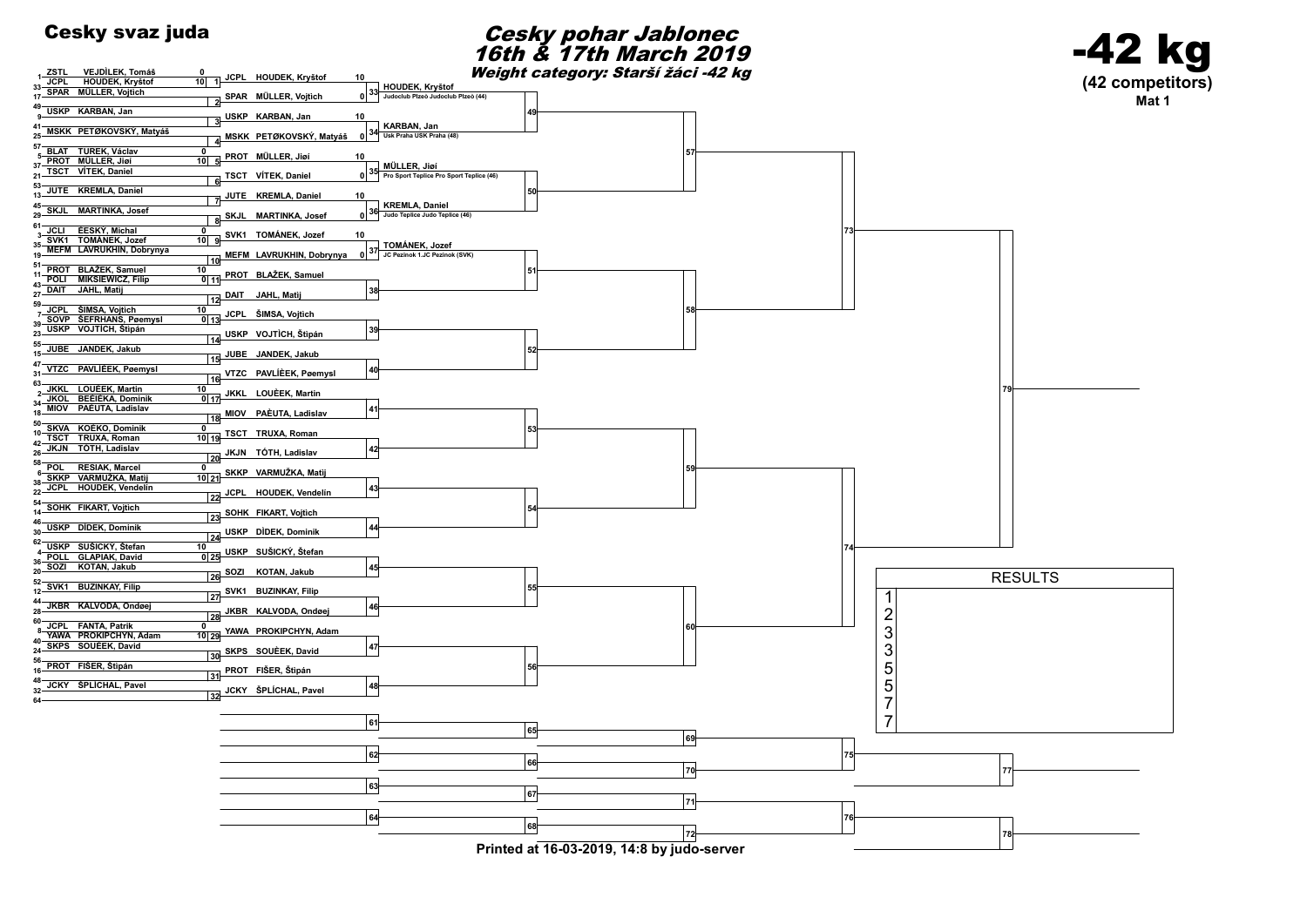# Cesky svaz juda

## Cesky pohar Jablonec
## 16th & 17th March 2019

**Weight category: Starší žáci -42 kg**

# -42 kg

**(42 competitors)**

**Mat 1**

### First round

| Seed | Club | Name | Score | Match | Club | Name (winner) | Score |
|---|---|---|---|---|---|---|---|
| 1 / 33 | ZSTL / JCPL | VEJDÌLEK, Tomáš / HOUDEK, Kryštof | 0 / 10 | 1 | JCPL | HOUDEK, Kryštof | 10 |
| 17 / 49 | SPAR | MÜLLER, Vojtìch | | 2 | SPAR | MÜLLER, Vojtìch | 0 |
| 9 / 41 | USKP | KARBAN, Jan | | 3 | USKP | KARBAN, Jan | 10 |
| 25 / 57 | MSKK | PETØKOVSKÝ, Matyáš | | 4 | MSKK | PETØKOVSKÝ, Matyáš | 0 |
| 5 / 37 | BLAT / PROT | TUREK, Václav / MÜLLER, Jiøí | 0 / 10 | 5 | PROT | MÜLLER, Jiøí | 10 |
| 21 / 53 | TSCT | VÍTEK, Daniel | | 6 | TSCT | VÍTEK, Daniel | 0 |
| 13 / 45 | JUTE | KREMLA, Daniel | | 7 | JUTE | KREMLA, Daniel | 10 |
| 29 / 61 | SKJL | MARTINKA, Josef | | 8 | SKJL | MARTINKA, Josef | 0 |
| 3 / 35 | JCLI / SVK1 | ÈESKÝ, Michal / TOMÁNEK, Jozef | 0 / 10 | 9 | SVK1 | TOMÁNEK, Jozef | 10 |
| 19 / 51 | MEFM | LAVRUKHIN, Dobrynya | | 10 | MEFM | LAVRUKHIN, Dobrynya | 0 |
| 11 / 43 | PROT / POLI | BLAŽEK, Samuel / MIKSIEWICZ, Filip | 10 / 0 | 11 | PROT | BLAŽEK, Samuel | |
| 27 / 59 | DAIT | JAHL, Matìj | | 12 | DAIT | JAHL, Matìj | |
| 7 / 39 | JCPL / SOVP | ŠIMSA, Vojtìch / ŠEFRHANS, Pøemysl | 10 / 0 | 13 | JCPL | ŠIMSA, Vojtìch | |
| 23 / 55 | USKP | VOJTÍCH, Štìpán | | 14 | USKP | VOJTÍCH, Štìpán | |
| 15 / 47 | JUBE | JANDEK, Jakub | | 15 | JUBE | JANDEK, Jakub | |
| 31 / 63 | VTZC | PAVLÍÈEK, Pøemysl | | 16 | VTZC | PAVLÍÈEK, Pøemysl | |
| 2 / 34 | JKKL / JKOL | LOUÈEK, Martin / BEÈIÈKA, Dominik | 10 / 0 | 17 | JKKL | LOUÈEK, Martin | |
| 18 / 50 | MIOV | PAÈUTA, Ladislav | | 18 | MIOV | PAÈUTA, Ladislav | |
| 10 / 42 | SKVA / TSCT | KOÈKO, Dominik / TRUXA, Roman | 0 / 10 | 19 | TSCT | TRUXA, Roman | |
| 26 / 58 | JKJN | TÓTH, Ladislav | | 20 | JKJN | TÓTH, Ladislav | |
| 6 / 38 | POL / SKKP | RESIAK, Marcel / VARMUŽKA, Matìj | 0 / 10 | 21 | SKKP | VARMUŽKA, Matìj | |
| 22 / 54 | JCPL | HOUDEK, Vendelín | | 22 | JCPL | HOUDEK, Vendelín | |
| 14 / 46 | SOHK | FIKART, Vojtìch | | 23 | SOHK | FIKART, Vojtìch | |
| 30 / 62 | USKP | DÌDEK, Dominik | | 24 | USKP | DÌDEK, Dominik | |
| 4 / 36 | USKP / POLL | SUŠICKÝ, Štefan / GLAPIAK, David | 10 / 0 | 25 | USKP | SUŠICKÝ, Štefan | |
| 20 / 52 | SOZI | KOTAN, Jakub | | 26 | SOZI | KOTAN, Jakub | |
| 12 / 44 | SVK1 | BUZINKAY, Filip | | 27 | SVK1 | BUZINKAY, Filip | |
| 28 / 60 | JKBR | KALVODA, Ondøej | | 28 | JKBR | KALVODA, Ondøej | |
| 8 / 40 | JCPL / YAWA | FANTA, Patrik / PROKIPCHYN, Adam | 0 / 10 | 29 | YAWA | PROKIPCHYN, Adam | |
| 24 / 56 | SKPS | SOUÈEK, David | | 30 | SKPS | SOUÈEK, David | |
| 16 / 48 | PROT | FIŠER, Štìpán | | 31 | PROT | FIŠER, Štìpán | |
| 32 / 64 | JCKY | ŠPLÍCHAL, Pavel | | 32 | JCKY | ŠPLÍCHAL, Pavel | |

### Second round

| Match | Winner |
|---|---|
| 33 | HOUDEK, Kryštof – Judoclub Plzeò Judoclub Plzeò (44) |
| 34 | KARBAN, Jan – Usk Praha USK Praha (48) |
| 35 | MÜLLER, Jiøí – Pro Sport Teplice Pro Sport Teplice (46) |
| 36 | KREMLA, Daniel – Judo Teplice Judo Teplice (46) |
| 37 | TOMÁNEK, Jozef – JC Pezinok 1.JC Pezinok (SVK) |
| 38 | |
| 39 | |
| 40 | |
| 41 | |
| 42 | |
| 43 | |
| 44 | |
| 45 | |
| 46 | |
| 47 | |
| 48 | |

Further matches: 49, 50, 51, 52, 53, 54, 55, 56, 57, 58, 59, 60, 73, 74, 79

Repechage: 61, 62, 63, 64, 65, 66, 67, 68, 69, 70, 71, 72, 75, 76, 77, 78

### RESULTS

| Place | Name |
|---|---|
| 1 | |
| 2 | |
| 3 | |
| 3 | |
| 5 | |
| 5 | |
| 7 | |
| 7 | |

Printed at 16-03-2019, 14:8 by judo-server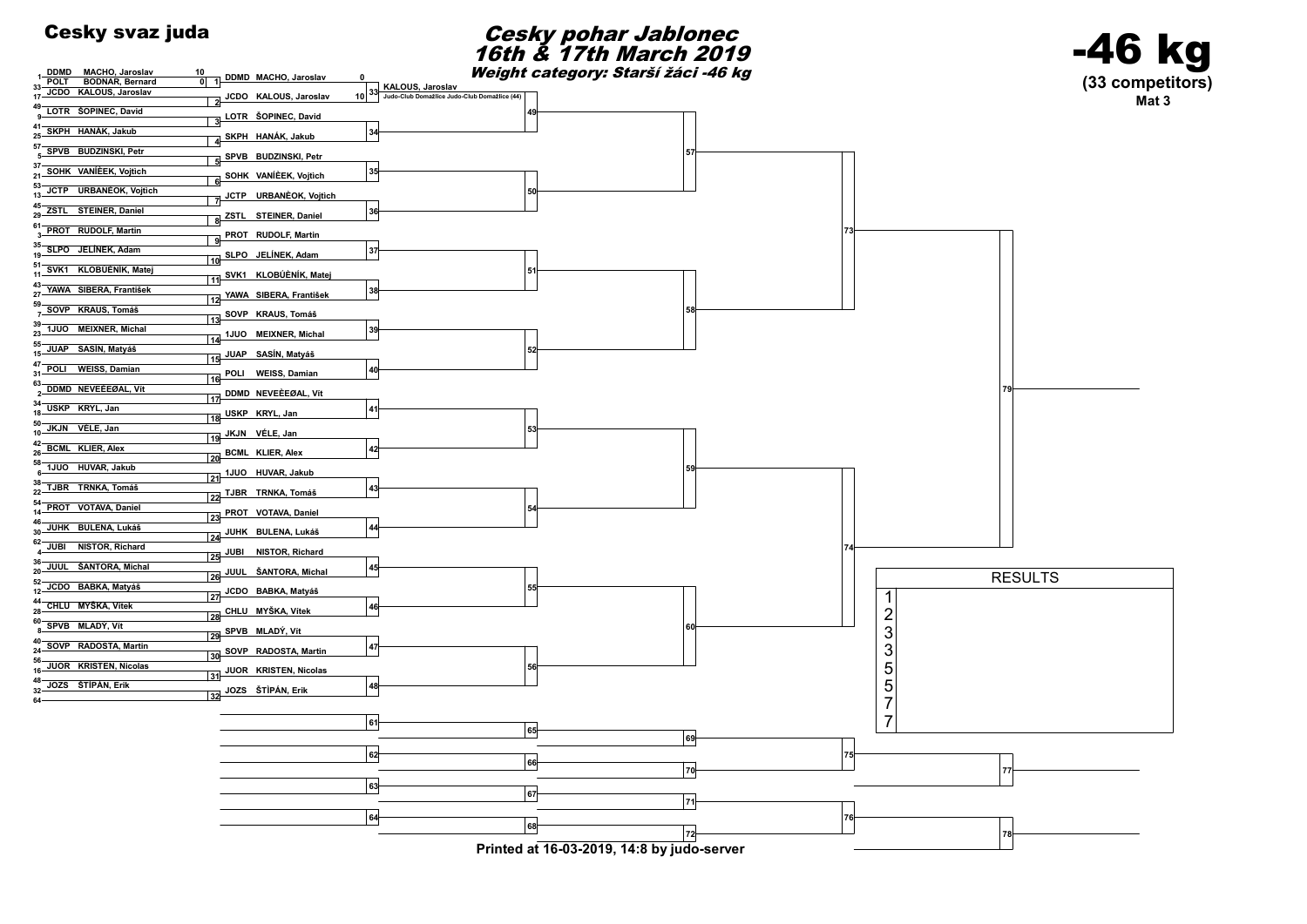# Cesky svaz juda

## Cesky pohar Jablonec
## 16th & 17th March 2019
### Weight category: Starší žáci -46 kg

# -46 kg
**(33 competitors)**
**Mat 3**

**First round**

| Seed | Club | Name | Score | Fight |
|---|---|---|---|---|
| 1 | DDMD | MACHO, Jaroslav | 10 | 1 |
| 33 | POLT | BODNAR, Bernard | 0 | 1 |
| 17 | JCDO | KALOUS, Jaroslav | | 2 |
| 9 | LOTR | ŠOPINEC, David | | 3 |
| 25 | SKPH | HANÁK, Jakub | | 4 |
| 5 | SPVB | BUDZINSKI, Petr | | 5 |
| 21 | SOHK | VANÌÈEK, Vojtìch | | 6 |
| 13 | JCTP | URBANÈOK, Vojtìch | | 7 |
| 29 | ZSTL | STEINER, Daniel | | 8 |
| 3 | PROT | RUDOLF, Martin | | 9 |
| 19 | SLPO | JELÍNEK, Adam | | 10 |
| 11 | SVK1 | KLOBÚÈNÍK, Matej | | 11 |
| 27 | YAWA | SIBERA, František | | 12 |
| 7 | SOVP | KRAUS, Tomáš | | 13 |
| 23 | 1JUO | MEIXNER, Michal | | 14 |
| 15 | JUAP | SASÍN, Matyáš | | 15 |
| 31 | POLI | WEISS, Damian | | 16 |
| 2 | DDMD | NEVEÈEØAL, Vít | | 17 |
| 18 | USKP | KRYL, Jan | | 18 |
| 10 | JKJN | VÉLE, Jan | | 19 |
| 26 | BCML | KLIER, Alex | | 20 |
| 6 | 1JUO | HUVAR, Jakub | | 21 |
| 22 | TJBR | TRNKA, Tomáš | | 22 |
| 14 | PROT | VOTAVA, Daniel | | 23 |
| 30 | JUHK | BULENA, Lukáš | | 24 |
| 4 | JUBI | NISTOR, Richard | | 25 |
| 20 | JUUL | ŠANTORA, Michal | | 26 |
| 12 | JCDO | BABKA, Matyáš | | 27 |
| 28 | CHLU | MYŠKA, Vítek | | 28 |
| 8 | SPVB | MLADÝ, Vít | | 29 |
| 24 | SOVP | RADOSTA, Martin | | 30 |
| 16 | JUOR | KRISTEN, Nicolas | | 31 |
| 32 | JOZS | ŠTÍPÁN, Erik | | 32 |

**Second round**

| Fight | Club | Name | Score |
|---|---|---|---|
| 33 | DDMD | MACHO, Jaroslav | 0 |
| 33 | JCDO | KALOUS, Jaroslav | 10 |
| 34 | LOTR | ŠOPINEC, David | |
| 34 | SKPH | HANÁK, Jakub | |
| 35 | SPVB | BUDZINSKI, Petr | |
| 35 | SOHK | VANÌÈEK, Vojtìch | |
| 36 | JCTP | URBANÈOK, Vojtìch | |
| 36 | ZSTL | STEINER, Daniel | |
| 37 | PROT | RUDOLF, Martin | |
| 37 | SLPO | JELÍNEK, Adam | |
| 38 | SVK1 | KLOBÚÈNÍK, Matej | |
| 38 | YAWA | SIBERA, František | |
| 39 | SOVP | KRAUS, Tomáš | |
| 39 | 1JUO | MEIXNER, Michal | |
| 40 | JUAP | SASÍN, Matyáš | |
| 40 | POLI | WEISS, Damian | |
| 41 | DDMD | NEVEÈEØAL, Vít | |
| 41 | USKP | KRYL, Jan | |
| 42 | JKJN | VÉLE, Jan | |
| 42 | BCML | KLIER, Alex | |
| 43 | 1JUO | HUVAR, Jakub | |
| 43 | TJBR | TRNKA, Tomáš | |
| 44 | PROT | VOTAVA, Daniel | |
| 44 | JUHK | BULENA, Lukáš | |
| 45 | JUBI | NISTOR, Richard | |
| 45 | JUUL | ŠANTORA, Michal | |
| 46 | JCDO | BABKA, Matyáš | |
| 46 | CHLU | MYŠKA, Vítek | |
| 47 | SPVB | MLADÝ, Vít | |
| 47 | SOVP | RADOSTA, Martin | |
| 48 | JUOR | KRISTEN, Nicolas | |
| 48 | JOZS | ŠTÍPÁN, Erik | |

Winner fight 33: KALOUS, Jaroslav — Judo-Club Domažlice Judo-Club Domažlice (44)

Further fights: 49–60, 73, 74, 79 (main bracket); repechage 61–72, 75–78.

| RESULTS | |
|---|---|
| 1 | |
| 2 | |
| 3 | |
| 3 | |
| 5 | |
| 5 | |
| 7 | |
| 7 | |

Printed at 16-03-2019, 14:8 by judo-server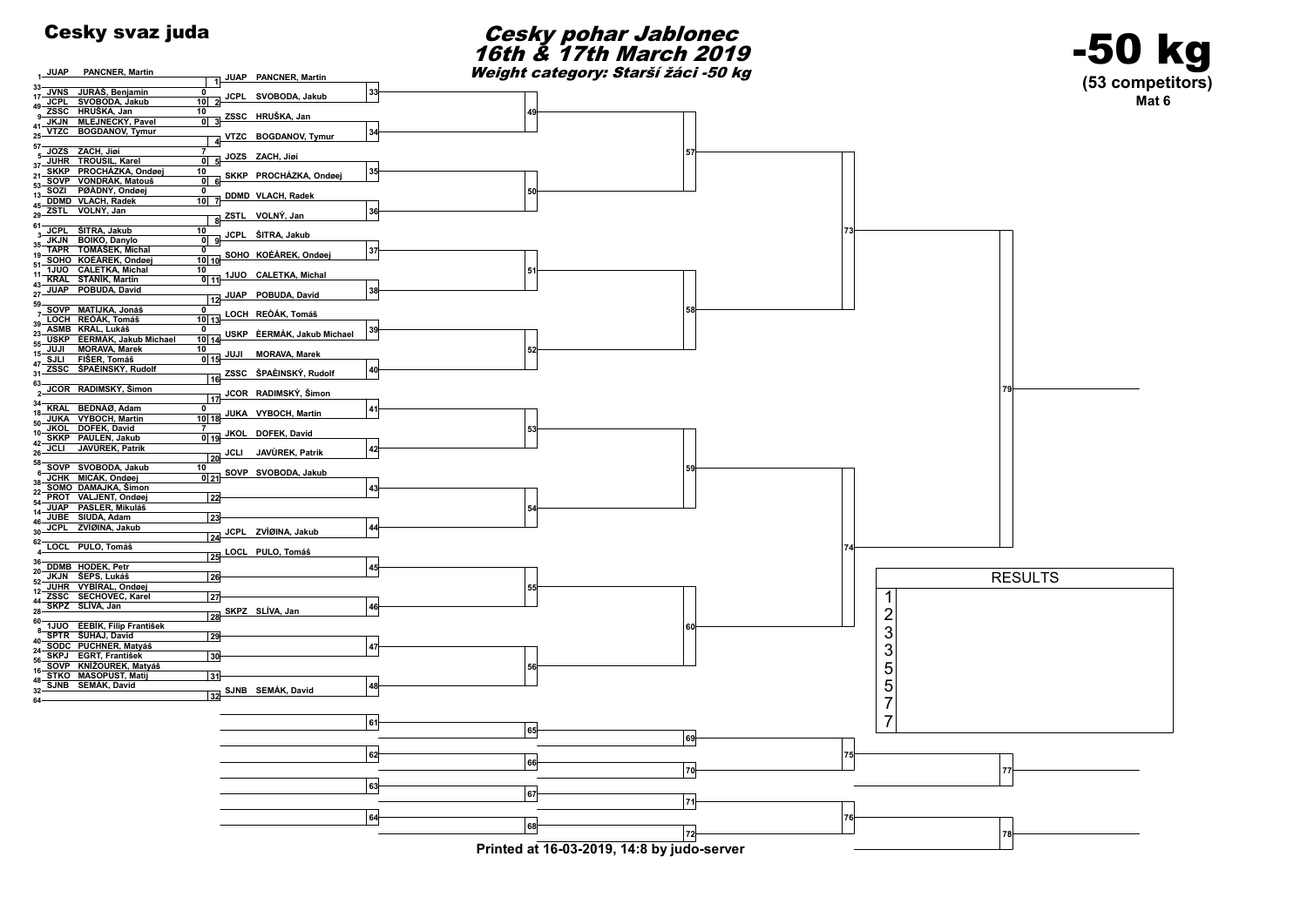# Cesky svaz juda

## Cesky pohar Jablonec
## 16th & 17th March 2019
### Weight category: Starší žáci -50 kg

# -50 kg
**(53 competitors)**
**Mat 6**

## First round

| Seed | Club | Name | Score | Match |
|---|---|---|---|---|
| 1 | JUAP | PANCNER, Martin | | 1 |
| 33 | JVNS | JURÁŠ, Benjamin | 0 | |
| 17 | JCPL | SVOBODA, Jakub | 10 | 2 |
| 49 | ZSSC | HRUŠKA, Jan | 10 | |
| 9 | JKJN | MLEJNECKÝ, Pavel | 0 | 3 |
| 41 | VTZC | BOGDANOV, Tymur | | 4 |
| 25 / 57 | | | | |
| 5 | JOZS | ZACH, Jiøí | 7 | |
| 37 | JUHR | TROUSIL, Karel | 0 | 5 |
| 21 | SKKP | PROCHÁZKA, Ondøej | 10 | |
| 53 | SOVP | VONDRÁK, Matouš | 0 | 6 |
| 13 | SOZI | PØÁDNÝ, Ondøej | 0 | |
| 45 | DDMD | VLACH, Radek | 10 | 7 |
| 29 | ZSTL | VOLNÝ, Jan | | 8 |
| 61 | | | | |
| 3 | JCPL | ŠITRA, Jakub | 10 | |
| 35 | JKJN | BOIKO, Danylo | 0 | 9 |
| 19 | TAPR | TOMÁŠEK, Michal | 0 | |
| 51 | SOHO | KOÈÁREK, Ondøej | 10 | 10 |
| 11 | 1JUO | CALETKA, Michal | 10 | |
| 43 | KRAL | STANÍK, Martin | 0 | 11 |
| 27 | JUAP | POBUDA, David | | 12 |
| 59 | | | | |
| 7 | SOVP | MATÍJKA, Jonáš | 0 | |
| 39 | LOCH | REÒÁK, Tomáš | 10 | 13 |
| 23 | ASMB | KRÁL, Lukáš | 0 | |
| 55 | USKP | ÈERMÁK, Jakub Michael | 10 | 14 |
| 15 | JUJI | MORAVA, Marek | 10 | |
| 47 | SJLI | FIŠER, Tomáš | 0 | 15 |
| 31 | ZSSC | ŠPAÈINSKÝ, Rudolf | | 16 |
| 63 | | | | |
| 2 | JCOR | RADIMSKÝ, Šimon | | 17 |
| 34 | KRAL | BEDNÁØ, Adam | 0 | |
| 18 | JUKA | VYBOCH, Martin | 10 | 18 |
| 50 | JKOL | DOFEK, David | 7 | |
| 10 | SKKP | PAULEN, Jakub | 0 | 19 |
| 42 | JCLI | JAVÙREK, Patrik | | 20 |
| 26 / 58 | | | | |
| 6 | SOVP | SVOBODA, Jakub | 10 | |
| 38 | JCHK | MICÁK, Ondøej | 0 | 21 |
| 22 | SOMO | DAMAJKA, Šimon | | |
| 54 | PROT | VALJENT, Ondøej | | 22 |
| 14 | JUAP | PASLER, Mikuláš | | |
| 46 | JUBE | SIUDA, Adam | | 23 |
| 30 | JCPL | ZVÌØINA, Jakub | | 24 |
| 62 | | | | |
| 4 | LOCL | PULO, Tomáš | | 25 |
| 36 | DDMB | HODEK, Petr | | |
| 20 | JKJN | ŠEPS, Lukáš | | 26 |
| 52 | JUHR | VYBÍRAL, Ondøej | | |
| 12 | ZSSC | SECHOVEC, Karel | | 27 |
| 44 | SKPZ | SLÍVA, Jan | | 28 |
| 28 / 60 | | | | |
| 8 | 1JUO | ÈEBÍK, Filip František | | |
| 40 | SPTR | ŠUHAJ, David | | 29 |
| 24 | SODC | PUCHNER, Matyáš | | |
| 56 | SKPJ | EGRT, František | | 30 |
| 16 | SOVP | KNÍŽOUREK, Matyáš | | |
| 48 | STKO | MASOPUST, Matij | | 31 |
| 32 | SJNB | SEMÁK, David | | 32 |
| 64 | | | | |

## Second round

| Club | Name | Match |
|---|---|---|
| JUAP | PANCNER, Martin | 33 |
| JCPL | SVOBODA, Jakub | |
| ZSSC | HRUŠKA, Jan | 34 |
| VTZC | BOGDANOV, Tymur | |
| JOZS | ZACH, Jiøí | 35 |
| SKKP | PROCHÁZKA, Ondøej | |
| DDMD | VLACH, Radek | 36 |
| ZSTL | VOLNÝ, Jan | |
| JCPL | ŠITRA, Jakub | 37 |
| SOHO | KOÈÁREK, Ondøej | |
| 1JUO | CALETKA, Michal | 38 |
| JUAP | POBUDA, David | |
| LOCH | REÒÁK, Tomáš | 39 |
| USKP | ÈERMÁK, Jakub Michael | |
| JUJI | MORAVA, Marek | 40 |
| ZSSC | ŠPAÈINSKÝ, Rudolf | |
| JCOR | RADIMSKÝ, Šimon | 41 |
| JUKA | VYBOCH, Martin | |
| JKOL | DOFEK, David | 42 |
| JCLI | JAVÙREK, Patrik | |
| SOVP | SVOBODA, Jakub | 43 |
| | | |
| | | 44 |
| JCPL | ZVÌØINA, Jakub | |
| LOCL | PULO, Tomáš | 45 |
| | | |
| | | 46 |
| SKPZ | SLÍVA, Jan | |
| | | 47 |
| | | |
| | | 48 |
| SJNB | SEMÁK, David | |

Further matches: 49–56, 57–60, 73–74, 79.

Repechage: 61–64, 65–68, 69–72, 75–76, 77–78.

## RESULTS

| Place | Name |
|---|---|
| 1 | |
| 2 | |
| 3 | |
| 3 | |
| 5 | |
| 5 | |
| 7 | |
| 7 | |

Printed at 16-03-2019, 14:8 by judo-server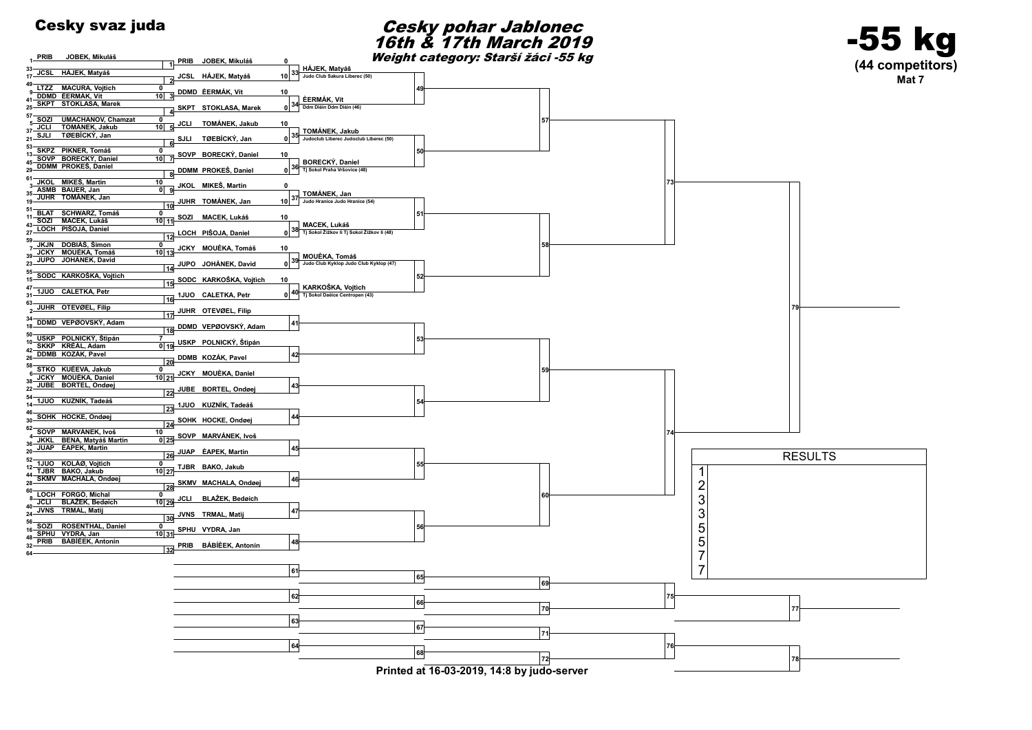# Cesky svaz juda

## Cesky pohar Jablonec
## 16th & 17th March 2019
### Weight category: Starší žáci -55 kg

# -55 kg
**(44 competitors)**
**Mat 7**

## Round 1

| Seed | Club | Name | Score | Match |
|---|---|---|---|---|
| 1 | PRIB | JOBEK, Mikuláš | | 1 |
| 33 | | | | |
| 17 | JCSL | HÁJEK, Matyáš | | 2 |
| 49 | | | | |
| 9 | LTZZ | MACURA, Vojtich | 0 | 3 |
| 41 | DDMD | ÈERMÁK, Vít | 10 | |
| 25 | SKPT | STOKLASA, Marek | | 4 |
| 57 | | | | |
| 5 | SOZI | UMACHANOV, Chamzat | 0 | 5 |
| 37 | JCLI | TOMÁNEK, Jakub | 10 | |
| 21 | SJLI | TØEBÍCKÝ, Jan | | 6 |
| 53 | | | | |
| 13 | SKPZ | PIKNER, Tomáš | 0 | 7 |
| 45 | SOVP | BORECKÝ, Daniel | 10 | |
| 29 | DDMM | PROKEŠ, Daniel | | 8 |
| 61 | | | | |
| 3 | JKOL | MIKEŠ, Martin | 10 | 9 |
| 35 | ASMB | BAUER, Jan | 0 | |
| 19 | JUHR | TOMÁNEK, Jan | | 10 |
| 51 | | | | |
| 11 | BLAT | SCHWARZ, Tomáš | 0 | 11 |
| 43 | SOZI | MACEK, Lukáš | 10 | |
| 27 | LOCH | PIŠOJA, Daniel | | 12 |
| 59 | | | | |
| 7 | JKJN | DOBIÁŠ, Šimon | 0 | 13 |
| 39 | JCKY | MOUÈKA, Tomáš | 10 | |
| 23 | JUPO | JOHÁNEK, David | | 14 |
| 55 | | | | |
| 15 | SODC | KARKOŠKA, Vojtich | | 15 |
| 47 | | | | |
| 31 | 1JUO | CALETKA, Petr | | 16 |
| 63 | | | | |
| 2 | JUHR | OTEVØEL, Filip | | 17 |
| 34 | | | | |
| 18 | DDMD | VEPØOVSKÝ, Adam | | 18 |
| 50 | | | | |
| 10 | USKP | POLNICKÝ, Štìpán | 7 | 19 |
| 42 | SKKP | KRÁL, Adam | 0 | |
| 26 | DDMB | KOZÁK, Pavel | | 20 |
| 58 | | | | |
| 6 | STKO | KUÈEVA, Jakub | 0 | 21 |
| 38 | JCKY | MOUÈKA, Daniel | 10 | |
| 22 | JUBE | BORTEL, Ondøej | | 22 |
| 54 | | | | |
| 14 | 1JUO | KUZNÍK, Tadeáš | | 23 |
| 46 | | | | |
| 30 | SOHK | HOCKE, Ondøej | | 24 |
| 62 | | | | |
| 4 | SOVP | MARVÁNEK, Ivoš | 10 | 25 |
| 36 | JKKL | BENA, Matyáš Martin | 0 | |
| 20 | JUAP | ÈAPEK, Martin | | 26 |
| 52 | | | | |
| 12 | 1JUO | KOLÁØ, Vojtich | 0 | 27 |
| 44 | TJBR | BAKO, Jakub | 10 | |
| 28 | SKMV | MACHALA, Ondøej | | 28 |
| 60 | | | | |
| 8 | LOCH | FORGO, Michal | 0 | 29 |
| 40 | JCLI | BLAŽEK, Bedøich | 10 | |
| 24 | JVNS | TRMAL, Matij | | 30 |
| 56 | | | | |
| 16 | SOZI | ROSENTHAL, Daniel | 0 | 31 |
| 48 | SPHU | VYDRA, Jan | 10 | |
| 32 | PRIB | BABIÈEK, Antonín | | 32 |
| 64 | | | | |

## Round 2

| Match | Club | Name | Score |
|---|---|---|---|
| 33 | PRIB | JOBEK, Mikuláš | 0 |
| | JCSL | HÁJEK, Matyáš | 10 |
| 34 | DDMD | ÈERMÁK, Vít | 10 |
| | SKPT | STOKLASA, Marek | 0 |
| 35 | JCLI | TOMÁNEK, Jakub | 10 |
| | SJLI | TØEBÍCKÝ, Jan | 0 |
| 36 | SOVP | BORECKÝ, Daniel | 10 |
| | DDMM | PROKEŠ, Daniel | 0 |
| 37 | JKOL | MIKEŠ, Martin | 0 |
| | JUHR | TOMÁNEK, Jan | 10 |
| 38 | SOZI | MACEK, Lukáš | 10 |
| | LOCH | PIŠOJA, Daniel | 0 |
| 39 | JCKY | MOUÈKA, Tomáš | 10 |
| | JUPO | JOHÁNEK, David | 0 |
| 40 | SODC | KARKOŠKA, Vojtich | 10 |
| | 1JUO | CALETKA, Petr | 0 |
| 41 | JUHR | OTEVØEL, Filip | |
| | DDMD | VEPØOVSKÝ, Adam | |
| 42 | USKP | POLNICKÝ, Štìpán | |
| | DDMB | KOZÁK, Pavel | |
| 43 | JCKY | MOUÈKA, Daniel | |
| | JUBE | BORTEL, Ondøej | |
| 44 | 1JUO | KUZNÍK, Tadeáš | |
| | SOHK | HOCKE, Ondøej | |
| 45 | SOVP | MARVÁNEK, Ivoš | |
| | JUAP | ÈAPEK, Martin | |
| 46 | TJBR | BAKO, Jakub | |
| | SKMV | MACHALA, Ondøej | |
| 47 | JCLI | BLAŽEK, Bedøich | |
| | JVNS | TRMAL, Matij | |
| 48 | SPHU | VYDRA, Jan | |
| | PRIB | BABIÈEK, Antonín | |

## Round 3

| Match | Name | Club |
|---|---|---|
| 49 | HÁJEK, Matyáš | Judo Club Sakura Liberec (50) |
| | ÈERMÁK, Vít | Ddm Dìèín Ddm Dìèín (46) |
| 50 | TOMÁNEK, Jakub | Judoclub Liberec Judoclub Liberec (50) |
| | BORECKÝ, Daniel | Tj Sokol Praha Vršovice (48) |
| 51 | TOMÁNEK, Jan | Judo Hranice Judo Hranice (54) |
| | MACEK, Lukáš | Tj Sokol Žižkov Ii Tj Sokol Žižkov Ii (48) |
| 52 | MOUÈKA, Tomáš | Judo Club Kyklop Judo Club Kyklop (47) |
| | KARKOŠKA, Vojtich | Tj Sokol Daèice Centropen (43) |
| 53 | | |
| 54 | | |
| 55 | | |
| 56 | | |

Further rounds: 57, 58, 59, 60, 73, 74, 79

Repechage: 61, 62, 63, 64, 65, 66, 67, 68, 69, 70, 71, 72, 75, 76, 77, 78

## RESULTS

| Place | Name |
|---|---|
| 1 | |
| 2 | |
| 3 | |
| 3 | |
| 5 | |
| 5 | |
| 7 | |
| 7 | |

Printed at 16-03-2019, 14:8 by judo-server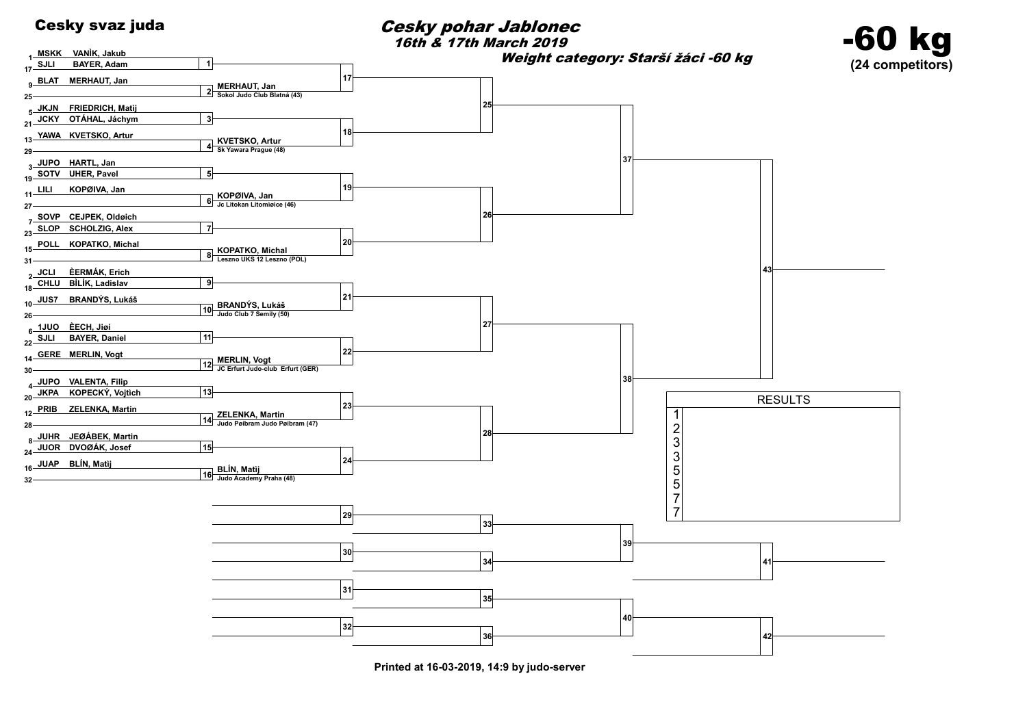# Cesky svaz juda

## Cesky pohar Jablonec

*16th & 17th March 2019*

***Weight category: Starší žáci -60 kg***

# -60 kg

**(24 competitors)**

| Seed | Club | Name | Match |
|---|---|---|---|
| 1 | MSKK | VANÌK, Jakub | 1 |
| 17 | SJLI | BAYER, Adam | 1 |
| 9 | BLAT | MERHAUT, Jan | 2 |
| 25 | | | 2 |
| 5 | JKJN | FRIEDRICH, Matij | 3 |
| 21 | JCKY | OTÁHAL, Jáchym | 3 |
| 13 | YAWA | KVETSKO, Artur | 4 |
| 29 | | | 4 |
| 3 | JUPO | HARTL, Jan | 5 |
| 19 | SOTV | UHER, Pavel | 5 |
| 11 | LILI | KOPØIVA, Jan | 6 |
| 27 | | | 6 |
| 7 | SOVP | CEJPEK, Oldøich | 7 |
| 23 | SLOP | SCHOLZIG, Alex | 7 |
| 15 | POLL | KOPATKO, Michal | 8 |
| 31 | | | 8 |
| 2 | JCLI | ÈERMÁK, Erich | 9 |
| 18 | CHLU | BÌLÍK, Ladislav | 9 |
| 10 | JUS7 | BRANDÝS, Lukáš | 10 |
| 26 | | | 10 |
| 6 | 1JUO | ÈECH, Jiøí | 11 |
| 22 | SJLI | BAYER, Daniel | 11 |
| 14 | GERE | MERLIN, Vogt | 12 |
| 30 | | | 12 |
| 4 | JUPO | VALENTA, Filip | 13 |
| 20 | JKPA | KOPECKÝ, Vojtich | 13 |
| 12 | PRIB | ZELENKA, Martin | 14 |
| 28 | | | 14 |
| 8 | JUHR | JEØÁBEK, Martin | 15 |
| 24 | JUOR | DVOØÁK, Josef | 15 |
| 16 | JUAP | BLÍN, Matij | 16 |
| 32 | | | 16 |

**Second round:**

- Match 17: winner of 1 vs **MERHAUT, Jan** – Sokol Judo Club Blatná (43)
- Match 18: winner of 3 vs **KVETSKO, Artur** – Sk Yawara Prague (48)
- Match 19: winner of 5 vs **KOPØIVA, Jan** – Jc Litokan Litomiøice (46)
- Match 20: winner of 7 vs **KOPATKO, Michal** – Leszno UKS 12 Leszno (POL)
- Match 21: winner of 9 vs **BRANDÝS, Lukáš** – Judo Club 7 Semily (50)
- Match 22: winner of 11 vs **MERLIN, Vogt** – JC Erfurt Judo-club Erfurt (GER)
- Match 23: winner of 13 vs **ZELENKA, Martin** – Judo Pøibram Judo Pøibram (47)
- Match 24: winner of 15 vs **BLÍN, Matij** – Judo Academy Praha (48)

Matches 25–28, 37, 38, 43 (main bracket); repechage matches 29–36, 39–42.

| RESULTS | |
|---|---|
| 1 | |
| 2 | |
| 3 | |
| 3 | |
| 5 | |
| 5 | |
| 7 | |
| 7 | |

**Printed at 16-03-2019, 14:9 by judo-server**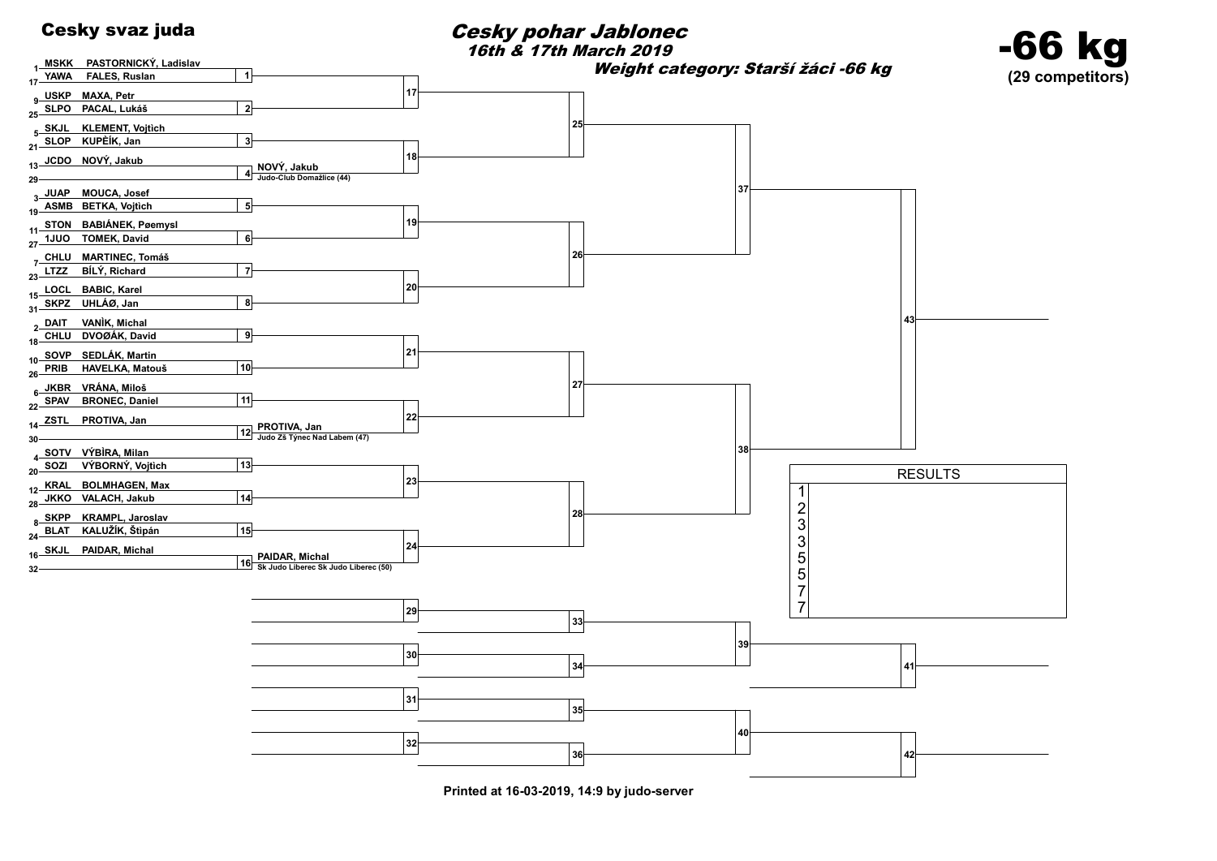# Cesky svaz juda

## Cesky pohar Jablonec

16th & 17th March 2019

**Weight category: Starší žáci -66 kg**

# -66 kg

**(29 competitors)**

| Seed | Club | Name | Match |
|---|---|---|---|
| 1 | MSKK | PASTORNICKÝ, Ladislav | 1 |
| 17 | YAWA | FALES, Ruslan | 1 |
| 9 | USKP | MAXA, Petr | 2 |
| 25 | SLPO | PACAL, Lukáš | 2 |
| 5 | SKJL | KLEMENT, Vojtich | 3 |
| 21 | SLOP | KUPĚÍK, Jan | 3 |
| 13 | JCDO | NOVÝ, Jakub | 4 |
| 29 | | | 4 |
| 3 | JUAP | MOUCA, Josef | 5 |
| 19 | ASMB | BETKA, Vojtich | 5 |
| 11 | STON | BABIÁNEK, Pøemysl | 6 |
| 27 | 1JUO | TOMEK, David | 6 |
| 7 | CHLU | MARTINEC, Tomáš | 7 |
| 23 | LTZZ | BÍLÝ, Richard | 7 |
| 15 | LOCL | BABIC, Karel | 8 |
| 31 | SKPZ | UHLÁØ, Jan | 8 |
| 2 | DAIT | VANÌK, Michal | 9 |
| 18 | CHLU | DVOØÁK, David | 9 |
| 10 | SOVP | SEDLÁK, Martin | 10 |
| 26 | PRIB | HAVELKA, Matouš | 10 |
| 6 | JKBR | VRÁNA, Miloš | 11 |
| 22 | SPAV | BRONEC, Daniel | 11 |
| 14 | ZSTL | PROTIVA, Jan | 12 |
| 30 | | | 12 |
| 4 | SOTV | VÝBÌRA, Milan | 13 |
| 20 | SOZI | VÝBORNÝ, Vojtich | 13 |
| 12 | KRAL | BOLMHAGEN, Max | 14 |
| 28 | JKKO | VALACH, Jakub | 14 |
| 8 | SKPP | KRAMPL, Jaroslav | 15 |
| 24 | BLAT | KALUŽÍK, Štìpán | 15 |
| 16 | SKJL | PAIDAR, Michal | 16 |
| 32 | | | 16 |

Match 4 winner: NOVÝ, Jakub – Judo-Club Domažlice (44)

Match 12 winner: PROTIVA, Jan – Judo Zš Týnec Nad Labem (47)

Match 16 winner: PAIDAR, Michal – Sk Judo Liberec Sk Judo Liberec (50)

Bracket: 17, 18, 19, 20, 21, 22, 23, 24 → 25, 26, 27, 28 → 37, 38 → 43

Repechage: 29, 30, 31, 32 → 33, 34, 35, 36 → 39, 40 → 41, 42

| RESULTS | |
|---|---|
| 1 | |
| 2 | |
| 3 | |
| 3 | |
| 5 | |
| 5 | |
| 7 | |
| 7 | |

Printed at 16-03-2019, 14:9 by judo-server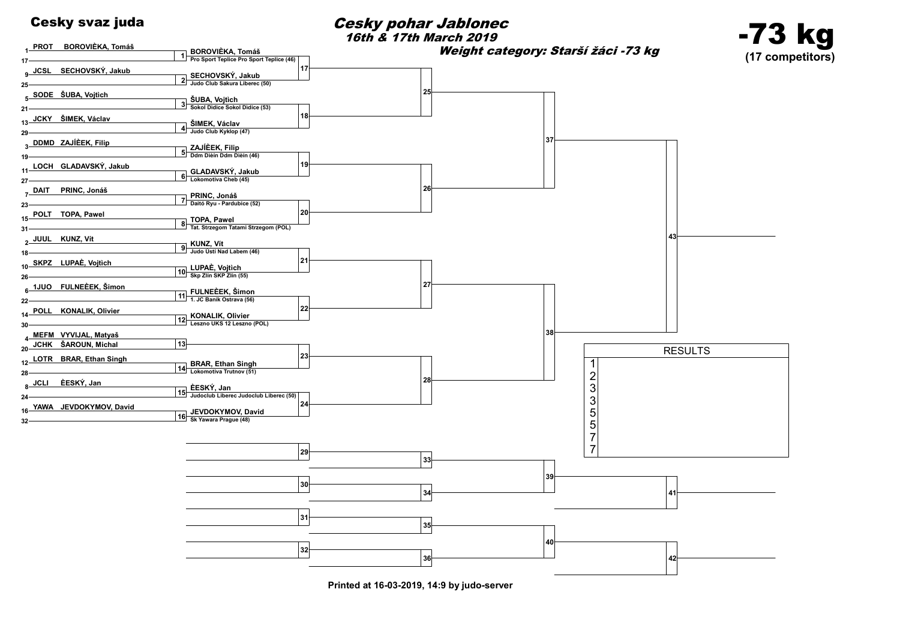**Cesky svaz juda**

# Cesky pohar Jablonec

*16th & 17th March 2019*

***Weight category: Starší žáci -73 kg***

# -73 kg

**(17 competitors)**

| Seed | Club | Name | Match | Winner |
|---|---|---|---|---|
| 1 | PROT | BOROVIÈKA, Tomáš | 1 | BOROVIÈKA, Tomáš – Pro Sport Teplice Pro Sport Teplice (46) |
| 17 | | | | |
| 9 | JCSL | SECHOVSKÝ, Jakub | 2 | SECHOVSKÝ, Jakub – Judo Club Sakura Liberec (50) |
| 25 | | | | |
| 5 | SODE | ŠUBA, Vojtìch | 3 | ŠUBA, Vojtìch – Sokol Dìdice Sokol Dìdice (53) |
| 21 | | | | |
| 13 | JCKY | ŠIMEK, Václav | 4 | ŠIMEK, Václav – Judo Club Kyklop (47) |
| 29 | | | | |
| 3 | DDMD | ZAJÍÈEK, Filip | 5 | ZAJÍÈEK, Filip – Ddm Dìèín Ddm Dìèín (46) |
| 19 | | | | |
| 11 | LOCH | GLADAVSKÝ, Jakub | 6 | GLADAVSKÝ, Jakub – Lokomotiva Cheb (45) |
| 27 | | | | |
| 7 | DAIT | PRINC, Jonáš | 7 | PRINC, Jonáš – Daitó Ryu - Pardubice (52) |
| 23 | | | | |
| 15 | POLT | TOPA, Pawel | 8 | TOPA, Pawel – Tat. Strzegom Tatami Strzegom (POL) |
| 31 | | | | |
| 2 | JUUL | KUNZ, Vít | 9 | KUNZ, Vít – Judo Ústí Nad Labem (46) |
| 18 | | | | |
| 10 | SKPZ | LUPAÈ, Vojtìch | 10 | LUPAÈ, Vojtìch – Skp Zlín SKP Zlín (55) |
| 26 | | | | |
| 6 | 1JUO | FULNEÈEK, Šimon | 11 | FULNEÈEK, Šimon – 1. JC Baník Ostrava (56) |
| 22 | | | | |
| 14 | POLL | KONALIK, Olivier | 12 | KONALIK, Olivier – Leszno UKS 12 Leszno (POL) |
| 30 | | | | |
| 4 | MEFM | VYVIJAL, Matyaš | 13 | |
| 20 | JCHK | ŠAROUN, Michal | | |
| 12 | LOTR | BRAR, Ethan Singh | 14 | BRAR, Ethan Singh – Lokomotiva Trutnov (51) |
| 28 | | | | |
| 8 | JCLI | ÈESKÝ, Jan | 15 | ÈESKÝ, Jan – Judoclub Liberec Judoclub Liberec (50) |
| 24 | | | | |
| 16 | YAWA | JEVDOKYMOV, David | 16 | JEVDOKYMOV, David – Sk Yawara Prague (48) |
| 32 | | | | |

Further matches: 17, 18, 19, 20, 21, 22, 23, 24, 25, 26, 27, 28, 37, 38, 43

Repechage: 29, 30, 31, 32, 33, 34, 35, 36, 39, 40, 41, 42

| RESULTS | |
|---|---|
| 1 | |
| 2 | |
| 3 | |
| 3 | |
| 5 | |
| 5 | |
| 7 | |
| 7 | |

**Printed at 16-03-2019, 14:9 by judo-server**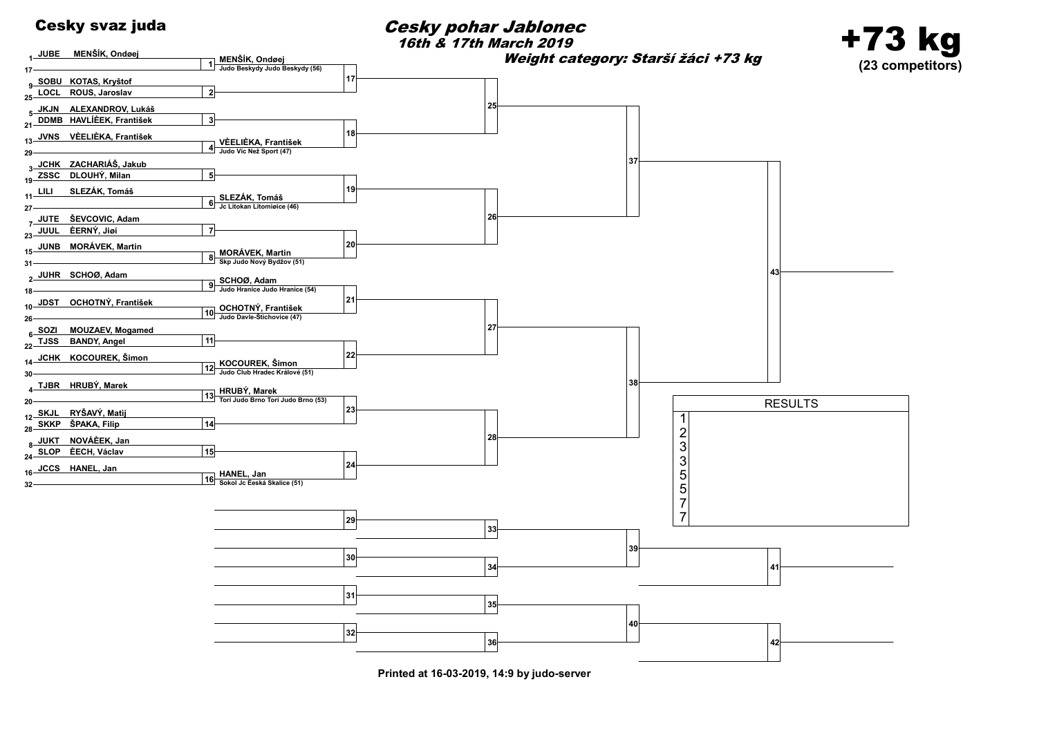# Cesky svaz juda

## Cesky pohar Jablonec

### 16th & 17th March 2019

**Weight category: Starší žáci +73 kg**

# +73 kg

**(23 competitors)**

| Seed | Club | Name | Match | Winner |
| --- | --- | --- | --- | --- |
| 1 | JUBE | MENŠÍK, Ondøej | 1 | MENŠÍK, Ondøej — Judo Beskydy Judo Beskydy (56) |
| 17 | | | | |
| 9 | SOBU | KOTAS, Kryštof | 2 | |
| 25 | LOCL | ROUS, Jaroslav | | |
| 5 | JKJN | ALEXANDROV, Lukáš | 3 | |
| 21 | DDMB | HAVLÍÈEK, František | | |
| 13 | JVNS | VÈELIÈKA, František | 4 | VÈELIÈKA, František — Judo Víc Než Sport (47) |
| 29 | | | | |
| 3 | JCHK | ZACHARIÁŠ, Jakub | 5 | |
| 19 | ZSSC | DLOUHÝ, Milan | | |
| 11 | LILI | SLEZÁK, Tomáš | 6 | SLEZÁK, Tomáš — Jc Litokan Litomiøice (46) |
| 27 | | | | |
| 7 | JUTE | ŠEVCOVIC, Adam | 7 | |
| 23 | JUUL | ÈERNÝ, Jiøí | | |
| 15 | JUNB | MORÁVEK, Martin | 8 | MORÁVEK, Martin — Skp Judo Nový Bydžov (51) |
| 31 | | | | |
| 2 | JUHR | SCHOØ, Adam | 9 | SCHOØ, Adam — Judo Hranice Judo Hranice (54) |
| 18 | | | | |
| 10 | JDST | OCHOTNÝ, František | 10 | OCHOTNÝ, František — Judo Davle-Štìchovice (47) |
| 26 | | | | |
| 6 | SOZI | MOUZAEV, Mogamed | 11 | |
| 22 | TJSS | BANDY, Angel | | |
| 14 | JCHK | KOCOUREK, Šimon | 12 | KOCOUREK, Šimon — Judo Club Hradec Králové (51) |
| 30 | | | | |
| 4 | TJBR | HRUBÝ, Marek | 13 | HRUBÝ, Marek — Tori Judo Brno Tori Judo Brno (53) |
| 20 | | | | |
| 12 | SKJL | RYŠAVÝ, Matìj | 14 | |
| 28 | SKKP | ŠPAKA, Filip | | |
| 8 | JUKT | NOVÁÈEK, Jan | 15 | |
| 24 | SLOP | ÈECH, Václav | | |
| 16 | JCCS | HANEL, Jan | 16 | HANEL, Jan — Sokol Jc Èeská Skalice (51) |
| 32 | | | | |

Further rounds: 17–24, 25–28, 37–38, 43 (final). Repechage: 29–32, 33–36, 39–40, 41–42.

| RESULTS | |
| --- | --- |
| 1 | |
| 2 | |
| 3 | |
| 3 | |
| 5 | |
| 5 | |
| 7 | |
| 7 | |

Printed at 16-03-2019, 14:9 by judo-server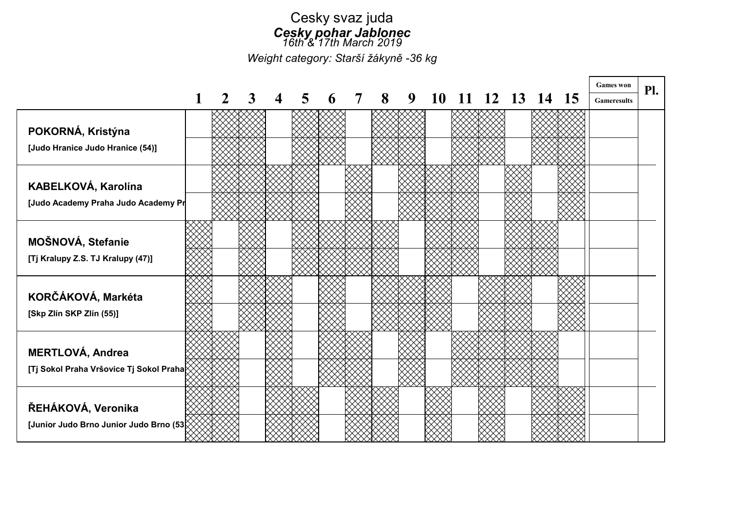# Cesky svaz juda

## *Cesky pohar Jablonec*

*16th & 17th March 2019*

*Weight category: Starší žákyně -36 kg*

| | 1 | 2 | 3 | 4 | 5 | 6 | 7 | 8 | 9 | 10 | 11 | 12 | 13 | 14 | 15 | Games won / Gameresults | Pl. |
|---|---|---|---|---|---|---|---|---|---|---|---|---|---|---|---|---|---|
| **POKORNÁ, Kristýna** [Judo Hranice Judo Hranice (54)] | | | | | | | | | | | | | | | | | |
| **KABELKOVÁ, Karolína** [Judo Academy Praha Judo Academy Pr | | | | | | | | | | | | | | | | | |
| **MOŠNOVÁ, Stefanie** [Tj Kralupy Z.S. TJ Kralupy (47)] | | | | | | | | | | | | | | | | | |
| **KORČÁKOVÁ, Markéta** [Skp Zlín SKP Zlín (55)] | | | | | | | | | | | | | | | | | |
| **MERTLOVÁ, Andrea** [Tj Sokol Praha Vršovice Tj Sokol Praha | | | | | | | | | | | | | | | | | |
| **ŘEHÁKOVÁ, Veronika** [Junior Judo Brno Junior Judo Brno (53 | | | | | | | | | | | | | | | | | |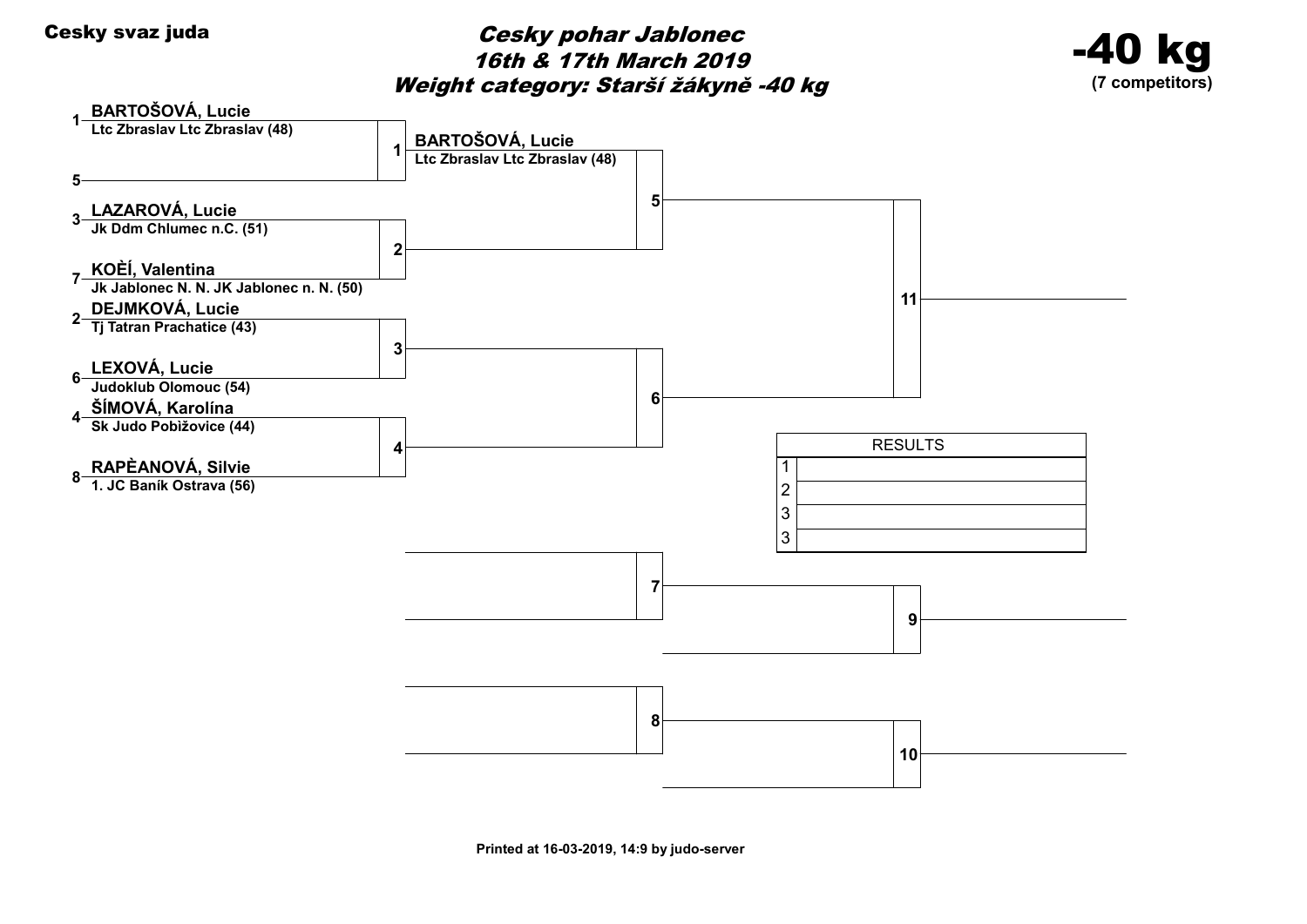**Cesky svaz juda**

# *Cesky pohar Jablonec*
## *16th & 17th March 2019*
## *Weight category: Starší žákyně -40 kg*

**-40 kg**
**(7 competitors)**

| Seed | Name | Club |
| --- | --- | --- |
| 1 | **BARTOŠOVÁ, Lucie** | Ltc Zbraslav Ltc Zbraslav (48) |
| 5 | | |
| 3 | **LAZAROVÁ, Lucie** | Jk Ddm Chlumec n.C. (51) |
| 7 | **KOÈÍ, Valentina** | Jk Jablonec N. N. JK Jablonec n. N. (50) |
| 2 | **DEJMKOVÁ, Lucie** | Tj Tatran Prachatice (43) |
| 6 | **LEXOVÁ, Lucie** | Judoklub Olomouc (54) |
| 4 | **ŠÍMOVÁ, Karolína** | Sk Judo Pobižovice (44) |
| 8 | **RAPÈANOVÁ, Silvie** | 1. JC Baník Ostrava (56) |

Contest 1: **BARTOŠOVÁ, Lucie** – Ltc Zbraslav Ltc Zbraslav (48)

Contests 2, 3, 4, 5, 6, 7, 8, 9, 10, 11

| RESULTS | |
| --- | --- |
| 1 | |
| 2 | |
| 3 | |
| 3 | |

Printed at 16-03-2019, 14:9 by judo-server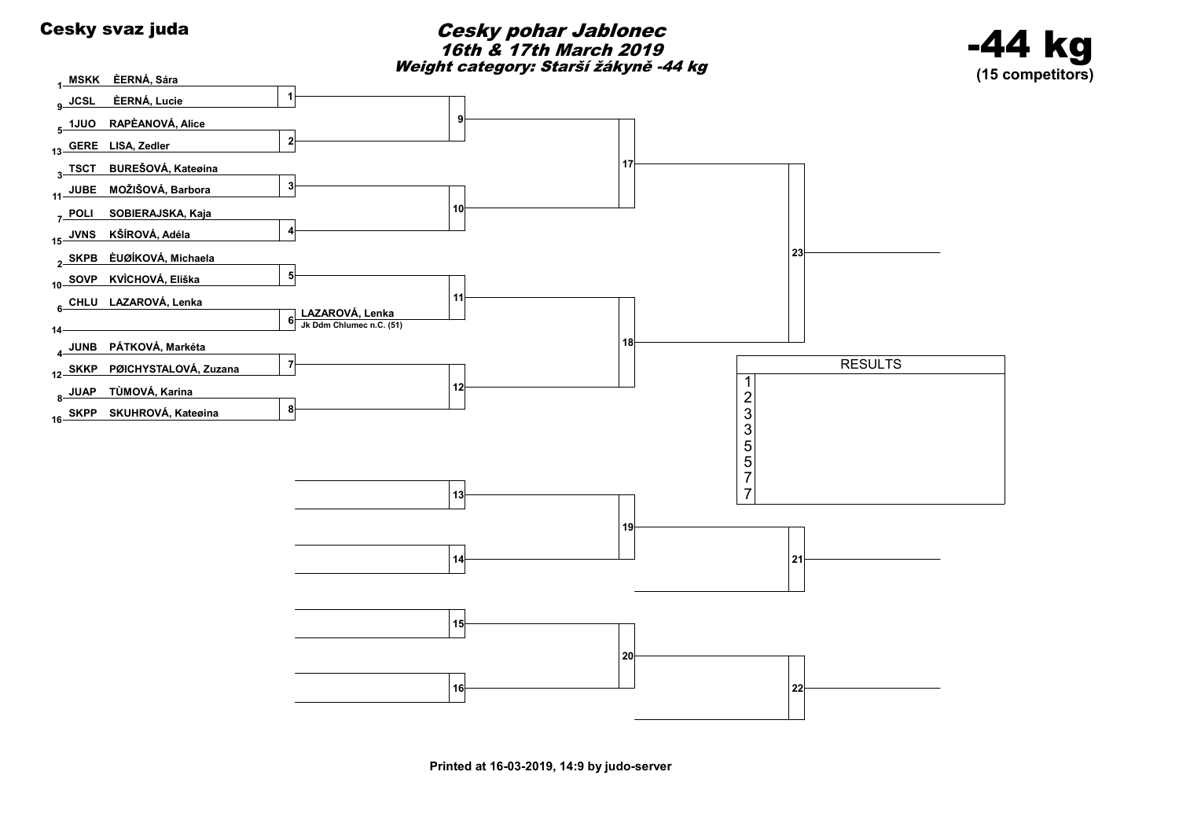**Cesky svaz juda**

# Cesky pohar Jablonec

***16th & 17th March 2019***

***Weight category: Starší žákyně -44 kg***

# -44 kg

**(15 competitors)**

| Seed | Club | Name | Match |
|---|---|---|---|
| 1 | MSKK | ÈERNÁ, Sára | 1 |
| 9 | JCSL | ÈERNÁ, Lucie | 1 |
| 5 | 1JUO | RAPÈANOVÁ, Alice | 2 |
| 13 | GERE | LISA, Zedler | 2 |
| 3 | TSCT | BUREŠOVÁ, Kateøina | 3 |
| 11 | JUBE | MOŽIŠOVÁ, Barbora | 3 |
| 7 | POLI | SOBIERAJSKA, Kaja | 4 |
| 15 | JVNS | KŠÍROVÁ, Adéla | 4 |
| 2 | SKPB | ÈUØÍKOVÁ, Michaela | 5 |
| 10 | SOVP | KVÌCHOVÁ, Eliška | 5 |
| 6 | CHLU | LAZAROVÁ, Lenka | 6 |
| 14 | | | 6 |
| 4 | JUNB | PÁTKOVÁ, Markéta | 7 |
| 12 | SKKP | PØICHYSTALOVÁ, Zuzana | 7 |
| 8 | JUAP | TÙMOVÁ, Karina | 8 |
| 16 | SKPP | SKUHROVÁ, Kateøina | 8 |

Match 6 winner: **LAZAROVÁ, Lenka** – Jk Ddm Chlumec n.C. (51)

Matches 9–12 (second round), 17–18 (semifinals), 23 (final); repechage matches 13–16, 19–20, 21–22.

| RESULTS | |
|---|---|
| 1 | |
| 2 | |
| 3 | |
| 3 | |
| 5 | |
| 5 | |
| 7 | |
| 7 | |

Printed at 16-03-2019, 14:9 by judo-server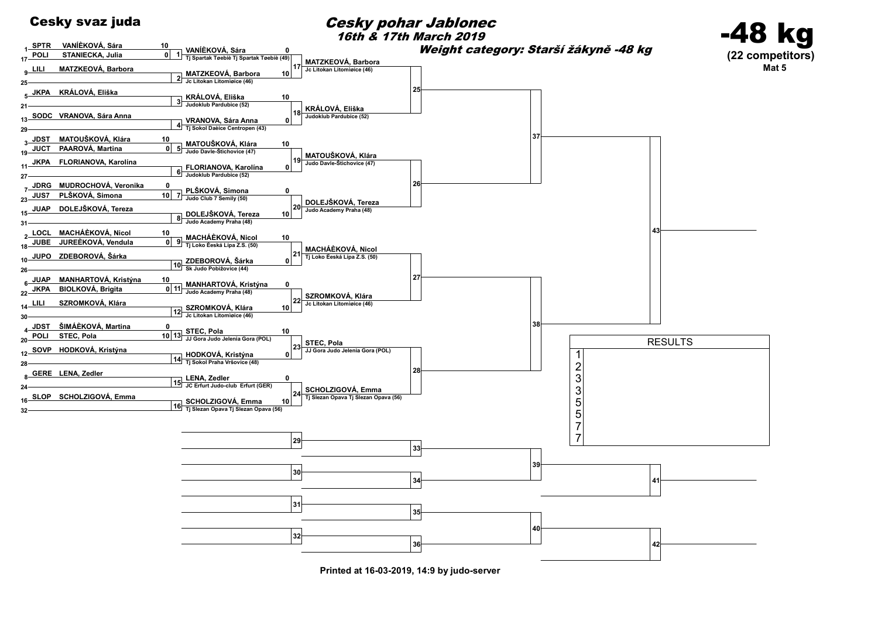# Cesky svaz juda

## Cesky pohar Jablonec

### 16th & 17th March 2019

### Weight category: Starší žákyně -48 kg

# -48 kg

**(22 competitors)**

**Mat 5**

## Round 1 (Pool seeds)

| Seed | Club | Name | Score | Match |
|---|---|---|---|---|
| 1 | SPTR | VANÍĚKOVÁ, Sára | 10 | 1 |
| 17 | POLI | STANIECKA, Julia | 0 | 1 |
| 9 | LILI | MATZKEOVÁ, Barbora | | 2 |
| 25 | | | | 2 |
| 5 | JKPA | KRÁLOVÁ, Eliška | | 3 |
| 21 | | | | 3 |
| 13 | SODC | VRANOVA, Sára Anna | | 4 |
| 29 | | | | 4 |
| 3 | JDST | MATOUŠKOVÁ, Klára | 10 | 5 |
| 19 | JUCT | PAAROVÁ, Martina | 0 | 5 |
| 11 | JKPA | FLORIANOVA, Karolína | | 6 |
| 27 | | | | 6 |
| 7 | JDRG | MUDROCHOVÁ, Veronika | 0 | 7 |
| 23 | JUS7 | PLŠKOVÁ, Simona | 10 | 7 |
| 15 | JUAP | DOLEJŠKOVÁ, Tereza | | 8 |
| 31 | | | | 8 |
| 2 | LOCL | MACHÁĚKOVÁ, Nicol | 10 | 9 |
| 18 | JUBE | JUREĚKOVÁ, Vendula | 0 | 9 |
| 10 | JUPO | ZDEBOROVÁ, Šárka | | 10 |
| 26 | | | | 10 |
| 6 | JUAP | MANHARTOVÁ, Kristýna | 10 | 11 |
| 22 | JKPA | BIOLKOVÁ, Brigita | 0 | 11 |
| 14 | LILI | SZROMKOVÁ, Klára | | 12 |
| 30 | | | | 12 |
| 4 | JDST | ŠIMÁĚKOVÁ, Martina | 0 | 13 |
| 20 | POLI | STEC, Pola | 10 | 13 |
| 12 | SOVP | HODKOVÁ, Kristýna | | 14 |
| 28 | | | | 14 |
| 8 | GERE | LENA, Zedler | | 15 |
| 24 | | | | 15 |
| 16 | SLOP | SCHOLZIGOVÁ, Emma | | 16 |
| 32 | | | | 16 |

## Round 2

| Match | Name | Club | Score |
|---|---|---|---|
| 17 | VANÍĚKOVÁ, Sára | Tj Spartak Tøebíè Tj Spartak Tøebíè (49) | 0 |
| 17 | MATZKEOVÁ, Barbora | Jc Litokan Litomiøice (46) | 10 |
| 18 | KRÁLOVÁ, Eliška | Judoklub Pardubice (52) | 10 |
| 18 | VRANOVA, Sára Anna | Tj Sokol Daèice Centropen (43) | 0 |
| 19 | MATOUŠKOVÁ, Klára | Judo Davle-Štìchovice (47) | 10 |
| 19 | FLORIANOVA, Karolína | Judoklub Pardubice (52) | 0 |
| 20 | PLŠKOVÁ, Simona | Judo Club 7 Semily (50) | 0 |
| 20 | DOLEJŠKOVÁ, Tereza | Judo Academy Praha (48) | 10 |
| 21 | MACHÁĚKOVÁ, Nicol | Tj Loko Èeská Lípa Z.S. (50) | 10 |
| 21 | ZDEBOROVÁ, Šárka | Sk Judo Pobiżovice (44) | 0 |
| 22 | MANHARTOVÁ, Kristýna | Judo Academy Praha (48) | 0 |
| 22 | SZROMKOVÁ, Klára | Jc Litokan Litomiøice (46) | 10 |
| 23 | STEC, Pola | JJ Gora Judo Jelenia Gora (POL) | 10 |
| 23 | HODKOVÁ, Kristýna | Tj Sokol Praha Vršovice (48) | 0 |
| 24 | LENA, Zedler | JC Erfurt Judo-club Erfurt (GER) | 0 |
| 24 | SCHOLZIGOVÁ, Emma | Tj Slezan Opava Tj Slezan Opava (56) | 10 |

## Round 3

| Match | Name | Club |
|---|---|---|
| 25 | MATZKEOVÁ, Barbora | Jc Litokan Litomiøice (46) |
| 25 | KRÁLOVÁ, Eliška | Judoklub Pardubice (52) |
| 26 | MATOUŠKOVÁ, Klára | Judo Davle-Štìchovice (47) |
| 26 | DOLEJŠKOVÁ, Tereza | Judo Academy Praha (48) |
| 27 | MACHÁĚKOVÁ, Nicol | Tj Loko Èeská Lípa Z.S. (50) |
| 27 | SZROMKOVÁ, Klára | Jc Litokan Litomiøice (46) |
| 28 | STEC, Pola | JJ Gora Judo Jelenia Gora (POL) |
| 28 | SCHOLZIGOVÁ, Emma | Tj Slezan Opava Tj Slezan Opava (56) |

Semi-finals: 37, 38. Final: 43.

Repechage: 29, 30, 31, 32, 33, 34, 35, 36, 39, 40, 41, 42.

## RESULTS

| Place | Name |
|---|---|
| 1 | |
| 2 | |
| 3 | |
| 3 | |
| 5 | |
| 5 | |
| 7 | |
| 7 | |

Printed at 16-03-2019, 14:9 by judo-server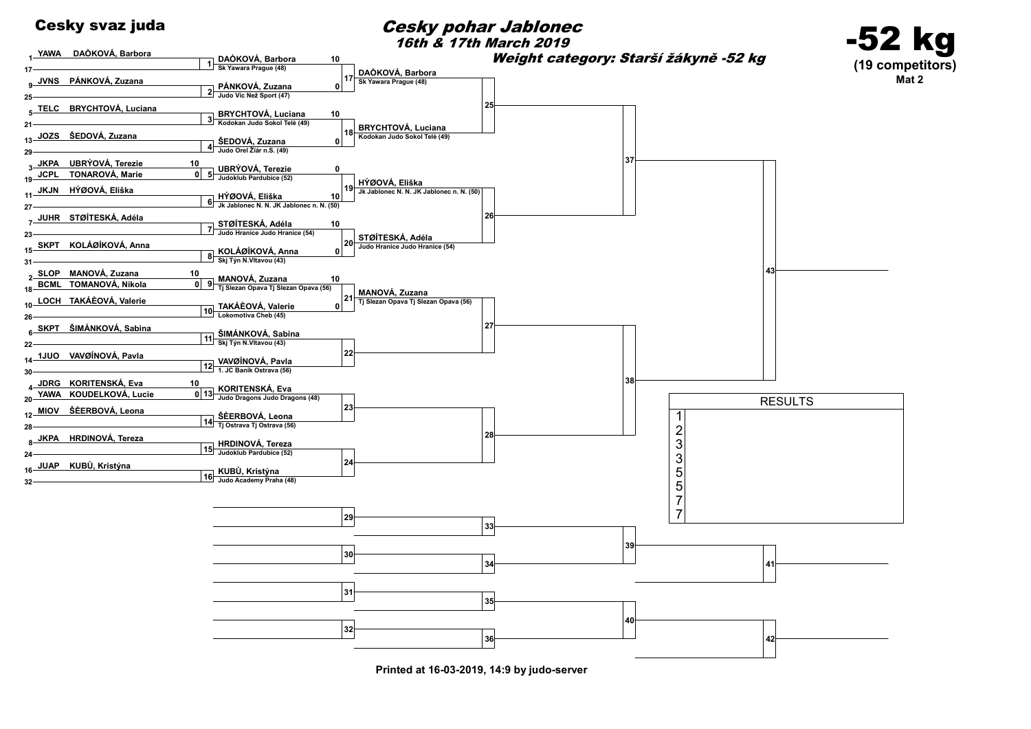# Cesky svaz juda

## Cesky pohar Jablonec

### 16th & 17th March 2019

### Weight category: Starší žákyně -52 kg

# -52 kg

**(19 competitors)**

**Mat 2**

## Round 1

| Seed | Club | Name | Score | Match | Winner | Club (winner) | Score |
|---|---|---|---|---|---|---|---|
| 1 | YAWA | DAÒKOVÁ, Barbora | | 1 | DAÒKOVÁ, Barbora | Sk Yawara Prague (48) | 10 |
| 17 | | | | | | | |
| 9 | JVNS | PÁNKOVÁ, Zuzana | | 2 | PÁNKOVÁ, Zuzana | Judo Víc Než Sport (47) | 0 |
| 25 | | | | | | | |
| 5 | TELC | BRYCHTOVÁ, Luciana | | 3 | BRYCHTOVÁ, Luciana | Kodokan Judo Sokol Telè (49) | 10 |
| 21 | | | | | | | |
| 13 | JOZS | ŠEDOVÁ, Zuzana | | 4 | ŠEDOVÁ, Zuzana | Judo Orel Žïár n.S. (49) | 0 |
| 29 | | | | | | | |
| 3 | JKPA | UBRÝOVÁ, Terezie | 10 | 5 | UBRÝOVÁ, Terezie | Judoklub Pardubice (52) | 0 |
| 19 | JCPL | TONAROVÁ, Marie | 0 | | | | |
| 11 | JKJN | HÝØOVÁ, Eliška | | 6 | HÝØOVÁ, Eliška | Jk Jablonec N. N. JK Jablonec n. N. (50) | 10 |
| 27 | | | | | | | |
| 7 | JUHR | STØÍTESKÁ, Adéla | | 7 | STØÍTESKÁ, Adéla | Judo Hranice Judo Hranice (54) | 10 |
| 23 | | | | | | | |
| 15 | SKPT | KOLÁØÍKOVÁ, Anna | | 8 | KOLÁØÍKOVÁ, Anna | Skj Týn N.Vltavou (43) | 0 |
| 31 | | | | | | | |
| 2 | SLOP | MANOVÁ, Zuzana | 10 | 9 | MANOVÁ, Zuzana | Tj Slezan Opava Tj Slezan Opava (56) | 10 |
| 18 | BCML | TOMANOVÁ, Nikola | 0 | | | | |
| 10 | LOCH | TAKÁÈOVÁ, Valerie | | 10 | TAKÁÈOVÁ, Valerie | Lokomotiva Cheb (45) | 0 |
| 26 | | | | | | | |
| 6 | SKPT | ŠIMÁNKOVÁ, Sabina | | 11 | ŠIMÁNKOVÁ, Sabina | Skj Týn N.Vltavou (43) | |
| 22 | | | | | | | |
| 14 | 1JUO | VAVØÍNOVÁ, Pavla | | 12 | VAVØÍNOVÁ, Pavla | 1. JC Baník Ostrava (56) | |
| 30 | | | | | | | |
| 4 | JDRG | KORITENSKÁ, Eva | 10 | 13 | KORITENSKÁ, Eva | Judo Dragons Judo Dragons (48) | |
| 20 | YAWA | KOUDELKOVÁ, Lucie | 0 | | | | |
| 12 | MIOV | ŠÈERBOVÁ, Leona | | 14 | ŠÈERBOVÁ, Leona | Tj Ostrava Tj Ostrava (56) | |
| 28 | | | | | | | |
| 8 | JKPA | HRDINOVÁ, Tereza | | 15 | HRDINOVÁ, Tereza | Judoklub Pardubice (52) | |
| 24 | | | | | | | |
| 16 | JUAP | KUBÙ, Kristýna | | 16 | KUBÙ, Kristýna | Judo Academy Praha (48) | |
| 32 | | | | | | | |

## Round 2

| Match | Winner | Club |
|---|---|---|
| 17 | DAÒKOVÁ, Barbora | Sk Yawara Prague (48) |
| 18 | BRYCHTOVÁ, Luciana | Kodokan Judo Sokol Telè (49) |
| 19 | HÝØOVÁ, Eliška | Jk Jablonec N. N. JK Jablonec n. N. (50) |
| 20 | STØÍTESKÁ, Adéla | Judo Hranice Judo Hranice (54) |
| 21 | MANOVÁ, Zuzana | Tj Slezan Opava Tj Slezan Opava (56) |
| 22 | | |
| 23 | | |
| 24 | | |

## Further rounds

Matches 25, 26, 27, 28, 37, 38, 43 (main bracket); repechage matches 29, 30, 31, 32, 33, 34, 35, 36, 39, 40, 41, 42 — not yet filled.

## RESULTS

| Place | Name |
|---|---|
| 1 | |
| 2 | |
| 3 | |
| 3 | |
| 5 | |
| 5 | |
| 7 | |
| 7 | |

Printed at 16-03-2019, 14:9 by judo-server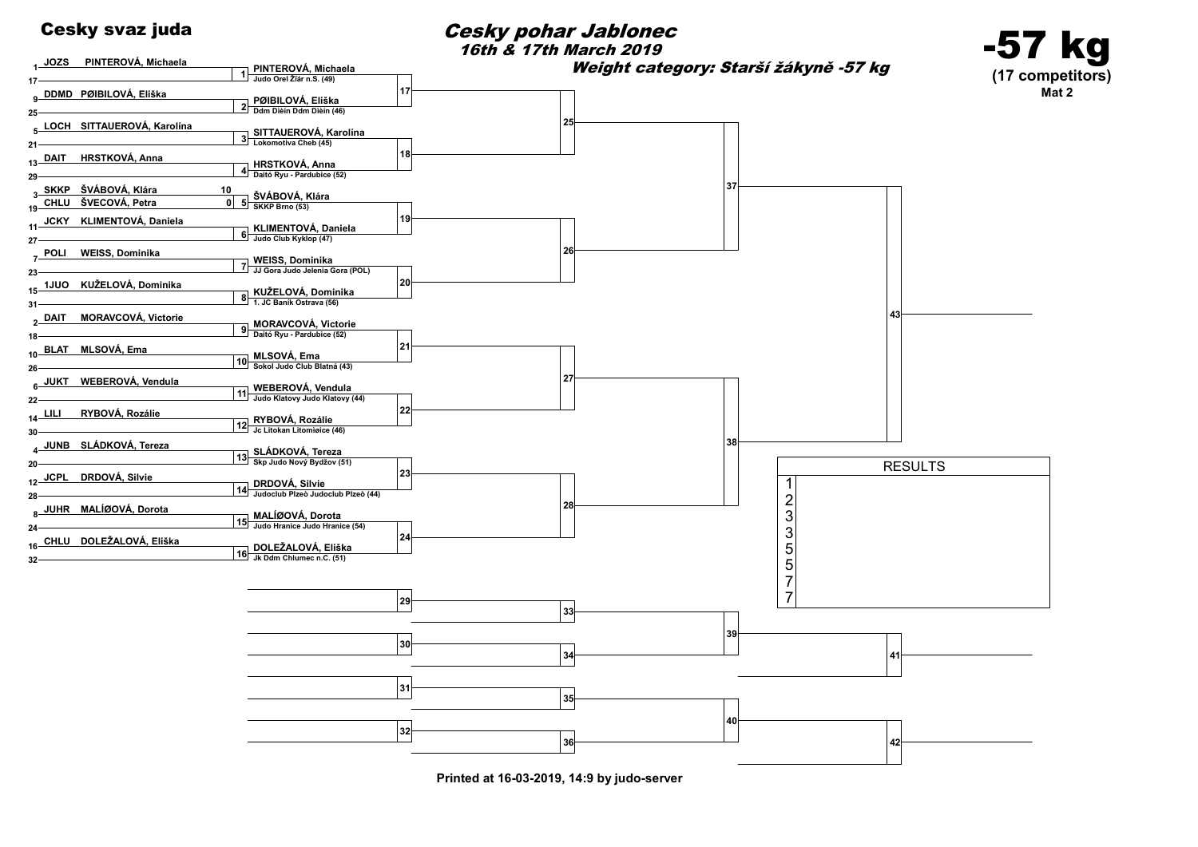# Cesky svaz juda

## Cesky pohar Jablonec

*16th & 17th March 2019*

***Weight category: Starší žákyně -57 kg***

# -57 kg

**(17 competitors)**

**Mat 2**

| Seed | Club | Name | Score |
|---|---|---|---|
| 1 | JOZS | PINTEROVÁ, Michaela | |
| 17 | | | |
| 9 | DDMD | PØIBILOVÁ, Eliška | |
| 25 | | | |
| 5 | LOCH | SITTAUEROVÁ, Karolína | |
| 21 | | | |
| 13 | DAIT | HRSTKOVÁ, Anna | |
| 29 | | | |
| 3 | SKKP | ŠVÁBOVÁ, Klára | 10 |
| 19 | CHLU | ŠVECOVÁ, Petra | 0 |
| 11 | JCKY | KLIMENTOVÁ, Daniela | |
| 27 | | | |
| 7 | POLI | WEISS, Dominika | |
| 23 | | | |
| 15 | 1JUO | KUŽELOVÁ, Dominika | |
| 31 | | | |
| 2 | DAIT | MORAVCOVÁ, Victorie | |
| 18 | | | |
| 10 | BLAT | MLSOVÁ, Ema | |
| 26 | | | |
| 6 | JUKT | WEBEROVÁ, Vendula | |
| 22 | | | |
| 14 | LILI | RYBOVÁ, Rozálie | |
| 30 | | | |
| 4 | JUNB | SLÁDKOVÁ, Tereza | |
| 20 | | | |
| 12 | JCPL | DRDOVÁ, Silvie | |
| 28 | | | |
| 8 | JUHR | MALÍØOVÁ, Dorota | |
| 24 | | | |
| 16 | CHLU | DOLEŽALOVÁ, Eliška | |
| 32 | | | |

| Match | Winner | Club |
|---|---|---|
| 1 | PINTEROVÁ, Michaela | Judo Orel Žïár n.S. (49) |
| 2 | PØIBILOVÁ, Eliška | Ddm Dìèín Ddm Dìèín (46) |
| 3 | SITTAUEROVÁ, Karolína | Lokomotiva Cheb (45) |
| 4 | HRSTKOVÁ, Anna | Daitó Ryu - Pardubice (52) |
| 5 | ŠVÁBOVÁ, Klára | SKKP Brno (53) |
| 6 | KLIMENTOVÁ, Daniela | Judo Club Kyklop (47) |
| 7 | WEISS, Dominika | JJ Gora Judo Jelenia Gora (POL) |
| 8 | KUŽELOVÁ, Dominika | 1. JC Baník Ostrava (56) |
| 9 | MORAVCOVÁ, Victorie | Daitó Ryu - Pardubice (52) |
| 10 | MLSOVÁ, Ema | Sokol Judo Club Blatná (43) |
| 11 | WEBEROVÁ, Vendula | Judo Klatovy Judo Klatovy (44) |
| 12 | RYBOVÁ, Rozálie | Jc Litokan Litomiøice (46) |
| 13 | SLÁDKOVÁ, Tereza | Skp Judo Nový Bydžov (51) |
| 14 | DRDOVÁ, Silvie | Judoclub Plzeò Judoclub Plzeò (44) |
| 15 | MALÍØOVÁ, Dorota | Judo Hranice Judo Hranice (54) |
| 16 | DOLEŽALOVÁ, Eliška | Jk Ddm Chlumec n.C. (51) |

Matches 17–43: (empty)

| RESULTS | |
|---|---|
| 1 | |
| 2 | |
| 3 | |
| 3 | |
| 5 | |
| 5 | |
| 7 | |
| 7 | |

**Printed at 16-03-2019, 14:9 by judo-server**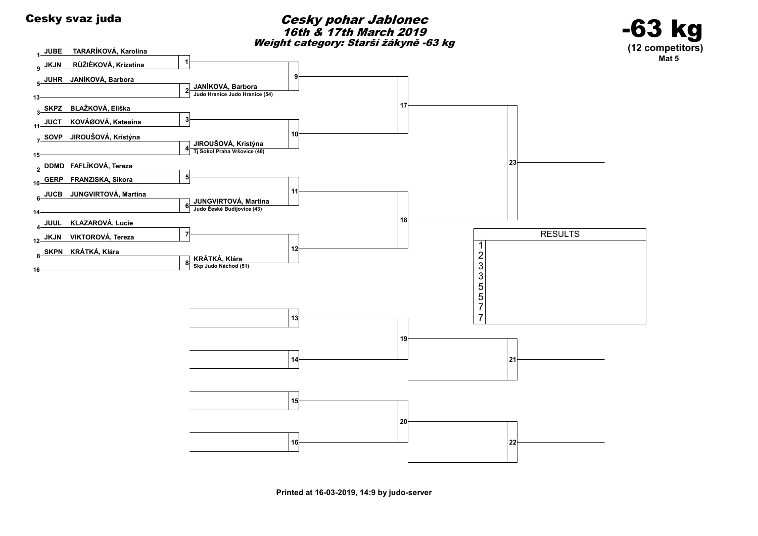**Cesky svaz juda**

# Cesky pohar Jablonec

## 16th & 17th March 2019

### Weight category: Starší žákyně -63 kg

# -63 kg

**(12 competitors)**

**Mat 5**

| Seed | Club | Name | Match | Winner |
|---|---|---|---|---|
| 1 | JUBE | TARARÍKOVÁ, Karolína | 1 | |
| 9 | JKJN | RÙŽIÈKOVÁ, Krizstina | | |
| 5 | JUHR | JANÍKOVÁ, Barbora | 2 | JANÍKOVÁ, Barbora – Judo Hranice Judo Hranice (54) |
| 13 | | | | |
| 3 | SKPZ | BLAŽKOVÁ, Eliška | 3 | |
| 11 | JUCT | KOVÁØOVÁ, Kateøina | | |
| 7 | SOVP | JIROUŠOVÁ, Kristýna | 4 | JIROUŠOVÁ, Kristýna – Tj Sokol Praha Vršovice (48) |
| 15 | | | | |
| 2 | DDMD | FAFLÍKOVÁ, Tereza | 5 | |
| 10 | GERP | FRANZISKA, Sikora | | |
| 6 | JUCB | JUNGVIRTOVÁ, Martina | 6 | JUNGVIRTOVÁ, Martina – Judo České Budijovice (43) |
| 14 | | | | |
| 4 | JUUL | KLAZAROVÁ, Lucie | 7 | |
| 12 | JKJN | VIKTOROVÁ, Tereza | | |
| 8 | SKPN | KRÁTKÁ, Klára | 8 | KRÁTKÁ, Klára – Skp Judo Náchod (51) |
| 16 | | | | |

Further rounds: 9, 10, 11, 12, 17, 18, 23

Repechage: 13, 14, 15, 16, 19, 20, 21, 22

| RESULTS | |
|---|---|
| 1 | |
| 2 | |
| 3 | |
| 3 | |
| 5 | |
| 5 | |
| 7 | |
| 7 | |

Printed at 16-03-2019, 14:9 by judo-server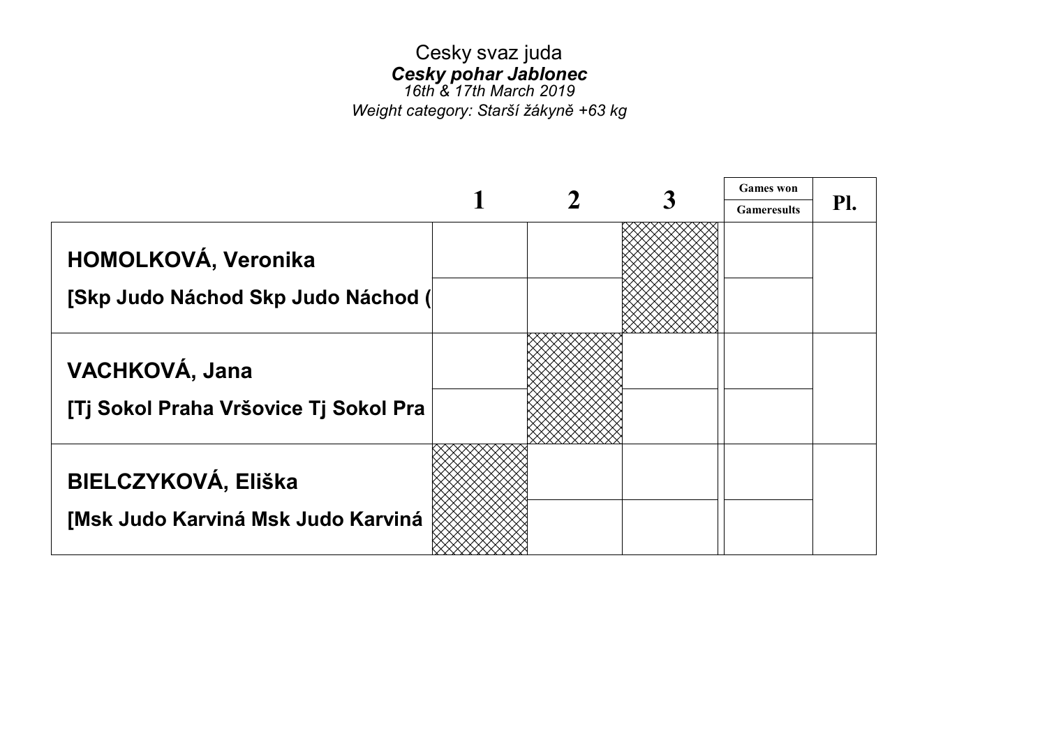Cesky svaz juda

***Cesky pohar Jablonec***

*16th & 17th March 2019*

*Weight category: Starší žákyně +63 kg*

| | 1 | 2 | 3 | Games won / Gameresults | Pl. |
|---|---|---|---|---|---|
| **HOMOLKOVÁ, Veronika** [Skp Judo Náchod Skp Judo Náchod ( | | | | | |
| **VACHKOVÁ, Jana** [Tj Sokol Praha Vršovice Tj Sokol Pra | | | | | |
| **BIELCZYKOVÁ, Eliška** [Msk Judo Karviná Msk Judo Karviná | | | | | |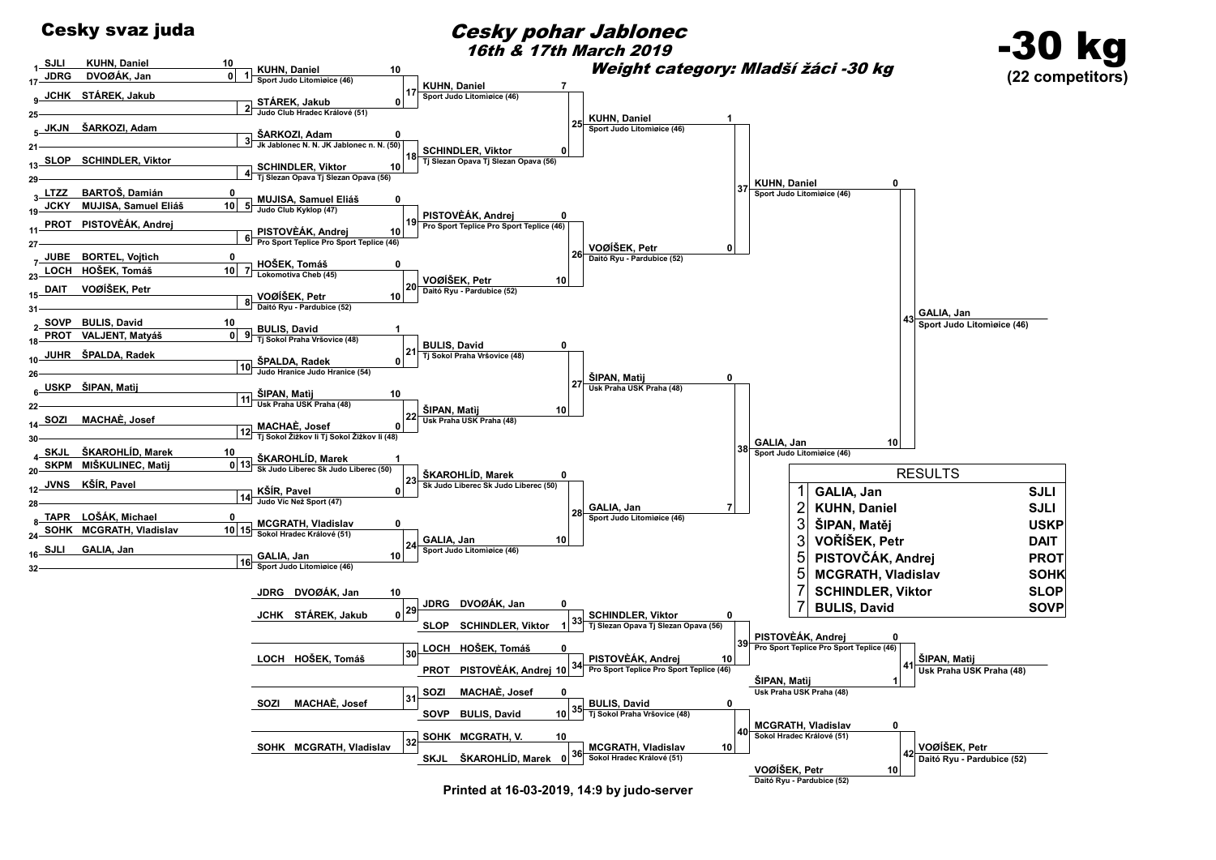# Cesky svaz juda

## *Cesky pohar Jablonec*

*16th & 17th March 2019*

***Weight category: Mladší žáci -30 kg***

# -30 kg

**(22 competitors)**

### First round

| Match | Competitor 1 | Score | Competitor 2 | Score | Winner (club) | Score |
|---|---|---|---|---|---|---|
| 1 | 1 SJLI KUHN, Daniel | 10 | 17 JDRG DVOØÁK, Jan | 0 | KUHN, Daniel (Sport Judo Litomiøice (46)) | 10 |
| 2 | 9 JCHK STÁREK, Jakub | | 25 — | | STÁREK, Jakub (Judo Club Hradec Králové (51)) | 0 |
| 3 | 5 JKJN ŠARKOZI, Adam | | 21 — | | ŠARKOZI, Adam (Jk Jablonec N. N. JK Jablonec n. N. (50)) | 0 |
| 4 | 13 SLOP SCHINDLER, Viktor | | 29 — | | SCHINDLER, Viktor (Tj Slezan Opava Tj Slezan Opava (56)) | 10 |
| 5 | 3 LTZZ BARTOŠ, Damián | 0 | 19 JCKY MUJISA, Samuel Eliáš | 10 | MUJISA, Samuel Eliáš (Judo Club Kyklop (47)) | 0 |
| 6 | 11 PROT PISTOVÈÁK, Andrej | | 27 — | | PISTOVÈÁK, Andrej (Pro Sport Teplice Pro Sport Teplice (46)) | 10 |
| 7 | 7 JUBE BORTEL, Vojtich | 0 | 23 LOCH HOŠEK, Tomáš | 10 | HOŠEK, Tomáš (Lokomotiva Cheb (45)) | 0 |
| 8 | 15 DAIT VOØÍŠEK, Petr | | 31 — | | VOØÍŠEK, Petr (Daitó Ryu - Pardubice (52)) | 10 |
| 9 | 2 SOVP BULIS, David | 10 | 18 PROT VALJENT, Matyáš | 0 | BULIS, David (Tj Sokol Praha Vršovice (48)) | 1 |
| 10 | 10 JUHR ŠPALDA, Radek | | 26 — | | ŠPALDA, Radek (Judo Hranice Judo Hranice (54)) | 0 |
| 11 | 6 USKP ŠIPAN, Matìj | | 22 — | | ŠIPAN, Matìj (Usk Praha USK Praha (48)) | 10 |
| 12 | 14 SOZI MACHAÈ, Josef | | 30 — | | MACHAÈ, Josef (Tj Sokol Žižkov Ii Tj Sokol Žižkov Ii (48)) | 0 |
| 13 | 4 SKJL ŠKAROHLÍD, Marek | 10 | 20 SKPM MIŠKULINEC, Matìj | 0 | ŠKAROHLÍD, Marek (Sk Judo Liberec Sk Judo Liberec (50)) | 1 |
| 14 | 12 JVNS KŠÍR, Pavel | | 28 — | | KŠÍR, Pavel (Judo Víc Než Sport (47)) | 0 |
| 15 | 8 TAPR LOŠÁK, Michael | 0 | 24 SOHK MCGRATH, Vladislav | 10 | MCGRATH, Vladislav (Sokol Hradec Králové (51)) | 0 |
| 16 | 16 SJLI GALIA, Jan | | 32 — | | GALIA, Jan (Sport Judo Litomiøice (46)) | 10 |

### Second round

| Match | Winner (club) | Score |
|---|---|---|
| 17 | KUHN, Daniel (Sport Judo Litomiøice (46)) | 7 |
| 18 | SCHINDLER, Viktor (Tj Slezan Opava Tj Slezan Opava (56)) | 0 |
| 19 | PISTOVÈÁK, Andrej (Pro Sport Teplice Pro Sport Teplice (46)) | 0 |
| 20 | VOØÍŠEK, Petr (Daitó Ryu - Pardubice (52)) | 10 |
| 21 | BULIS, David (Tj Sokol Praha Vršovice (48)) | 0 |
| 22 | ŠIPAN, Matìj (Usk Praha USK Praha (48)) | 10 |
| 23 | ŠKAROHLÍD, Marek (Sk Judo Liberec Sk Judo Liberec (50)) | 0 |
| 24 | GALIA, Jan (Sport Judo Litomiøice (46)) | 10 |

### Quarterfinals

| Match | Winner (club) | Score |
|---|---|---|
| 25 | KUHN, Daniel (Sport Judo Litomiøice (46)) | 1 |
| 26 | VOØÍŠEK, Petr (Daitó Ryu - Pardubice (52)) | 0 |
| 27 | ŠIPAN, Matìj (Usk Praha USK Praha (48)) | 0 |
| 28 | GALIA, Jan (Sport Judo Litomiøice (46)) | 7 |

### Semifinals

| Match | Winner (club) | Score |
|---|---|---|
| 37 | KUHN, Daniel (Sport Judo Litomiøice (46)) | 0 |
| 38 | GALIA, Jan (Sport Judo Litomiøice (46)) | 10 |

### Final

| Match | Winner (club) |
|---|---|
| 43 | GALIA, Jan (Sport Judo Litomiøice (46)) |

### Repechage

| Match | Competitor 1 | Score | Competitor 2 | Score |
|---|---|---|---|---|
| 29 | JDRG DVOØÁK, Jan | 10 | JCHK STÁREK, Jakub | 0 |
| 30 | LOCH HOŠEK, Tomáš | | | |
| 31 | SOZI MACHAÈ, Josef | | | |
| 32 | SOHK MCGRATH, Vladislav | | | |
| 33 | JDRG DVOØÁK, Jan | 0 | SLOP SCHINDLER, Viktor | 1 |
| 34 | LOCH HOŠEK, Tomáš | 0 | PROT PISTOVÈÁK, Andrej | 10 |
| 35 | SOZI MACHAÈ, Josef | 0 | SOVP BULIS, David | 10 |
| 36 | SOHK MCGRATH, V. | 10 | SKJL ŠKAROHLÍD, Marek | 0 |
| 39 | SCHINDLER, Viktor (Tj Slezan Opava Tj Slezan Opava (56)) | 0 | PISTOVÈÁK, Andrej (Pro Sport Teplice Pro Sport Teplice (46)) | 10 |
| 40 | BULIS, David (Tj Sokol Praha Vršovice (48)) | 0 | MCGRATH, Vladislav (Sokol Hradec Králové (51)) | 10 |
| 41 | PISTOVÈÁK, Andrej (Pro Sport Teplice Pro Sport Teplice (46)) | 0 | ŠIPAN, Matìj (Usk Praha USK Praha (48)) | 1 |
| 42 | MCGRATH, Vladislav (Sokol Hradec Králové (51)) | 0 | VOØÍŠEK, Petr (Daitó Ryu - Pardubice (52)) | 10 |

Winner of 41: ŠIPAN, Matìj (Usk Praha USK Praha (48))
Winner of 42: VOØÍŠEK, Petr (Daitó Ryu - Pardubice (52))

### RESULTS

| Place | Name | Club |
|---|---|---|
| 1 | GALIA, Jan | SJLI |
| 2 | KUHN, Daniel | SJLI |
| 3 | ŠIPAN, Matěj | USKP |
| 3 | VOŘÍŠEK, Petr | DAIT |
| 5 | PISTOVČÁK, Andrej | PROT |
| 5 | MCGRATH, Vladislav | SOHK |
| 7 | SCHINDLER, Viktor | SLOP |
| 7 | BULIS, David | SOVP |

Printed at 16-03-2019, 14:9 by judo-server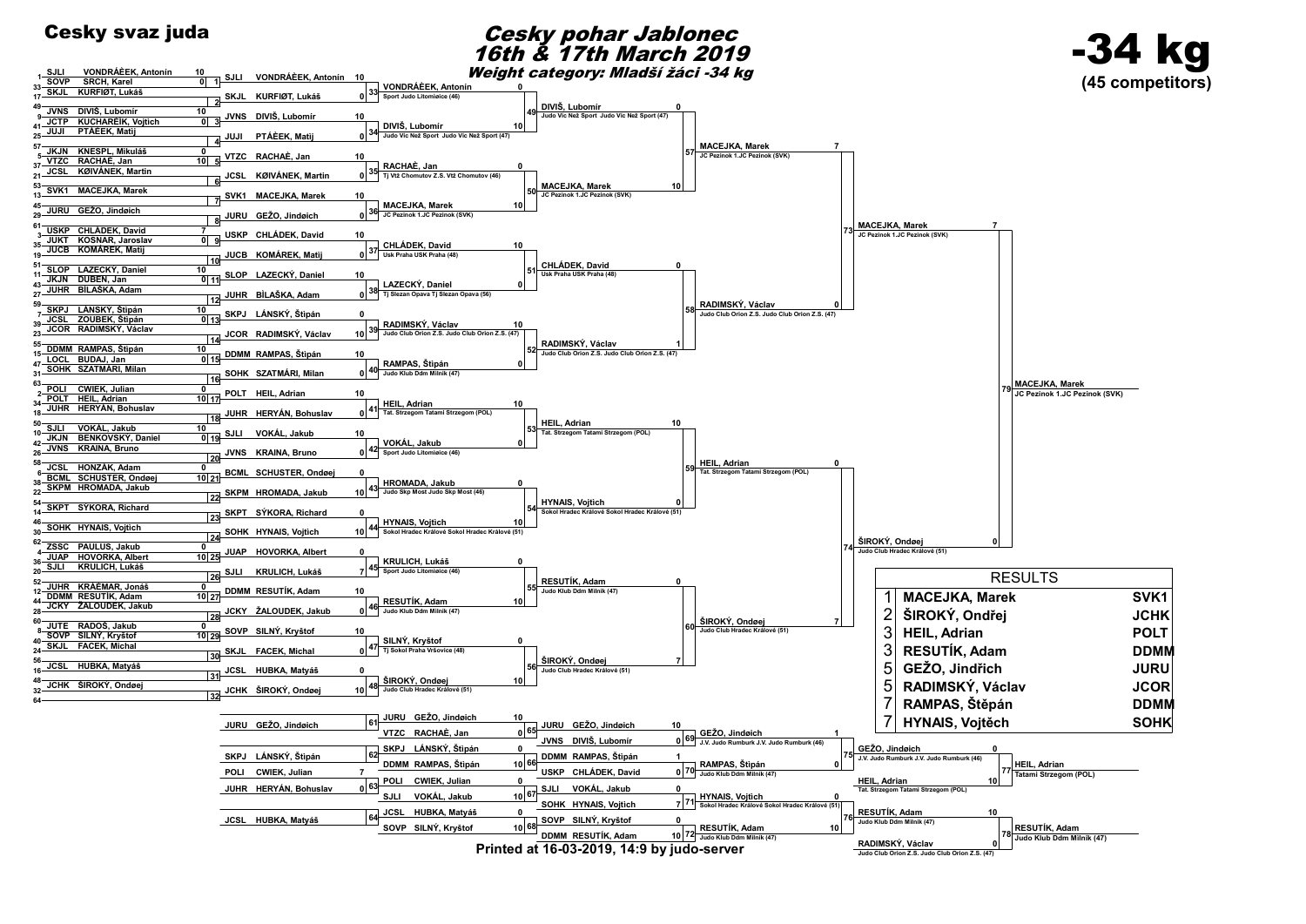# Cesky pohar Jablonec

## 16th & 17th March 2019

### Weight category: Mladší žáci -34 kg

Cesky svaz juda

# -34 kg

(45 competitors)

## Round 1

| Pool | Competitor A | Score | Competitor B | Score |
|---|---|---|---|---|
| 1 | SJLI VONDRÁČEK, Antonín | 10 | SOVP SRCH, Karel | 0 |
| 2 | SKJL KURFIØT, Lukáš | | | |
| 3 | JVNS DIVIŠ, Lubomír | 10 | JCTP KUCHAŘČÍK, Vojtěch | 0 |
| 4 | JUJI PTÁČEK, Matij | | | |
| 5 | JKJN KNESPL, Mikuláš | 0 | VTZC RACHAČ, Jan | 10 |
| 6 | JCSL KØIVÁNEK, Martin | | | |
| 7 | SVK1 MACEJKA, Marek | | | |
| 8 | JURU GEŽO, Jindøich | | | |
| 9 | USKP CHLÁDEK, David | 7 | JUKT KOSNAR, Jaroslav | 0 |
| 10 | JUCB KOMÁREK, Matij | | | |
| 11 | SLOP LAZECKÝ, Daniel | 10 | JKJN DUBEN, Jan | 0 |
| 12 | JUHR BÍLAŠKA, Adam | | | |
| 13 | SKPJ LÁNSKÝ, Štipán | 10 | JCSL ZOUBEK, Štipán | 0 |
| 14 | JCOR RADIMSKÝ, Václav | | | |
| 15 | DDMM RAMPAS, Štipán | 10 | LOCL BUDAJ, Jan | 0 |
| 16 | SOHK SZATMÁRI, Milan | | | |
| 17 | POLI CWIEK, Julian | 0 | POLT HEIL, Adrian | 10 |
| 18 | JUHR HERYÁN, Bohuslav | | | |
| 19 | SJLI VOKÁL, Jakub | 10 | JKJN BENKOVSKÝ, Daniel | 0 |
| 20 | JVNS KRAINA, Bruno | | | |
| 21 | JCSL HONZÁK, Adam | 0 | BCML SCHUSTER, Ondøej | 10 |
| 22 | SKPM HROMADA, Jakub | | | |
| 23 | SKPT SÝKORA, Richard | | | |
| 24 | SOHK HYNAIS, Vojtich | | | |
| 25 | ZSSC PAULUS, Jakub | 0 | JUAP HOVORKA, Albert | 10 |
| 26 | SJLI KRULICH, Lukáš | | | |
| 27 | JUHR KRÁČMAR, Jonáš | 0 | DDMM RESUTÍK, Adam | 10 |
| 28 | JCKY ŽALOUDEK, Jakub | | | |
| 29 | JUTE RADOŠ, Jakub | 0 | SOVP SILNÝ, Kryštof | 10 |
| 30 | SKJL FACEK, Michal | | | |
| 31 | JCSL HUBKA, Matyáš | | | |
| 32 | JCHK ŠIROKÝ, Ondøej | | | |

## Round 2

| Pool | Competitor A | Score | Competitor B | Score |
|---|---|---|---|---|
| 33 | SJLI VONDRÁČEK, Antonín | 10 | SKJL KURFIØT, Lukáš | 0 |
| 34 | JVNS DIVIŠ, Lubomír | 10 | JUJI PTÁČEK, Matij | 0 |
| 35 | VTZC RACHAČ, Jan | 10 | JCSL KØIVÁNEK, Martin | 0 |
| 36 | SVK1 MACEJKA, Marek | 10 | JURU GEŽO, Jindøich | 0 |
| 37 | USKP CHLÁDEK, David | 10 | JUCB KOMÁREK, Matij | 0 |
| 38 | SLOP LAZECKÝ, Daniel | 10 | JUHR BÍLAŠKA, Adam | 0 |
| 39 | SKPJ LÁNSKÝ, Štipán | 0 | JCOR RADIMSKÝ, Václav | 10 |
| 40 | DDMM RAMPAS, Štipán | 10 | SOHK SZATMÁRI, Milan | 0 |
| 41 | POLT HEIL, Adrian | 10 | JUHR HERYÁN, Bohuslav | 0 |
| 42 | SJLI VOKÁL, Jakub | 10 | JVNS KRAINA, Bruno | 0 |
| 43 | BCML SCHUSTER, Ondøej | 0 | SKPM HROMADA, Jakub | 10 |
| 44 | SKPT SÝKORA, Richard | 0 | SOHK HYNAIS, Vojtich | 10 |
| 45 | JUAP HOVORKA, Albert | 0 | SJLI KRULICH, Lukáš | 7 |
| 46 | DDMM RESUTÍK, Adam | 10 | JCKY ŽALOUDEK, Jakub | 0 |
| 47 | SOVP SILNÝ, Kryštof | 10 | SKJL FACEK, Michal | 0 |
| 48 | JCSL HUBKA, Matyáš | 0 | JCHK ŠIROKÝ, Ondøej | 10 |

## Round 3

| Pool | Competitor A | Club | Score | Competitor B | Club | Score |
|---|---|---|---|---|---|---|
| 49 | VONDRÁČEK, Antonín | Sport Judo Litomiøice (46) | 0 | DIVIŠ, Lubomír | Judo Víc Než Sport Judo Víc Než Sport (47) | 10 |
| 50 | RACHAČ, Jan | Tj Vtž Chomutov Z.S. Vtž Chomutov (46) | 0 | MACEJKA, Marek | JC Pezinok 1.JC Pezinok (SVK) | 10 |
| 51 | CHLÁDEK, David | Usk Praha USK Praha (48) | 10 | LAZECKÝ, Daniel | Tj Slezan Opava Tj Slezan Opava (56) | 0 |
| 52 | RADIMSKÝ, Václav | Judo Club Orion Z.S. Judo Club Orion Z.S. (47) | 10 | RAMPAS, Štipán | Judo Klub Ddm Milník (47) | 0 |
| 53 | HEIL, Adrian | Tat. Strzegom Tatami Strzegom (POL) | 10 | VOKÁL, Jakub | Sport Judo Litomiøice (46) | 0 |
| 54 | HROMADA, Jakub | Judo Skp Most Judo Skp Most (46) | 0 | HYNAIS, Vojtich | Sokol Hradec Králové Sokol Hradec Králové (51) | 10 |
| 55 | KRULICH, Lukáš | Sport Judo Litomiøice (46) | 0 | RESUTÍK, Adam | Judo Klub Ddm Milník (47) | 10 |
| 56 | SILNÝ, Kryštof | Tj Sokol Praha Vršovice (48) | 0 | ŠIROKÝ, Ondøej | Judo Club Hradec Králové (51) | 10 |

## Round 4

| Pool | Competitor A | Club | Score | Competitor B | Club | Score |
|---|---|---|---|---|---|---|
| 57 | DIVIŠ, Lubomír | Judo Víc Než Sport Judo Víc Než Sport (47) | 0 | MACEJKA, Marek | JC Pezinok 1.JC Pezinok (SVK) | 10 |
| 58 | CHLÁDEK, David | Usk Praha USK Praha (48) | 0 | RADIMSKÝ, Václav | Judo Club Orion Z.S. Judo Club Orion Z.S. (47) | 1 |
| 59 | HEIL, Adrian | Tat. Strzegom Tatami Strzegom (POL) | 10 | HYNAIS, Vojtich | Sokol Hradec Králové Sokol Hradec Králové (51) | 0 |
| 60 | RESUTÍK, Adam | Judo Klub Ddm Milník (47) | 0 | ŠIROKÝ, Ondøej | Judo Club Hradec Králové (51) | 7 |

## Semi-finals

| Pool | Competitor A | Club | Score | Competitor B | Club | Score |
|---|---|---|---|---|---|---|
| 73 | MACEJKA, Marek | JC Pezinok 1.JC Pezinok (SVK) | 7 | RADIMSKÝ, Václav | Judo Club Orion Z.S. Judo Club Orion Z.S. (47) | 0 |
| 74 | HEIL, Adrian | Tat. Strzegom Tatami Strzegom (POL) | 0 | ŠIROKÝ, Ondøej | Judo Club Hradec Králové (51) | 7 |

## Final

| Pool | Competitor A | Club | Score | Competitor B | Club | Score |
|---|---|---|---|---|---|---|
| 79 | MACEJKA, Marek | JC Pezinok 1.JC Pezinok (SVK) | 7 | ŠIROKÝ, Ondøej | Judo Club Hradec Králové (51) | 0 |

Winner: **MACEJKA, Marek** – JC Pezinok 1.JC Pezinok (SVK)

## Repechage

| Pool | Competitor A | Score | Competitor B | Score |
|---|---|---|---|---|
| 61 | JURU GEŽO, Jindøich | 10 | VTZC RACHAČ, Jan | 0 |
| 62 | SKPJ LÁNSKÝ, Štipán | 0 | DDMM RAMPAS, Štipán | 10 |
| 63 | POLI CWIEK, Julian | 0 | SJLI VOKÁL, Jakub | 10 |
| 64 | JCSL HUBKA, Matyáš | 0 | SOVP SILNÝ, Kryštof | 10 |
| 65 | JURU GEŽO, Jindøich | 10 | JVNS DIVIŠ, Lubomír | 0 |
| 66 | DDMM RAMPAS, Štipán | 1 | USKP CHLÁDEK, David | 0 |
| 67 | SJLI VOKÁL, Jakub | 0 | SOHK HYNAIS, Vojtich | 7 |
| 68 | SOVP SILNÝ, Kryštof | 0 | DDMM RESUTÍK, Adam | 10 |
| 69 | GEŽO, Jindøich (J.V. Judo Rumburk J.V. Judo Rumburk (46)) | 1 | RAMPAS, Štipán (Judo Klub Ddm Milník (47)) | 0 |
| 71 | HYNAIS, Vojtich (Sokol Hradec Králové Sokol Hradec Králové (51)) | 0 | RESUTÍK, Adam (Judo Klub Ddm Milník (47)) | 10 |

## Bronze medal contests

| Pool | Competitor A | Club | Score | Competitor B | Club | Score |
|---|---|---|---|---|---|---|
| 77 | GEŽO, Jindøich | J.V. Judo Rumburk J.V. Judo Rumburk (46) | 0 | HEIL, Adrian | Tat. Strzegom Tatami Strzegom (POL) | 10 |
| 78 | RESUTÍK, Adam | Judo Klub Ddm Milník (47) | 10 | RADIMSKÝ, Václav | Judo Club Orion Z.S. Judo Club Orion Z.S. (47) | 0 |

Winners: **HEIL, Adrian** – Tatami Strzegom (POL); **RESUTÍK, Adam** – Judo Klub Ddm Milník (47)

## RESULTS

| Place | Name | Club |
|---|---|---|
| 1 | MACEJKA, Marek | SVK1 |
| 2 | ŠIROKÝ, Ondřej | JCHK |
| 3 | HEIL, Adrian | POLT |
| 3 | RESUTÍK, Adam | DDMM |
| 5 | GEŽO, Jindřich | JURU |
| 5 | RADIMSKÝ, Václav | JCOR |
| 7 | RAMPAS, Štěpán | DDMM |
| 7 | HYNAIS, Vojtěch | SOHK |

Printed at 16-03-2019, 14:9 by judo-server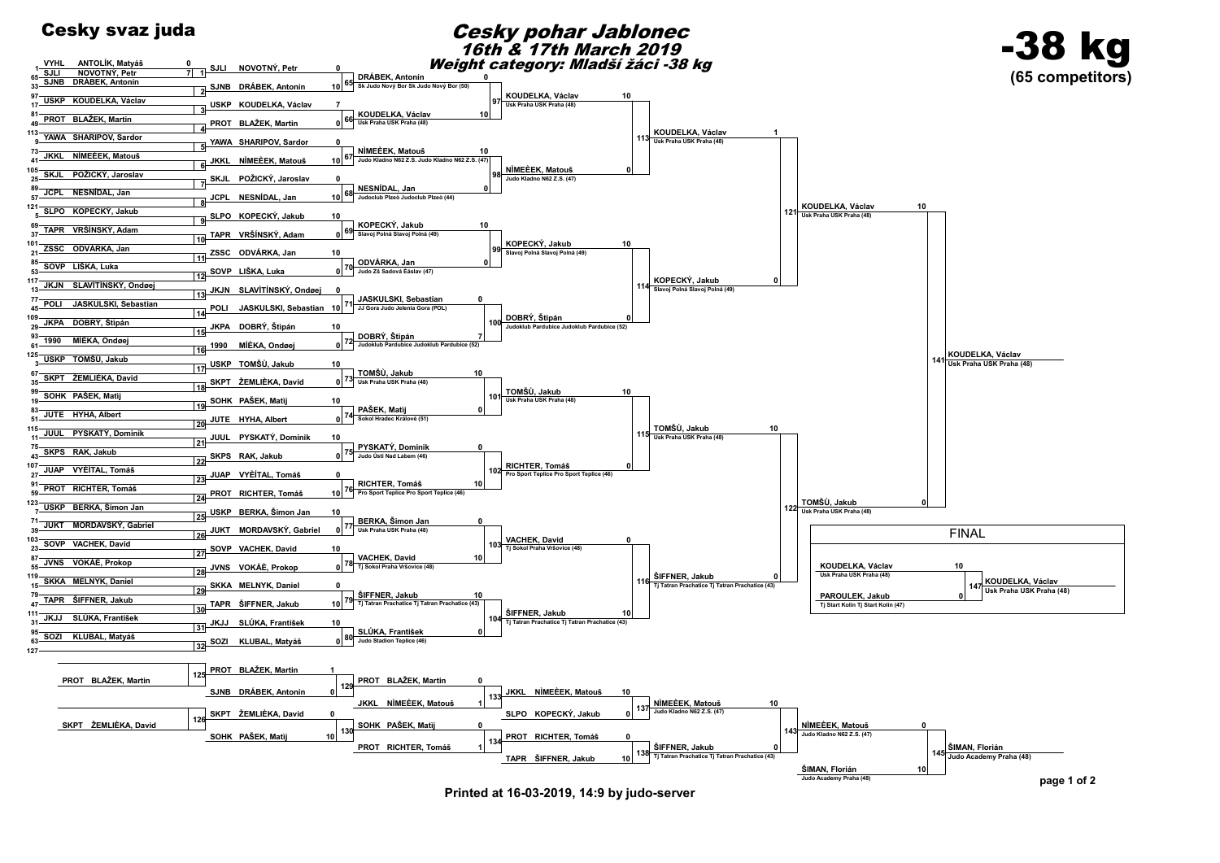# Cesky svaz juda

## Cesky pohar Jablonec
### 16th & 17th March 2019
### Weight category: Mladší žáci -38 kg

# -38 kg
**(65 competitors)**

## First round

| Pos | Club | Name | Score | Match |
|---|---|---|---|---|
| 1 | VYHL | ANTOLÍK, Matyáš | 0 | 1 |
| 65 | SJLI | NOVOTNÝ, Petr | 7 | 1 |

## Round 1 (pool)

| Match | Club | Name | Score |
|---|---|---|---|
| 65 | SJLI | NOVOTNÝ, Petr | 0 |
| 65 | SJNB | DRÁBEK, Antonín | 10 |
| 66 | USKP | KOUDELKA, Václav | 7 |
| 66 | PROT | BLAŽEK, Martin | 0 |
| 67 | YAWA | SHARIPOV, Sardor | 0 |
| 67 | JKKL | NÍMEČEK, Matouš | 10 |
| 68 | SKJL | POŽICKÝ, Jaroslav | 0 |
| 68 | JCPL | NESNÍDAL, Jan | 10 |
| 69 | SLPO | KOPECKÝ, Jakub | 10 |
| 69 | TAPR | VRŠÍNSKÝ, Adam | 0 |
| 70 | ZSSC | ODVÁRKA, Jan | 10 |
| 70 | SOVP | LIŠKA, Luka | 0 |
| 71 | JKJN | SLAVÍTÍNSKÝ, Ondřej | 0 |
| 71 | POLI | JASKULSKI, Sebastian | 10 |
| 72 | JKPA | DOBRÝ, Štipán | 10 |
| 72 | 1990 | MÍČKA, Ondřej | 0 |
| 73 | USKP | TOMŠŮ, Jakub | 10 |
| 73 | SKPT | ŽEMLIČKA, David | 0 |
| 74 | SOHK | PAŠEK, Matij | 10 |
| 74 | JUTE | HYHA, Albert | 0 |
| 75 | JUUL | PYSKATÝ, Dominik | 10 |
| 75 | SKPS | RAK, Jakub | 0 |
| 76 | JUAP | VYČÍTAL, Tomáš | 0 |
| 76 | PROT | RICHTER, Tomáš | 10 |
| 77 | USKP | BERKA, Šimon Jan | 10 |
| 77 | JUKT | MORDAVSKÝ, Gabriel | 0 |
| 78 | SOVP | VACHEK, David | 10 |
| 78 | JVNS | VOKÁČ, Prokop | 0 |
| 79 | SKKA | MELNYK, Daniel | 0 |
| 79 | TAPR | ŠIFFNER, Jakub | 10 |
| 80 | JKJJ | SLÚKA, František | 10 |
| 80 | SOZI | KLUBAL, Matyáš | 0 |

## Round 2

| Match | Name | Club | Score |
|---|---|---|---|
| 97 | DRÁBEK, Antonín | Sk Judo Nový Bor Sk Judo Nový Bor (50) | 0 |
| 97 | KOUDELKA, Václav | Usk Praha USK Praha (48) | 10 |
| 98 | NÍMEČEK, Matouš | Judo Kladno N62 Z.S. Judo Kladno N62 Z.S. (47) | 10 |
| 98 | NESNÍDAL, Jan | Judoclub Plzeň Judoclub Plzeň (44) | 0 |
| 99 | KOPECKÝ, Jakub | Slavoj Polná Slavoj Polná (49) | 10 |
| 99 | ODVÁRKA, Jan | Judo ZŠ Sadová Čáslav (47) | 0 |
| 100 | JASKULSKI, Sebastian | JJ Gora Judo Jelenia Gora (POL) | 0 |
| 100 | DOBRÝ, Štipán | Judoklub Pardubice Judoklub Pardubice (52) | 7 |
| 101 | TOMŠŮ, Jakub | Usk Praha USK Praha (48) | 10 |
| 101 | PAŠEK, Matij | Sokol Hradec Králové (51) | 0 |
| 102 | PYSKATÝ, Dominik | Judo Ústí Nad Labem (46) | 0 |
| 102 | RICHTER, Tomáš | Pro Sport Teplice Pro Sport Teplice (46) | 10 |
| 103 | BERKA, Šimon Jan | Usk Praha USK Praha (48) | 0 |
| 103 | VACHEK, David | Tj Sokol Praha Vršovice (48) | 10 |
| 104 | ŠIFFNER, Jakub | Tj Tatran Prachatice Tj Tatran Prachatice (43) | 10 |
| 104 | SLÚKA, František | Judo Stadion Teplice (46) | 0 |

## Round 3

| Match | Name | Club | Score |
|---|---|---|---|
| 113 | KOUDELKA, Václav | Usk Praha USK Praha (48) | 10 |
| 113 | NÍMEČEK, Matouš | Judo Kladno N62 Z.S. (47) | 0 |
| 114 | KOPECKÝ, Jakub | Slavoj Polná Slavoj Polná (49) | 10 |
| 114 | DOBRÝ, Štipán | Judoklub Pardubice Judoklub Pardubice (52) | 0 |
| 115 | TOMŠŮ, Jakub | Usk Praha USK Praha (48) | 10 |
| 115 | RICHTER, Tomáš | Pro Sport Teplice Pro Sport Teplice (46) | 0 |
| 116 | VACHEK, David | Tj Sokol Praha Vršovice (48) | 0 |
| 116 | ŠIFFNER, Jakub | Tj Tatran Prachatice Tj Tatran Prachatice (43) | 10 |

## Quarterfinals

| Match | Name | Club | Score |
|---|---|---|---|
| 121 | KOUDELKA, Václav | Usk Praha USK Praha (48) | 1 |
| 121 | KOPECKÝ, Jakub | Slavoj Polná Slavoj Polná (49) | 0 |
| 122 | TOMŠŮ, Jakub | Usk Praha USK Praha (48) | 10 |
| 122 | ŠIFFNER, Jakub | Tj Tatran Prachatice Tj Tatran Prachatice (43) | 0 |

## Semifinal

| Match | Name | Club | Score |
|---|---|---|---|
| 141 | KOUDELKA, Václav | Usk Praha USK Praha (48) | 10 |
| 141 | TOMŠŮ, Jakub | Usk Praha USK Praha (48) | 0 |

Winner 141: KOUDELKA, Václav – Usk Praha USK Praha (48)

## FINAL

| Match | Name | Club | Score |
|---|---|---|---|
| 147 | KOUDELKA, Václav | Usk Praha USK Praha (48) | 10 |
| 147 | PAROULEK, Jakub | Tj Start Kolín Tj Start Kolín (47) | 0 |

Winner: KOUDELKA, Václav – Usk Praha USK Praha (48)

## Repechage

| Match | Club | Name | Score |
|---|---|---|---|
| 125 | PROT | BLAŽEK, Martin | 1 |
| 125 | SJNB | DRÁBEK, Antonín | 0 |
| 126 | SKPT | ŽEMLIČKA, David | 0 |
| 126 | SOHK | PAŠEK, Matij | 10 |
| 129 | PROT | BLAŽEK, Martin | 0 |
| 129 | JKKL | NÍMEČEK, Matouš | 1 |
| 130 | SOHK | PAŠEK, Matij | 0 |
| 130 | PROT | RICHTER, Tomáš | 1 |
| 133 | JKKL | NÍMEČEK, Matouš | 10 |
| 133 | SLPO | KOPECKÝ, Jakub | 0 |
| 134 | PROT | RICHTER, Tomáš | 0 |
| 134 | TAPR | ŠIFFNER, Jakub | 10 |

| Match | Name | Club | Score |
|---|---|---|---|
| 137 | NÍMEČEK, Matouš | Judo Kladno N62 Z.S. (47) | 10 |
| 137 | ŠIFFNER, Jakub | Tj Tatran Prachatice Tj Tatran Prachatice (43) | 0 |
| 143 | NÍMEČEK, Matouš | Judo Kladno N62 Z.S. (47) | 0 |
| 143 | ŠIMAN, Florián | Judo Academy Praha (48) | 10 |

Winner 145: ŠIMAN, Florián – Judo Academy Praha (48)

Printed at 16-03-2019, 14:9 by judo-server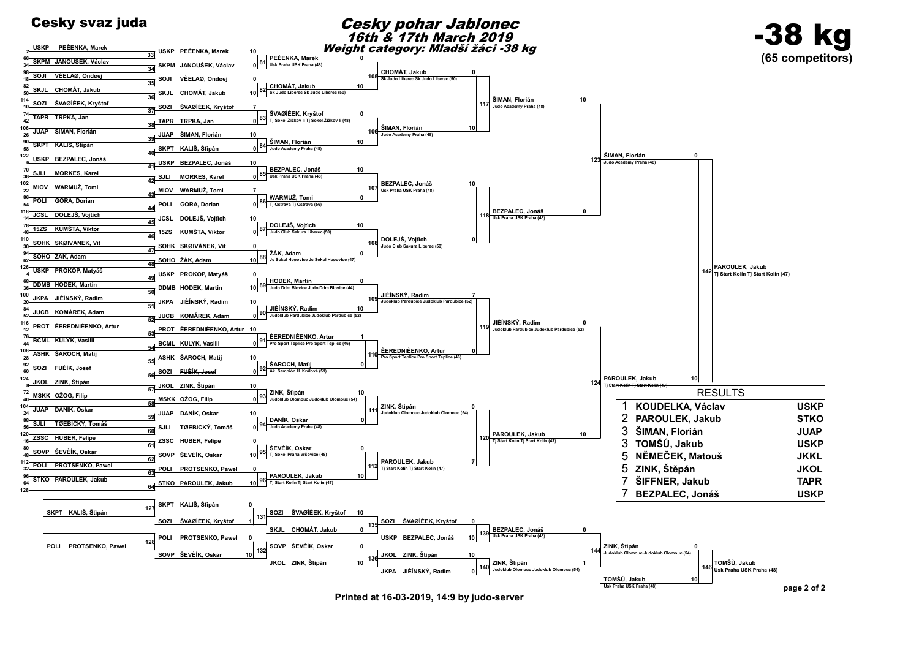# Cesky svaz juda

## Cesky pohar Jablonec

### 16th & 17th March 2019

### Weight category: Mladší žáci -38 kg

# -38 kg

**(65 competitors)**

## Round 1

| Match | Competitor 1 | Competitor 2 |
|---|---|---|
| 33 | USKP PEÈENKA, Marek | – |
| 34 | SKPM JANOUŠEK, Václav | – |
| 35 | SOJI VÈELAØ, Ondøej | – |
| 36 | SKJL CHOMÁT, Jakub | – |
| 37 | SOZI ŠVAØIÈEK, Kryštof | – |
| 38 | TAPR TRPKA, Jan | – |
| 39 | JUAP ŠIMAN, Florián | – |
| 40 | SKPT KALIŠ, Štipán | – |
| 41 | USKP BEZPALEC, Jonáš | – |
| 42 | SJLI MORKES, Karel | – |
| 43 | MIOV WARMUŽ, Tomi | – |
| 44 | POLI GORA, Dorian | – |
| 45 | JCSL DOLEJŠ, Vojtich | – |
| 46 | 15ZS KUMŠTA, Viktor | – |
| 47 | SOHK SKØIVÁNEK, Vít | – |
| 48 | SOHO ŽÁK, Adam | – |
| 49 | USKP PROKOP, Matyáš | – |
| 50 | DDMB HODEK, Martin | – |
| 51 | JKPA JIÈÍNSKÝ, Radim | – |
| 52 | JUCB KOMÁREK, Adam | – |
| 53 | PROT ÈEREDNIÈENKO, Artur | – |
| 54 | BCML KULYK, Vasilii | – |
| 55 | ASHK ŠAROCH, Matij | – |
| 56 | SOZI FUÈÍK, Josef | – |
| 57 | JKOL ZINK, Štipán | – |
| 58 | MSKK OŽOG, Filip | – |
| 59 | JUAP DANÍK, Oskar | – |
| 60 | SJLI TØEBICKÝ, Tomáš | – |
| 61 | ZSSC HUBER, Felipe | – |
| 62 | SOVP ŠEVÈÍK, Oskar | – |
| 63 | POLI PROTSENKO, Pawel | – |
| 64 | STKO PAROULEK, Jakub | – |

## Round 2

| Match | Competitor 1 | Score | Competitor 2 | Score |
|---|---|---|---|---|
| 81 | USKP PEÈENKA, Marek | 10 | SKPM JANOUŠEK, Václav | 0 |
| 82 | SOJI VÈELAØ, Ondøej | 0 | SKJL CHOMÁT, Jakub | 10 |
| 83 | SOZI ŠVAØIÈEK, Kryštof | 7 | TAPR TRPKA, Jan | 0 |
| 84 | JUAP ŠIMAN, Florián | 10 | SKPT KALIŠ, Štipán | 0 |
| 85 | USKP BEZPALEC, Jonáš | 10 | SJLI MORKES, Karel | 0 |
| 86 | MIOV WARMUŽ, Tomi | 7 | POLI GORA, Dorian | 0 |
| 87 | JCSL DOLEJŠ, Vojtich | 10 | 15ZS KUMŠTA, Viktor | 0 |
| 88 | SOHK SKØIVÁNEK, Vít | 0 | SOHO ŽÁK, Adam | 10 |
| 89 | USKP PROKOP, Matyáš | 0 | DDMB HODEK, Martin | 10 |
| 90 | JKPA JIÈÍNSKÝ, Radim | 10 | JUCB KOMÁREK, Adam | 0 |
| 91 | PROT ÈEREDNIÈENKO, Artur | 10 | BCML KULYK, Vasilii | 0 |
| 92 | ASHK ŠAROCH, Matij | 10 | SOZI FUÈÍK, Josef | 0 |
| 93 | JKOL ZINK, Štipán | 10 | MSKK OŽOG, Filip | 0 |
| 94 | JUAP DANÍK, Oskar | 10 | SJLI TØEBICKÝ, Tomáš | 0 |
| 95 | ZSSC HUBER, Felipe | 0 | SOVP ŠEVÈÍK, Oskar | 10 |
| 96 | POLI PROTSENKO, Pawel | 0 | STKO PAROULEK, Jakub | 10 |

## Round 3

| Match | Competitor 1 | Score | Competitor 2 | Score |
|---|---|---|---|---|
| 105 | PEÈENKA, Marek (Usk Praha USK Praha (48)) | 0 | CHOMÁT, Jakub (Sk Judo Liberec Sk Judo Liberec (50)) | 10 |
| 106 | ŠVAØIÈEK, Kryštof (Tj Sokol Žižkov Ii Tj Sokol Žižkov Ii (48)) | 0 | ŠIMAN, Florián (Judo Academy Praha (48)) | 10 |
| 107 | BEZPALEC, Jonáš (Usk Praha USK Praha (48)) | 10 | WARMUŽ, Tomi (Tj Ostrava Tj Ostrava (56)) | 0 |
| 108 | DOLEJŠ, Vojtich (Judo Club Sakura Liberec (50)) | 10 | ŽÁK, Adam (Jc Sokol Hoøovice Jc Sokol Hoøovice (47)) | 0 |
| 109 | HODEK, Martin (Judo Ddm Blovice Judo Ddm Blovice (44)) | 0 | JIÈÍNSKÝ, Radim (Judoklub Pardubice Judoklub Pardubice (52)) | 10 |
| 110 | ÈEREDNIÈENKO, Artur (Pro Sport Teplice Pro Sport Teplice (46)) | 1 | ŠAROCH, Matij (Ak. Šampión H. Králové (51)) | 0 |
| 111 | ZINK, Štipán (Judoklub Olomouc Judoklub Olomouc (54)) | 10 | DANÍK, Oskar (Judo Academy Praha (48)) | 0 |
| 112 | ŠEVÈÍK, Oskar (Tj Sokol Praha Vršovice (48)) | 0 | PAROULEK, Jakub (Tj Start Kolín Tj Start Kolín (47)) | 10 |

## Quarterfinals

| Match | Competitor 1 | Score | Competitor 2 | Score |
|---|---|---|---|---|
| 117 | CHOMÁT, Jakub (Sk Judo Liberec Sk Judo Liberec (50)) | 0 | ŠIMAN, Florián (Judo Academy Praha (48)) | 10 |
| 118 | BEZPALEC, Jonáš (Usk Praha USK Praha (48)) | 10 | DOLEJŠ, Vojtich (Judo Club Sakura Liberec (50)) | 0 |
| 119 | JIÈÍNSKÝ, Radim (Judoklub Pardubice Judoklub Pardubice (52)) | 7 | ÈEREDNIÈENKO, Artur (Pro Sport Teplice Pro Sport Teplice (46)) | 0 |
| 120 | ZINK, Štipán (Judoklub Olomouc Judoklub Olomouc (54)) | 0 | PAROULEK, Jakub (Tj Start Kolín Tj Start Kolín (47)) | 7 |

## Semifinals

| Match | Competitor 1 | Score | Competitor 2 | Score |
|---|---|---|---|---|
| 123 | ŠIMAN, Florián (Judo Academy Praha (48)) | 10 | BEZPALEC, Jonáš (Usk Praha USK Praha (48)) | 0 |
| 124 | JIÈÍNSKÝ, Radim (Judoklub Pardubice Judoklub Pardubice (52)) | 0 | PAROULEK, Jakub (Tj Start Kolín Tj Start Kolín (47)) | 10 |

## Final

| Match | Competitor 1 | Score | Competitor 2 | Score |
|---|---|---|---|---|
| 142 | ŠIMAN, Florián (Judo Academy Praha (48)) | 0 | PAROULEK, Jakub (Tj Start Kolín Tj Start Kolín (47)) | 10 |

Winner: PAROULEK, Jakub – Tj Start Kolín Tj Start Kolín (47)

## Repechage

| Match | Competitor 1 | Score | Competitor 2 | Score |
|---|---|---|---|---|
| 127 | SKPT KALIŠ, Štipán | – | – | – |
| 131 | SKPT KALIŠ, Štipán | 0 | SOZI ŠVAØIÈEK, Kryštof | 1 |
| 135 | SOZI ŠVAØIÈEK, Kryštof | 10 | SKJL CHOMÁT, Jakub | 0 |
| 139 | SOZI ŠVAØIÈEK, Kryštof | 0 | USKP BEZPALEC, Jonáš | 10 |
| 128 | POLI PROTSENKO, Pawel | – | – | – |
| 132 | POLI PROTSENKO, Pawel | 0 | SOVP ŠEVÈÍK, Oskar | 10 |
| 136 | SOVP ŠEVÈÍK, Oskar | 0 | JKOL ZINK, Štipán | 10 |
| 140 | JKOL ZINK, Štipán | 10 | JKPA JIÈÍNSKÝ, Radim | 0 |
| 144 | BEZPALEC, Jonáš (Usk Praha USK Praha (48)) | 0 | ZINK, Štipán (Judoklub Olomouc Judoklub Olomouc (54)) | 1 |
| 146 | ZINK, Štipán (Judoklub Olomouc Judoklub Olomouc (54)) | 0 | TOMŠÙ, Jakub (Usk Praha USK Praha (48)) | 10 |

Winner: TOMŠÙ, Jakub – Usk Praha USK Praha (48)

## RESULTS

| Place | Name | Club |
|---|---|---|
| 1 | KOUDELKA, Václav | USKP |
| 2 | PAROULEK, Jakub | STKO |
| 3 | ŠIMAN, Florián | JUAP |
| 3 | TOMŠÙ, Jakub | USKP |
| 5 | NÌMEÈEK, Matouš | JKKL |
| 5 | ZINK, Štìpán | JKOL |
| 7 | ŠIFFNER, Jakub | TAPR |
| 7 | BEZPALEC, Jonáš | USKP |

Printed at 16-03-2019, 14:9 by judo-server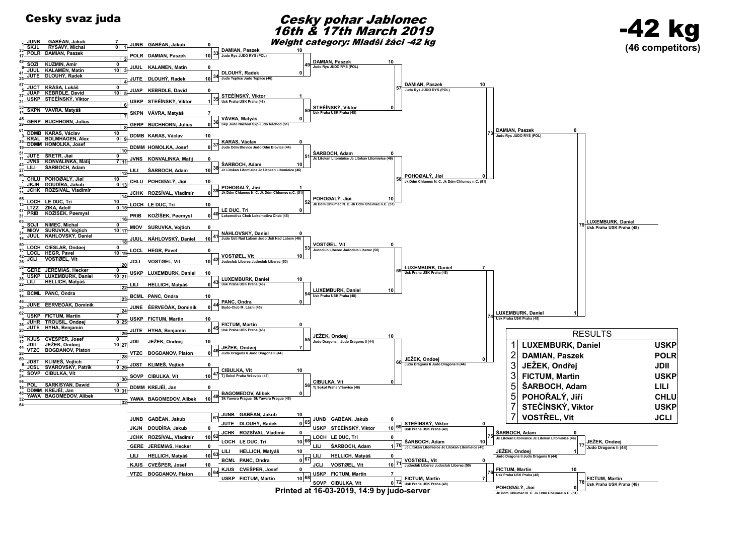**Cesky svaz juda**

# Cesky pohar Jablonec
## 16th & 17th March 2019
### Weight category: Mladší žáci -42 kg

# -42 kg
**(46 competitors)**

## Main draw – Round 1

| No. | Club | Name | Score | Match |
|---|---|---|---|---|
| 1 | JUNB | GABĚAN, Jakub | 7 | |
| 33 | SKJL | RYŠAVÝ, Michal | 0 | 1 |
| 17 | POLR | DAMIAN, Paszek | | 2 |
| 49 | SOZI | KUZMIN, Amir | 0 | |
| 9 | JUUL | KALAMEN, Matin | 10 | 3 |
| 41 | JUTE | DLOUHÝ, Radek | | 4 |
| 25 | | | | |
| 57 | JUCT | KRÁSA, Lukáš | 0 | |
| 5 | JUAP | KEBRDLE, David | 10 | 5 |
| 37 | USKP | STEĖÍNSKÝ, Viktor | | 6 |
| 21 | | | | |
| 53 | SKPN | VÁVRA, Matyáš | | 7 |
| 13 | | | | |
| 45 | GERP | BUCHHORN, Julius | | 8 |
| 29 | | | | |
| 61 | DDMB | KARAS, Václav | 10 | |
| 3 | KRAL | BOLMHAGEN, Alex | 0 | 9 |
| 35 | DDMM | HOMOLKA, Josef | | 10 |
| 19 | | | | |
| 51 | JUTE | ŠRETR, Jiøí | 0 | |
| 11 | JVNS | KONVALINKA, Matij | 7 | 11 |
| 43 | LILI | ŠARBOCH, Adam | | 12 |
| 27 | | | | |
| 59 | CHLU | POHOØALÝ, Jiøí | 10 | |
| 7 | JKJN | DOUDÍRA, Jakub | 0 | 13 |
| 39 | JCHK | ROZSÍVAL, Vladimír | | 14 |
| 23 | | | | |
| 55 | LOCH | LE DUC, Tri | 10 | |
| 15 | LTZZ | ZIKA, Adolf | 0 | 15 |
| 47 | PRIB | KOŽÍŠEK, Pøemysl | | 16 |
| 31 | | | | |
| 63 | SOJI | NÌMEC, Michal | 0 | |
| 2 | MIOV | SURUVKA, Vojtich | 10 | 17 |
| 34 | JUUL | NÁHLOVSKÝ, Daniel | | 18 |
| 18 | | | | |
| 50 | LOCH | CIESLAR, Ondøej | 0 | |
| 10 | LOCL | HEGR, Pavel | 10 | 19 |
| 42 | JCLI | VOSTØEL, Vít | | 20 |
| 26 | | | | |
| 58 | GERE | JEREMIAS, Hecker | 0 | |
| 6 | USKP | LUXEMBURK, Daniel | 10 | 21 |
| 38 | LILI | HELLICH, Matyáš | | 22 |
| 22 | | | | |
| 54 | BCML | PANC, Ondra | | 23 |
| 14 | | | | |
| 46 | JUNE | ÈERVEÒÁK, Dominik | | 24 |
| 30 | | | | |
| 62 | USKP | FICTUM, Martin | 7 | |
| 4 | JUHR | TROUSIL, Ondøej | 0 | 25 |
| 36 | JUTE | HYHA, Benjamin | | 26 |
| 20 | | | | |
| 52 | KJUS | CVEŠPER, Josef | 0 | |
| 12 | JDII | JEŽEK, Ondøej | 10 | 27 |
| 44 | VTZC | BOGDANOV, Platon | | 28 |
| 28 | | | | |
| 60 | JDST | KLIMEŠ, Vojtich | 7 | |
| 8 | JCSL | SVÁROVSKÝ, Patrik | 0 | 29 |
| 40 | SOVP | CIBULKA, Vít | | 30 |
| 24 | | | | |
| 56 | POL | SARKISYAN, Dawid | 0 | |
| 16 | DDMM | KREJÈÍ, Jan | 10 | 31 |
| 48 | YAWA | BAGOMEDOV, Alibek | | 32 |
| 32 | | | | |
| 64 | | | | |

## Round 2

| Club | Name | Score | Match |
|---|---|---|---|
| JUNB | GABĚAN, Jakub | 0 | |
| POLR | DAMIAN, Paszek | 10 | 33 |
| JUUL | KALAMEN, Matin | 0 | |
| JUTE | DLOUHÝ, Radek | 10 | 34 |
| JUAP | KEBRDLE, David | 0 | |
| USKP | STEĖÍNSKÝ, Viktor | 1 | 35 |
| SKPN | VÁVRA, Matyáš | 7 | |
| GERP | BUCHHORN, Julius | 0 | 36 |
| DDMB | KARAS, Václav | 10 | |
| DDMM | HOMOLKA, Josef | 0 | 37 |
| JVNS | KONVALINKA, Matij | 0 | |
| LILI | ŠARBOCH, Adam | 10 | 38 |
| CHLU | POHOØALÝ, Jiøí | 10 | |
| JCHK | ROZSÍVAL, Vladimír | 0 | 39 |
| LOCH | LE DUC, Tri | 10 | |
| PRIB | KOŽÍŠEK, Pøemysl | 0 | 40 |
| MIOV | SURUVKA, Vojtich | 0 | |
| JUUL | NÁHLOVSKÝ, Daniel | 10 | 41 |
| LOCL | HEGR, Pavel | 0 | |
| JCLI | VOSTØEL, Vít | 10 | 42 |
| USKP | LUXEMBURK, Daniel | 10 | |
| LILI | HELLICH, Matyáš | 0 | 43 |
| BCML | PANC, Ondra | 10 | |
| JUNE | ÈERVEÒÁK, Dominik | 0 | 44 |
| USKP | FICTUM, Martin | 10 | |
| JUTE | HYHA, Benjamin | 0 | 45 |
| JDII | JEŽEK, Ondøej | 10 | |
| VTZC | BOGDANOV, Platon | 0 | 46 |
| JDST | KLIMEŠ, Vojtich | 0 | |
| SOVP | CIBULKA, Vít | 10 | 47 |
| DDMM | KREJÈÍ, Jan | 0 | |
| YAWA | BAGOMEDOV, Alibek | 10 | 48 |

## Round 3

| Name | Club | Score | Match |
|---|---|---|---|
| DAMIAN, Paszek | Judo Rys JUDO RYS (POL) | 10 | |
| DLOUHÝ, Radek | Judo Teplice Judo Teplice (46) | 0 | 49 |
| STEĖÍNSKÝ, Viktor | Usk Praha USK Praha (48) | 1 | |
| VÁVRA, Matyáš | Skp Judo Náchod Skp Judo Náchod (51) | 0 | 50 |
| KARAS, Václav | Judo Ddm Blovice Judo Ddm Blovice (44) | 0 | |
| ŠARBOCH, Adam | Jc Litokan Litomieice Jc Litokan Litomieice (46) | 10 | 51 |
| POHOØALÝ, Jiøí | Jk Ddm Chlumec N. C. Jk Ddm Chlumec n.C. (51) | 1 | |
| LE DUC, Tri | Lokomotiva Cheb Lokomotiva Cheb (45) | 0 | 52 |
| NÁHLOVSKÝ, Daniel | Judo Ústí Nad Labem Judo Ústí Nad Labem (46) | 0 | |
| VOSTØEL, Vít | Judoclub Liberec Judoclub Liberec (50) | 10 | 53 |
| LUXEMBURK, Daniel | Usk Praha USK Praha (48) | 10 | |
| PANC, Ondra | Budo-Club M. Lázni (45) | 0 | 54 |
| FICTUM, Martin | Usk Praha USK Praha (48) | 0 | |
| JEŽEK, Ondøej | Judo Dragons II Judo Dragons II (44) | 7 | 55 |
| CIBULKA, Vít | Tj Sokol Praha Vršovice (48) | 10 | |
| BAGOMEDOV, Alibek | Sk Yawara Prague Sk Yawara Prague (48) | 0 | 56 |

## Round 4

| Name | Club | Score | Match |
|---|---|---|---|
| DAMIAN, Paszek | Judo Rys JUDO RYS (POL) | 10 | |
| STEĖÍNSKÝ, Viktor | Usk Praha USK Praha (48) | 0 | 57 |
| ŠARBOCH, Adam | Jc Litokan Litomieice Jc Litokan Litomieice (46) | 0 | |
| POHOØALÝ, Jiøí | Jk Ddm Chlumec N. C. Jk Ddm Chlumec n.C. (51) | 10 | 58 |
| VOSTØEL, Vít | Judoclub Liberec Judoclub Liberec (50) | 0 | |
| LUXEMBURK, Daniel | Usk Praha USK Praha (48) | 10 | 59 |
| JEŽEK, Ondøej | Judo Dragons II Judo Dragons II (44) | 10 | |
| CIBULKA, Vít | Tj Sokol Praha Vršovice (48) | 0 | 60 |

## Semifinals

| Name | Club | Score | Match |
|---|---|---|---|
| DAMIAN, Paszek | Judo Rys JUDO RYS (POL) | 10 | |
| POHOØALÝ, Jiøí | Jk Ddm Chlumec N. C. Jk Ddm Chlumec n.C. (51) | 0 | 73 |
| LUXEMBURK, Daniel | Usk Praha USK Praha (48) | 7 | |
| JEŽEK, Ondøej | Judo Dragons II Judo Dragons II (44) | 0 | 74 |

## Final

| Name | Club | Score | Match |
|---|---|---|---|
| DAMIAN, Paszek | Judo Rys JUDO RYS (POL) | 0 | |
| LUXEMBURK, Daniel | Usk Praha USK Praha (48) | 1 | 79 |

**Winner (79): LUXEMBURK, Daniel** – Usk Praha USK Praha (48)

## Repechage

| Club | Name | Score | Match |
|---|---|---|---|
| JUNB | GABĚAN, Jakub | | 61 |
| JKJN | DOUDÍRA, Jakub | 0 | |
| JCHK | ROZSÍVAL, Vladimír | 10 | 62 |
| GERE | JEREMIAS, Hecker | 0 | |
| LILI | HELLICH, Matyáš | 10 | 63 |
| KJUS | CVEŠPER, Josef | 10 | |
| VTZC | BOGDANOV, Platon | 0 | 64 |

| Club | Name | Score | Match |
|---|---|---|---|
| JUNB | GABĚAN, Jakub | 10 | |
| JUTE | DLOUHÝ, Radek | 0 | 65 |
| JCHK | ROZSÍVAL, Vladimír | 0 | |
| LOCH | LE DUC, Tri | 10 | 66 |
| LILI | HELLICH, Matyáš | 10 | |
| BCML | PANC, Ondra | 0 | 67 |
| KJUS | CVEŠPER, Josef | 0 | |
| USKP | FICTUM, Martin | 10 | 68 |

| Club | Name | Score | Match |
|---|---|---|---|
| JUNB | GABĚAN, Jakub | 0 | |
| USKP | STEĖÍNSKÝ, Viktor | 10 | 69 |
| LOCH | LE DUC, Tri | 0 | |
| LILI | ŠARBOCH, Adam | 1 | 70 |
| LILI | HELLICH, Matyáš | 0 | |
| JCLI | VOSTØEL, Vít | 10 | 71 |
| USKP | FICTUM, Martin | 7 | |
| SOVP | CIBULKA, Vít | 0 | 72 |

| Name | Club | Score | Match |
|---|---|---|---|
| STEĖÍNSKÝ, Viktor | Usk Praha USK Praha (48) | 0 | |
| ŠARBOCH, Adam | Jc Litokan Litomieice Jc Litokan Litomieice (46) | 10 | 75 |
| VOSTØEL, Vít | Judoclub Liberec Judoclub Liberec (50) | 0 | |
| FICTUM, Martin | Usk Praha USK Praha (48) | 7 | 76 |

## Bronze medal matches

| Name | Club | Score | Match |
|---|---|---|---|
| ŠARBOCH, Adam | Jc Litokan Litomieice Jc Litokan Litomieice (46) | 0 | |
| JEŽEK, Ondøej | Judo Dragons II Judo Dragons II (44) | 1 | 77 |
| FICTUM, Martin | Usk Praha USK Praha (48) | 10 | |
| POHOØALÝ, Jiøí | Jk Ddm Chlumec N. C. Jk Ddm Chlumec n.C. (51) | 0 | 78 |

Winner (77): JEŽEK, Ondøej – Judo Dragons II (44)

Winner (78): FICTUM, Martin – Usk Praha USK Praha (48)

## RESULTS

| Place | Name | Club |
|---|---|---|
| 1 | LUXEMBURK, Daniel | USKP |
| 2 | DAMIAN, Paszek | POLR |
| 3 | JEŽEK, Ondřej | JDII |
| 3 | FICTUM, Martin | USKP |
| 5 | ŠARBOCH, Adam | LILI |
| 5 | POHOŘALÝ, Jiří | CHLU |
| 7 | STEČÍNSKÝ, Viktor | USKP |
| 7 | VOSTŘEL, Vít | JCLI |

Printed at 16-03-2019, 14:9 by judo-server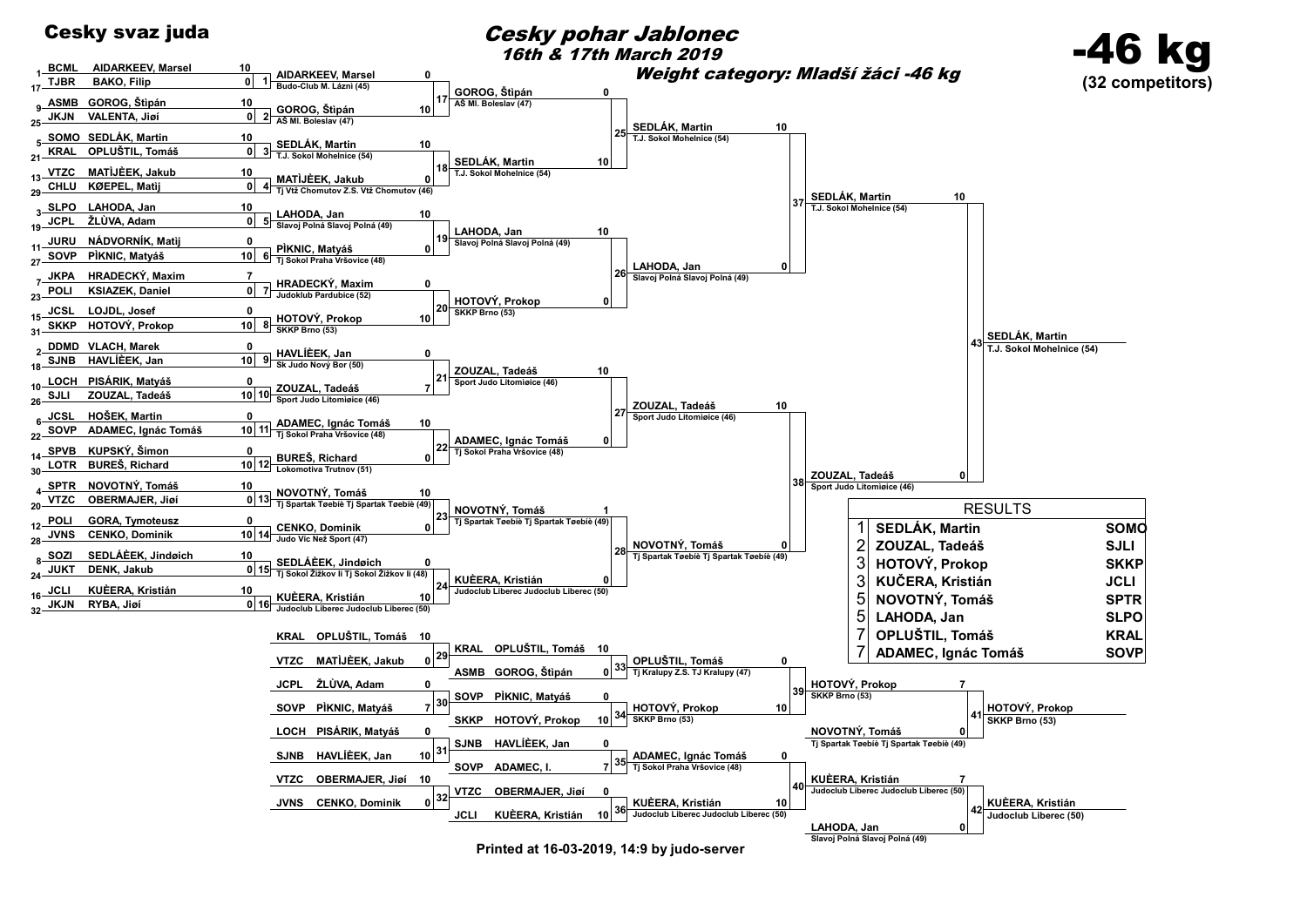# Cesky svaz juda

## Cesky pohar Jablonec

*16th & 17th March 2019*

***Weight category: Mladší žáci -46 kg***

# -46 kg

**(32 competitors)**

### Round 1

| Seed | Club | Name | Score | Fight |
|---|---|---|---|---|
| 1 | BCML | AIDARKEEV, Marsel | 10 | 1 |
| 17 | TJBR | BAKO, Filip | 0 | |
| 9 | ASMB | GOROG, Štipán | 10 | 2 |
| 25 | JKJN | VALENTA, Jiøí | 0 | |
| 5 | SOMO | SEDLÁK, Martin | 10 | 3 |
| 21 | KRAL | OPLUŠTIL, Tomáš | 0 | |
| 13 | VTZC | MATÌJÈEK, Jakub | 10 | 4 |
| 29 | CHLU | KØEPEL, Matij | 0 | |
| 3 | SLPO | LAHODA, Jan | 10 | 5 |
| 19 | JCPL | ŽLÙVA, Adam | 0 | |
| 11 | JURU | NÁDVORNÍK, Matij | 0 | 6 |
| 27 | SOVP | PÌKNIC, Matyáš | 10 | |
| 7 | JKPA | HRADECKÝ, Maxim | 7 | 7 |
| 23 | POLI | KSIAZEK, Daniel | 0 | |
| 15 | JCSL | LOJDL, Josef | 0 | 8 |
| 31 | SKKP | HOTOVÝ, Prokop | 10 | |
| 2 | DDMD | VLACH, Marek | 0 | 9 |
| 18 | SJNB | HAVLÍÈEK, Jan | 10 | |
| 10 | LOCH | PISÁRIK, Matyáš | 0 | 10 |
| 26 | SJLI | ZOUZAL, Tadeáš | 10 | |
| 6 | JCSL | HOŠEK, Martin | 0 | 11 |
| 22 | SOVP | ADAMEC, Ignác Tomáš | 10 | |
| 14 | SPVB | KUPSKÝ, Šimon | 0 | 12 |
| 30 | LOTR | BUREŠ, Richard | 10 | |
| 4 | SPTR | NOVOTNÝ, Tomáš | 10 | 13 |
| 20 | VTZC | OBERMAJER, Jiøí | 0 | |
| 12 | POLI | GORA, Tymoteusz | 0 | 14 |
| 28 | JVNS | CENKO, Dominik | 10 | |
| 8 | SOZI | SEDLÁÈEK, Jindøich | 10 | 15 |
| 24 | JUKT | DENK, Jakub | 0 | |
| 16 | JCLI | KUÈERA, Kristián | 10 | 16 |
| 32 | JKJN | RYBA, Jiøí | 0 | |

### Round 2

| Fight | Name | Club | Score |
|---|---|---|---|
| 17 | AIDARKEEV, Marsel | Budo-Club M. Lázni (45) | 0 |
| 17 | GOROG, Štipán | AŠ Ml. Boleslav (47) | 10 |
| 18 | SEDLÁK, Martin | T.J. Sokol Mohelnice (54) | 10 |
| 18 | MATÌJÈEK, Jakub | Tj Vtž Chomutov Z.S. Vtž Chomutov (46) | 0 |
| 19 | LAHODA, Jan | Slavoj Polná Slavoj Polná (49) | 10 |
| 19 | PÌKNIC, Matyáš | Tj Sokol Praha Vršovice (48) | 0 |
| 20 | HRADECKÝ, Maxim | Judoklub Pardubice (52) | 0 |
| 20 | HOTOVÝ, Prokop | SKKP Brno (53) | 10 |
| 21 | HAVLÍÈEK, Jan | Sk Judo Nový Bor (50) | 0 |
| 21 | ZOUZAL, Tadeáš | Sport Judo Litomiøice (46) | 7 |
| 22 | ADAMEC, Ignác Tomáš | Tj Sokol Praha Vršovice (48) | 10 |
| 22 | BUREŠ, Richard | Lokomotiva Trutnov (51) | 0 |
| 23 | NOVOTNÝ, Tomáš | Tj Spartak Tøebíè Tj Spartak Tøebíè (49) | 10 |
| 23 | CENKO, Dominik | Judo Víc Než Sport (47) | 0 |
| 24 | SEDLÁÈEK, Jindøich | Tj Sokol Žižkov Ii Tj Sokol Žižkov Ii (48) | 0 |
| 24 | KUÈERA, Kristián | Judoclub Liberec Judoclub Liberec (50) | 10 |

### Round 3

| Fight | Name | Club | Score |
|---|---|---|---|
| 25 | GOROG, Štipán | AŠ Ml. Boleslav (47) | 0 |
| 25 | SEDLÁK, Martin | T.J. Sokol Mohelnice (54) | 10 |
| 26 | LAHODA, Jan | Slavoj Polná Slavoj Polná (49) | 10 |
| 26 | HOTOVÝ, Prokop | SKKP Brno (53) | 0 |
| 27 | ZOUZAL, Tadeáš | Sport Judo Litomiøice (46) | 10 |
| 27 | ADAMEC, Ignác Tomáš | Tj Sokol Praha Vršovice (48) | 0 |
| 28 | NOVOTNÝ, Tomáš | Tj Spartak Tøebíè Tj Spartak Tøebíè (49) | 1 |
| 28 | KUÈERA, Kristián | Judoclub Liberec Judoclub Liberec (50) | 0 |

### Semi-finals

| Fight | Name | Club | Score |
|---|---|---|---|
| 37 | SEDLÁK, Martin | T.J. Sokol Mohelnice (54) | 10 |
| 37 | LAHODA, Jan | Slavoj Polná Slavoj Polná (49) | 0 |
| 38 | ZOUZAL, Tadeáš | Sport Judo Litomiøice (46) | 10 |
| 38 | NOVOTNÝ, Tomáš | Tj Spartak Tøebíè Tj Spartak Tøebíè (49) | 0 |

### Final

| Fight | Name | Club | Score |
|---|---|---|---|
| 43 | SEDLÁK, Martin | T.J. Sokol Mohelnice (54) | 10 |
| 43 | ZOUZAL, Tadeáš | Sport Judo Litomiøice (46) | 0 |

Winner: **SEDLÁK, Martin** – T.J. Sokol Mohelnice (54)

### Repechage

| Fight | Club | Name | Score |
|---|---|---|---|
| 29 | KRAL | OPLUŠTIL, Tomáš | 10 |
| 29 | VTZC | MATÌJÈEK, Jakub | 0 |
| 30 | JCPL | ŽLÙVA, Adam | 0 |
| 30 | SOVP | PÌKNIC, Matyáš | 7 |
| 31 | LOCH | PISÁRIK, Matyáš | 0 |
| 31 | SJNB | HAVLÍÈEK, Jan | 10 |
| 32 | VTZC | OBERMAJER, Jiøí | 10 |
| 32 | JVNS | CENKO, Dominik | 0 |
| 33 | KRAL | OPLUŠTIL, Tomáš | 10 |
| 33 | ASMB | GOROG, Štipán | 0 |
| 34 | SOVP | PÌKNIC, Matyáš | 0 |
| 34 | SKKP | HOTOVÝ, Prokop | 10 |
| 35 | SJNB | HAVLÍÈEK, Jan | 0 |
| 35 | SOVP | ADAMEC, I. | 7 |
| 36 | VTZC | OBERMAJER, Jiøí | 0 |
| 36 | JCLI | KUÈERA, Kristián | 10 |

| Fight | Name | Club | Score |
|---|---|---|---|
| 39 | OPLUŠTIL, Tomáš | Tj Kralupy Z.S. TJ Kralupy (47) | 0 |
| 39 | HOTOVÝ, Prokop | SKKP Brno (53) | 10 |
| 40 | ADAMEC, Ignác Tomáš | Tj Sokol Praha Vršovice (48) | 0 |
| 40 | KUÈERA, Kristián | Judoclub Liberec Judoclub Liberec (50) | 10 |
| 41 | HOTOVÝ, Prokop | SKKP Brno (53) | 7 |
| 41 | NOVOTNÝ, Tomáš | Tj Spartak Tøebíè Tj Spartak Tøebíè (49) | 0 |
| 42 | KUÈERA, Kristián | Judoclub Liberec Judoclub Liberec (50) | 7 |
| 42 | LAHODA, Jan | Slavoj Polná Slavoj Polná (49) | 0 |

Bronze (41): **HOTOVÝ, Prokop** – SKKP Brno (53)

Bronze (42): **KUÈERA, Kristián** – Judoclub Liberec (50)

### RESULTS

| Place | Name | Club |
|---|---|---|
| 1 | SEDLÁK, Martin | SOMO |
| 2 | ZOUZAL, Tadeáš | SJLI |
| 3 | HOTOVÝ, Prokop | SKKP |
| 3 | KUČERA, Kristián | JCLI |
| 5 | NOVOTNÝ, Tomáš | SPTR |
| 5 | LAHODA, Jan | SLPO |
| 7 | OPLUŠTIL, Tomáš | KRAL |
| 7 | ADAMEC, Ignác Tomáš | SOVP |

**Printed at 16-03-2019, 14:9 by judo-server**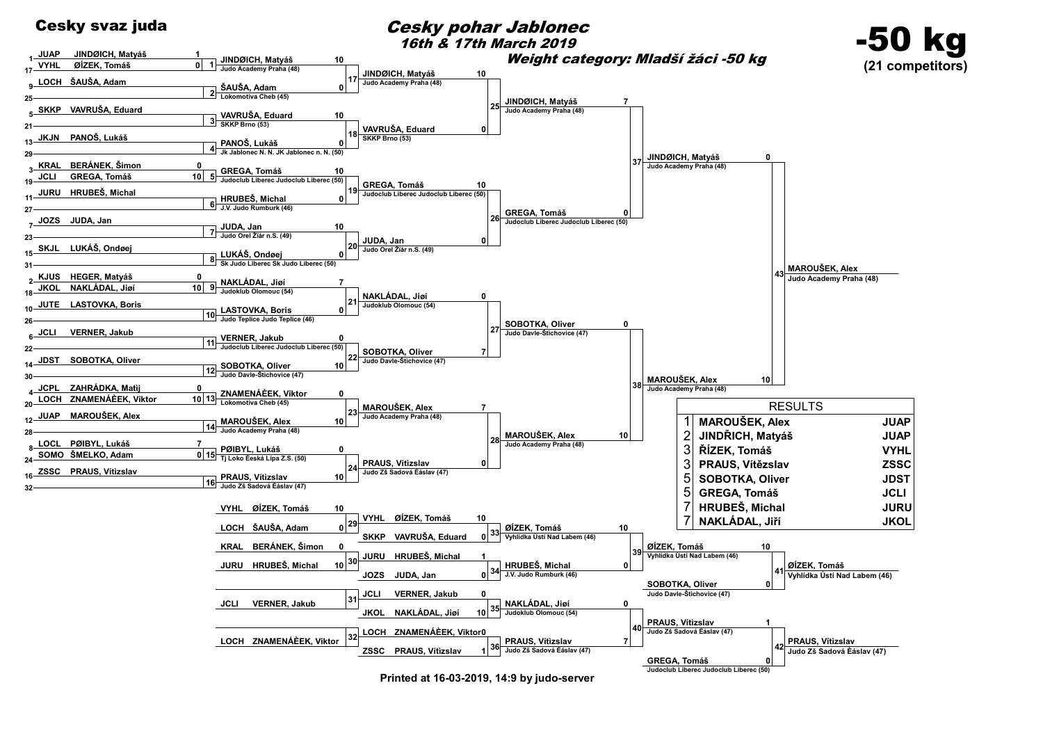**Cesky svaz juda**

# Cesky pohar Jablonec

*16th & 17th March 2019*

*Weight category: Mladší žáci -50 kg*

# -50 kg

**(21 competitors)**

## Draw

| Seed | Club | Name | Score |
|---|---|---|---|
| 1 | JUAP | JINDØICH, Matyáš | 1 |
| 17 | VYHL | ØÍZEK, Tomáš | 0 |
| 9 | LOCH | ŠAUŠA, Adam | |
| 25 | | | |
| 5 | SKKP | VAVRUŠA, Eduard | |
| 21 | | | |
| 13 | JKJN | PANOŠ, Lukáš | |
| 29 | | | |
| 3 | KRAL | BERÁNEK, Šimon | 0 |
| 19 | JCLI | GREGA, Tomáš | 10 |
| 11 | JURU | HRUBEŠ, Michal | |
| 27 | | | |
| 7 | JOZS | JUDA, Jan | |
| 23 | | | |
| 15 | SKJL | LUKÁŠ, Ondøej | |
| 31 | | | |
| 2 | KJUS | HEGER, Matyáš | 0 |
| 18 | JKOL | NAKLÁDAL, Jiøí | 10 |
| 10 | JUTE | LASTOVKA, Boris | |
| 26 | | | |
| 6 | JCLI | VERNER, Jakub | |
| 22 | | | |
| 14 | JDST | SOBOTKA, Oliver | |
| 30 | | | |
| 4 | JCPL | ZAHRÁDKA, Matij | 0 |
| 20 | LOCH | ZNAMENÁÈEK, Viktor | 10 |
| 12 | JUAP | MAROUŠEK, Alex | |
| 28 | | | |
| 8 | LOCL | PØIBYL, Lukáš | 7 |
| 24 | SOMO | ŠMELKO, Adam | 0 |
| 16 | ZSSC | PRAUS, Vítìzslav | |
| 32 | | | |

## First round

| Match | Winner | Club | Score |
|---|---|---|---|
| 1 | JINDØICH, Matyáš | Judo Academy Praha (48) | 10 |
| 2 | ŠAUŠA, Adam | Lokomotiva Cheb (45) | 0 |
| 3 | VAVRUŠA, Eduard | SKKP Brno (53) | 10 |
| 4 | PANOŠ, Lukáš | Jk Jablonec N. N. JK Jablonec n. N. (50) | 0 |
| 5 | GREGA, Tomáš | Judoclub Liberec Judoclub Liberec (50) | 10 |
| 6 | HRUBEŠ, Michal | J.V. Judo Rumburk (46) | 0 |
| 7 | JUDA, Jan | Judo Orel Žïár n.S. (49) | 10 |
| 8 | LUKÁŠ, Ondøej | Sk Judo Liberec Sk Judo Liberec (50) | 0 |
| 9 | NAKLÁDAL, Jiøí | Judoklub Olomouc (54) | 7 |
| 10 | LASTOVKA, Boris | Judo Teplice Judo Teplice (46) | 0 |
| 11 | VERNER, Jakub | Judoclub Liberec Judoclub Liberec (50) | 0 |
| 12 | SOBOTKA, Oliver | Judo Davle-Štìchovice (47) | 10 |
| 13 | ZNAMENÁÈEK, Viktor | Lokomotiva Cheb (45) | 0 |
| 14 | MAROUŠEK, Alex | Judo Academy Praha (48) | 10 |
| 15 | PØIBYL, Lukáš | Tj Loko Èeská Lípa Z.S. (50) | 0 |
| 16 | PRAUS, Vítìzslav | Judo Zš Sadová Èáslav (47) | 10 |

## Second round

| Match | Winner | Club | Score |
|---|---|---|---|
| 17 | JINDØICH, Matyáš | Judo Academy Praha (48) | 10 |
| 18 | VAVRUŠA, Eduard | SKKP Brno (53) | 0 |
| 19 | GREGA, Tomáš | Judoclub Liberec Judoclub Liberec (50) | 10 |
| 20 | JUDA, Jan | Judo Orel Žïár n.S. (49) | 0 |
| 21 | NAKLÁDAL, Jiøí | Judoklub Olomouc (54) | 0 |
| 22 | SOBOTKA, Oliver | Judo Davle-Štìchovice (47) | 7 |
| 23 | MAROUŠEK, Alex | Judo Academy Praha (48) | 7 |
| 24 | PRAUS, Vítìzslav | Judo Zš Sadová Èáslav (47) | 0 |

## Quarterfinals

| Match | Winner | Club | Score |
|---|---|---|---|
| 25 | JINDØICH, Matyáš | Judo Academy Praha (48) | 7 |
| 26 | GREGA, Tomáš | Judoclub Liberec Judoclub Liberec (50) | 0 |
| 27 | SOBOTKA, Oliver | Judo Davle-Štìchovice (47) | 0 |
| 28 | MAROUŠEK, Alex | Judo Academy Praha (48) | 10 |

## Semifinals

| Match | Winner | Club | Score |
|---|---|---|---|
| 37 | JINDØICH, Matyáš | Judo Academy Praha (48) | 0 |
| 38 | MAROUŠEK, Alex | Judo Academy Praha (48) | 10 |

## Final

| Match | Winner | Club |
|---|---|---|
| 43 | MAROUŠEK, Alex | Judo Academy Praha (48) |

## Repechage

| Match | Club | Name | Score |
|---|---|---|---|
| 29 | VYHL | ØÍZEK, Tomáš | 10 |
| 29 | LOCH | ŠAUŠA, Adam | 0 |
| 30 | KRAL | BERÁNEK, Šimon | 0 |
| 30 | JURU | HRUBEŠ, Michal | 10 |
| 31 | JCLI | VERNER, Jakub | |
| 32 | LOCH | ZNAMENÁÈEK, Viktor | |

| Match | Club | Name | Score |
|---|---|---|---|
| 33 | VYHL | ØÍZEK, Tomáš | 10 |
| 33 | SKKP | VAVRUŠA, Eduard | 0 |
| 34 | JURU | HRUBEŠ, Michal | 1 |
| 34 | JOZS | JUDA, Jan | 0 |
| 35 | JCLI | VERNER, Jakub | 0 |
| 35 | JKOL | NAKLÁDAL, Jiøí | 10 |
| 36 | LOCH | ZNAMENÁÈEK, Viktor | 0 |
| 36 | ZSSC | PRAUS, Vítìzslav | 1 |

| Match | Name | Club | Score |
|---|---|---|---|
| 39 | ØÍZEK, Tomáš | Vyhlídka Ústí Nad Labem (46) | 10 |
| 39 | HRUBEŠ, Michal | J.V. Judo Rumburk (46) | 0 |
| 40 | NAKLÁDAL, Jiøí | Judoklub Olomouc (54) | 0 |
| 40 | PRAUS, Vítìzslav | Judo Zš Sadová Èáslav (47) | 7 |

## Bronze matches

| Match | Name | Club | Score |
|---|---|---|---|
| 41 | ØÍZEK, Tomáš | Vyhlídka Ústí Nad Labem (46) | 10 |
| 41 | SOBOTKA, Oliver | Judo Davle-Štìchovice (47) | 0 |
| 42 | PRAUS, Vítìzslav | Judo Zš Sadová Èáslav (47) | 1 |
| 42 | GREGA, Tomáš | Judoclub Liberec Judoclub Liberec (50) | 0 |

Winners: 41 – ØÍZEK, Tomáš, Vyhlídka Ústí Nad Labem (46); 42 – PRAUS, Vítìzslav, Judo Zš Sadová Èáslav (47)

## RESULTS

| Place | Name | Club |
|---|---|---|
| 1 | MAROUŠEK, Alex | JUAP |
| 2 | JINDŘICH, Matyáš | JUAP |
| 3 | ŘÍZEK, Tomáš | VYHL |
| 3 | PRAUS, Vítězslav | ZSSC |
| 5 | SOBOTKA, Oliver | JDST |
| 5 | GREGA, Tomáš | JCLI |
| 7 | HRUBEŠ, Michal | JURU |
| 7 | NAKLÁDAL, Jiří | JKOL |

**Printed at 16-03-2019, 14:9 by judo-server**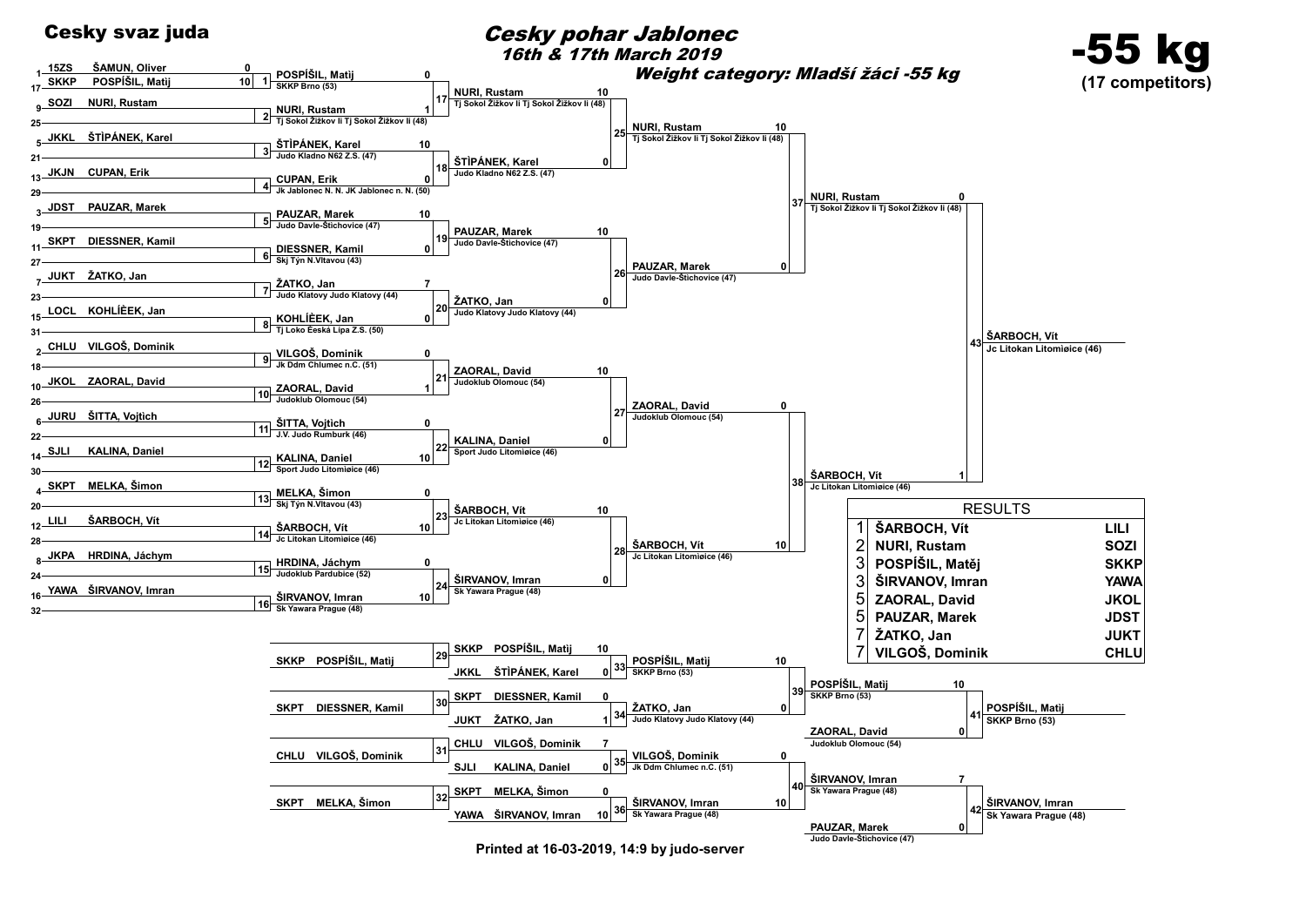# Cesky svaz juda

## Cesky pohar Jablonec

### 16th & 17th March 2019

**Weight category: Mladší žáci -55 kg**

# -55 kg

**(17 competitors)**

## Draw

| Seed | Club | Name |
|---|---|---|
| 1 | 15ZS | ŠAMUN, Oliver |
| 17 | SKKP | POSPÍŠIL, Matij |
| 9 | SOZI | NURI, Rustam |
| 25 | | |
| 5 | JKKL | ŠTÌPÁNEK, Karel |
| 21 | | |
| 13 | JKJN | CUPAN, Erik |
| 29 | | |
| 3 | JDST | PAUZAR, Marek |
| 19 | | |
| 11 | SKPT | DIESSNER, Kamil |
| 27 | | |
| 7 | JUKT | ŽATKO, Jan |
| 23 | | |
| 15 | LOCL | KOHLÍÈEK, Jan |
| 31 | | |
| 2 | CHLU | VILGOŠ, Dominik |
| 18 | | |
| 10 | JKOL | ZAORAL, David |
| 26 | | |
| 6 | JURU | ŠITTA, Vojtich |
| 22 | | |
| 14 | SJLI | KALINA, Daniel |
| 30 | | |
| 4 | SKPT | MELKA, Šimon |
| 20 | | |
| 12 | LILI | ŠARBOCH, Vít |
| 28 | | |
| 8 | JKPA | HRDINA, Jáchym |
| 24 | | |
| 16 | YAWA | ŠIRVANOV, Imran |
| 32 | | |

## Main bracket

| Match | Contestants (score) | Winner |
|---|---|---|
| 1 | ŠAMUN, Oliver (0) – POSPÍŠIL, Matij (10) | POSPÍŠIL, Matij – SKKP Brno (53) |
| 2 | NURI, Rustam (bye) | NURI, Rustam – Tj Sokol Žižkov Ii Tj Sokol Žižkov Ii (48) |
| 3 | ŠTÌPÁNEK, Karel (bye) | ŠTÌPÁNEK, Karel – Judo Kladno N62 Z.S. (47) |
| 4 | CUPAN, Erik (bye) | CUPAN, Erik – Jk Jablonec N. N. JK Jablonec n. N. (50) |
| 5 | PAUZAR, Marek (bye) | PAUZAR, Marek – Judo Davle-Štichovice (47) |
| 6 | DIESSNER, Kamil (bye) | DIESSNER, Kamil – Skj Týn N.Vltavou (43) |
| 7 | ŽATKO, Jan (bye) | ŽATKO, Jan – Judo Klatovy Judo Klatovy (44) |
| 8 | KOHLÍÈEK, Jan (bye) | KOHLÍÈEK, Jan – Tj Loko Èeská Lípa Z.S. (50) |
| 9 | VILGOŠ, Dominik (bye) | VILGOŠ, Dominik – Jk Ddm Chlumec n.C. (51) |
| 10 | ZAORAL, David (bye) | ZAORAL, David – Judoklub Olomouc (54) |
| 11 | ŠITTA, Vojtich (bye) | ŠITTA, Vojtich – J.V. Judo Rumburk (46) |
| 12 | KALINA, Daniel (bye) | KALINA, Daniel – Sport Judo Litomiøice (46) |
| 13 | MELKA, Šimon (bye) | MELKA, Šimon – Skj Týn N.Vltavou (43) |
| 14 | ŠARBOCH, Vít (bye) | ŠARBOCH, Vít – Jc Litokan Litomiøice (46) |
| 15 | HRDINA, Jáchym (bye) | HRDINA, Jáchym – Judoklub Pardubice (52) |
| 16 | ŠIRVANOV, Imran (bye) | ŠIRVANOV, Imran – Sk Yawara Prague (48) |
| 17 | POSPÍŠIL, Matij (0) – NURI, Rustam (1) | NURI, Rustam – Tj Sokol Žižkov Ii Tj Sokol Žižkov Ii (48) |
| 18 | ŠTÌPÁNEK, Karel (10) – CUPAN, Erik (0) | ŠTÌPÁNEK, Karel – Judo Kladno N62 Z.S. (47) |
| 19 | PAUZAR, Marek (10) – DIESSNER, Kamil (0) | PAUZAR, Marek – Judo Davle-Štichovice (47) |
| 20 | ŽATKO, Jan (7) – KOHLÍÈEK, Jan (0) | ŽATKO, Jan – Judo Klatovy Judo Klatovy (44) |
| 21 | VILGOŠ, Dominik (0) – ZAORAL, David (1) | ZAORAL, David – Judoklub Olomouc (54) |
| 22 | ŠITTA, Vojtich (0) – KALINA, Daniel (10) | KALINA, Daniel – Sport Judo Litomiøice (46) |
| 23 | MELKA, Šimon (0) – ŠARBOCH, Vít (10) | ŠARBOCH, Vít – Jc Litokan Litomiøice (46) |
| 24 | HRDINA, Jáchym (0) – ŠIRVANOV, Imran (10) | ŠIRVANOV, Imran – Sk Yawara Prague (48) |
| 25 | NURI, Rustam (10) – ŠTÌPÁNEK, Karel (0) | NURI, Rustam – Tj Sokol Žižkov Ii Tj Sokol Žižkov Ii (48) |
| 26 | PAUZAR, Marek (10) – ŽATKO, Jan (0) | PAUZAR, Marek – Judo Davle-Štichovice (47) |
| 27 | ZAORAL, David (10) – KALINA, Daniel (0) | ZAORAL, David – Judoklub Olomouc (54) |
| 28 | ŠARBOCH, Vít (10) – ŠIRVANOV, Imran (0) | ŠARBOCH, Vít – Jc Litokan Litomiøice (46) |
| 37 | NURI, Rustam (10) – PAUZAR, Marek (0) | NURI, Rustam – Tj Sokol Žižkov Ii Tj Sokol Žižkov Ii (48) |
| 38 | ZAORAL, David (0) – ŠARBOCH, Vít (10) | ŠARBOCH, Vít – Jc Litokan Litomiøice (46) |
| 43 | NURI, Rustam (0) – ŠARBOCH, Vít (1) | ŠARBOCH, Vít – Jc Litokan Litomiøice (46) |

## Repechage

| Match | Contestants (score) | Winner |
|---|---|---|
| 29 | SKKP POSPÍŠIL, Matij (10) – JKKL ŠTÌPÁNEK, Karel (0) | POSPÍŠIL, Matij |
| 30 | SKPT DIESSNER, Kamil (0) – JUKT ŽATKO, Jan (1) | ŽATKO, Jan |
| 31 | CHLU VILGOŠ, Dominik (7) – SJLI KALINA, Daniel (0) | VILGOŠ, Dominik |
| 32 | SKPT MELKA, Šimon (0) – YAWA ŠIRVANOV, Imran (10) | ŠIRVANOV, Imran |
| 33 | POSPÍŠIL, Matij (10) – (bye) | POSPÍŠIL, Matij – SKKP Brno (53) |
| 34 | ŽATKO, Jan (0) – (bye) | ŽATKO, Jan – Judo Klatovy Judo Klatovy (44) |
| 35 | VILGOŠ, Dominik (0) – (bye) | VILGOŠ, Dominik – Jk Ddm Chlumec n.C. (51) |
| 36 | ŠIRVANOV, Imran (10) – (bye) | ŠIRVANOV, Imran – Sk Yawara Prague (48) |
| 39 | POSPÍŠIL, Matij (10) – ŽATKO, Jan (0) | POSPÍŠIL, Matij – SKKP Brno (53) |
| 40 | VILGOŠ, Dominik (0) – ŠIRVANOV, Imran (10) | ŠIRVANOV, Imran – Sk Yawara Prague (48) |
| 41 | POSPÍŠIL, Matij (10) – ZAORAL, David (0) | POSPÍŠIL, Matij – SKKP Brno (53) |
| 42 | ŠIRVANOV, Imran (7) – PAUZAR, Marek (0) | ŠIRVANOV, Imran – Sk Yawara Prague (48) |

## RESULTS

| Place | Name | Club |
|---|---|---|
| 1 | ŠARBOCH, Vít | LILI |
| 2 | NURI, Rustam | SOZI |
| 3 | POSPÍŠIL, Matěj | SKKP |
| 3 | ŠIRVANOV, Imran | YAWA |
| 5 | ZAORAL, David | JKOL |
| 5 | PAUZAR, Marek | JDST |
| 7 | ŽATKO, Jan | JUKT |
| 7 | VILGOŠ, Dominik | CHLU |

Printed at 16-03-2019, 14:9 by judo-server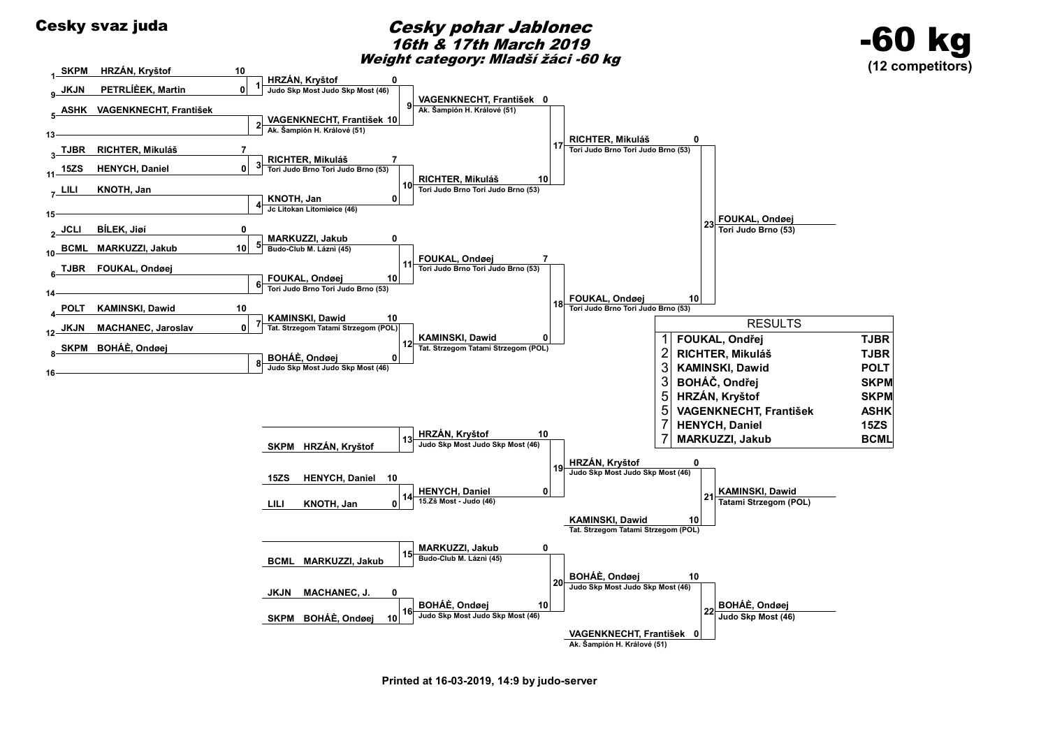**Cesky svaz juda**

# Cesky pohar Jablonec

## 16th & 17th March 2019

### Weight category: Mladší žáci -60 kg

# -60 kg

**(12 competitors)**

## Pool / First round

| Seed | Club | Name | Score |
|---|---|---|---|
| 1 | SKPM | HRZÁN, Kryštof | 10 |
| 9 | JKJN | PETRLÍÈEK, Martin | 0 |
| 5 | ASHK | VAGENKNECHT, František | |
| 13 | | | |
| 3 | TJBR | RICHTER, Mikuláš | 7 |
| 11 | 15ZS | HENYCH, Daniel | 0 |
| 7 | LILI | KNOTH, Jan | |
| 15 | | | |
| 2 | JCLI | BÍLEK, Jiøí | 0 |
| 10 | BCML | MARKUZZI, Jakub | 10 |
| 6 | TJBR | FOUKAL, Ondøej | |
| 14 | | | |
| 4 | POLT | KAMINSKI, Dawid | 10 |
| 12 | JKJN | MACHANEC, Jaroslav | 0 |
| 8 | SKPM | BOHÁÈ, Ondøej | |
| 16 | | | |

## Main bracket

| Match | Winner | Club | Score |
|---|---|---|---|
| 1 | HRZÁN, Kryštof | Judo Skp Most Judo Skp Most (46) | 0 |
| 2 | VAGENKNECHT, František | Ak. Šampión H. Králové (51) | 10 |
| 3 | RICHTER, Mikuláš | Tori Judo Brno Tori Judo Brno (53) | 7 |
| 4 | KNOTH, Jan | Jc Litokan Litomiøice (46) | 0 |
| 5 | MARKUZZI, Jakub | Budo-Club M. Lázni (45) | 0 |
| 6 | FOUKAL, Ondøej | Tori Judo Brno Tori Judo Brno (53) | 10 |
| 7 | KAMINSKI, Dawid | Tat. Strzegom Tatami Strzegom (POL) | 10 |
| 8 | BOHÁÈ, Ondøej | Judo Skp Most Judo Skp Most (46) | 0 |
| 9 | VAGENKNECHT, František | Ak. Šampión H. Králové (51) | 0 |
| 10 | RICHTER, Mikuláš | Tori Judo Brno Tori Judo Brno (53) | 10 |
| 11 | FOUKAL, Ondøej | Tori Judo Brno Tori Judo Brno (53) | 7 |
| 12 | KAMINSKI, Dawid | Tat. Strzegom Tatami Strzegom (POL) | 0 |
| 17 | RICHTER, Mikuláš | Tori Judo Brno Tori Judo Brno (53) | 0 |
| 18 | FOUKAL, Ondøej | Tori Judo Brno Tori Judo Brno (53) | 10 |
| 23 | FOUKAL, Ondøej | Tori Judo Brno (53) | |

## Repechage

| Club | Name | Score |
|---|---|---|
| SKPM | HRZÁN, Kryštof | |
| 15ZS | HENYCH, Daniel | 10 |
| LILI | KNOTH, Jan | 0 |
| BCML | MARKUZZI, Jakub | |
| JKJN | MACHANEC, J. | 0 |
| SKPM | BOHÁÈ, Ondøej | 10 |

| Match | Winner | Club | Score |
|---|---|---|---|
| 13 | HRZÁN, Kryštof | Judo Skp Most Judo Skp Most (46) | 10 |
| 14 | HENYCH, Daniel | 15.Zš Most - Judo (46) | 0 |
| 15 | MARKUZZI, Jakub | Budo-Club M. Lázni (45) | 0 |
| 16 | BOHÁÈ, Ondøej | Judo Skp Most Judo Skp Most (46) | 10 |
| 19 | HRZÁN, Kryštof | Judo Skp Most Judo Skp Most (46) | 0 |
| 19 | KAMINSKI, Dawid | Tat. Strzegom Tatami Strzegom (POL) | 10 |
| 20 | BOHÁÈ, Ondøej | Judo Skp Most Judo Skp Most (46) | 10 |
| 20 | VAGENKNECHT, František | Ak. Šampión H. Králové (51) | 0 |
| 21 | KAMINSKI, Dawid | Tatami Strzegom (POL) | |
| 22 | BOHÁÈ, Ondøej | Judo Skp Most (46) | |

## RESULTS

| Place | Name | Club |
|---|---|---|
| 1 | FOUKAL, Ondřej | TJBR |
| 2 | RICHTER, Mikuláš | TJBR |
| 3 | KAMINSKI, Dawid | POLT |
| 3 | BOHÁČ, Ondřej | SKPM |
| 5 | HRZÁN, Kryštof | SKPM |
| 5 | VAGENKNECHT, František | ASHK |
| 7 | HENYCH, Daniel | 15ZS |
| 7 | MARKUZZI, Jakub | BCML |

Printed at 16-03-2019, 14:9 by judo-server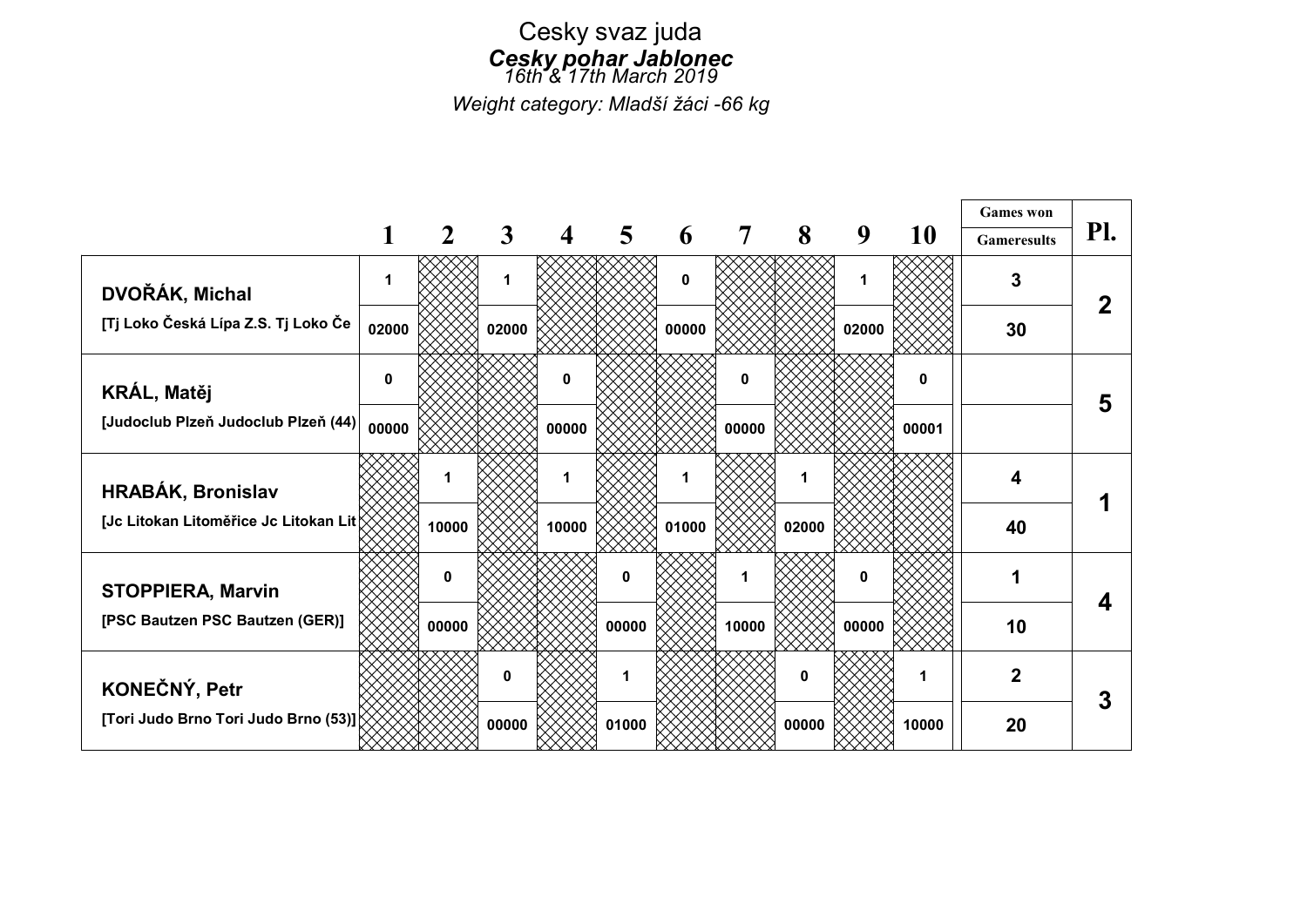# Cesky svaz juda

## *Cesky pohar Jablonec*

*16th & 17th March 2019*

*Weight category: Mladší žáci -66 kg*

| | 1 | 2 | 3 | 4 | 5 | 6 | 7 | 8 | 9 | 10 | Games won / Gameresults | Pl. |
|---|---|---|---|---|---|---|---|---|---|---|---|---|
| **DVOŘÁK, Michal** | 1 | | 1 | | | 0 | | | 1 | | 3 | 2 |
| [Tj Loko Česká Lípa Z.S. Tj Loko Če | 02000 | | 02000 | | | 00000 | | | 02000 | | 30 | |
| **KRÁL, Matěj** | 0 | | | 0 | | | 0 | | | 0 | | 5 |
| [Judoclub Plzeň Judoclub Plzeň (44) | 00000 | | | 00000 | | | 00000 | | | 00001 | | |
| **HRABÁK, Bronislav** | | 1 | | 1 | | 1 | | 1 | | | 4 | 1 |
| [Jc Litokan Litoměřice Jc Litokan Lit | | 10000 | | 10000 | | 01000 | | 02000 | | | 40 | |
| **STOPPIERA, Marvin** | | 0 | | | 0 | | 1 | | 0 | | 1 | 4 |
| [PSC Bautzen PSC Bautzen (GER)] | | 00000 | | | 00000 | | 10000 | | 00000 | | 10 | |
| **KONEČNÝ, Petr** | | | 0 | | 1 | | | 0 | | 1 | 2 | 3 |
| [Tori Judo Brno Tori Judo Brno (53)] | | | 00000 | | 01000 | | | 00000 | | 10000 | 20 | |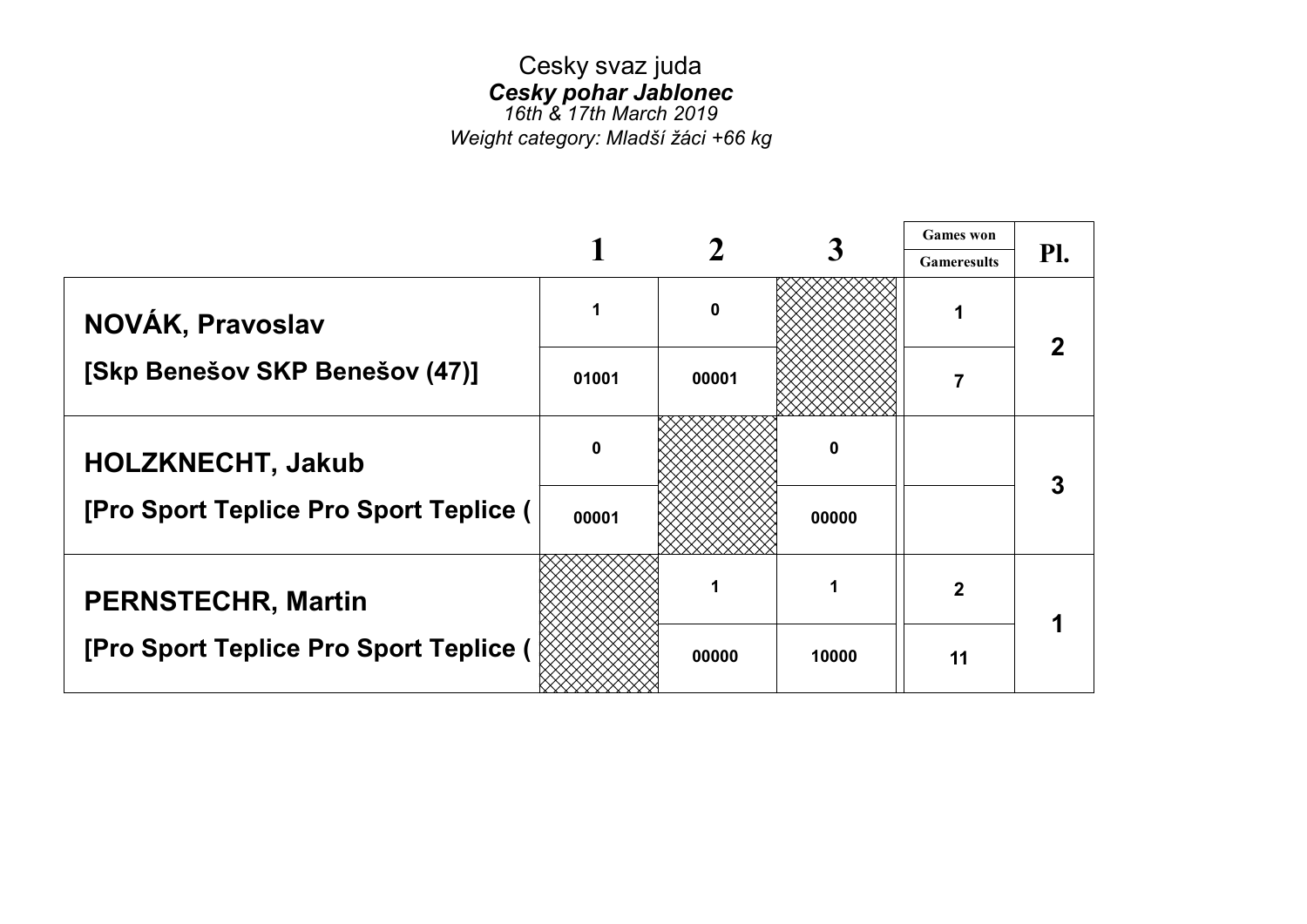Cesky svaz juda

***Cesky pohar Jablonec***

*16th & 17th March 2019*

*Weight category: Mladší žáci +66 kg*

| | 1 | 2 | 3 | Games won / Gameresults | Pl. |
|---|---|---|---|---|---|
| **NOVÁK, Pravoslav** | 1 | 0 | | 1 | 2 |
| **[Skp Benešov SKP Benešov (47)]** | 01001 | 00001 | | 7 | |
| **HOLZKNECHT, Jakub** | 0 | | 0 | | 3 |
| **[Pro Sport Teplice Pro Sport Teplice (** | 00001 | | 00000 | | |
| **PERNSTECHR, Martin** | | 1 | 1 | 2 | 1 |
| **[Pro Sport Teplice Pro Sport Teplice (** | | 00000 | 10000 | 11 | |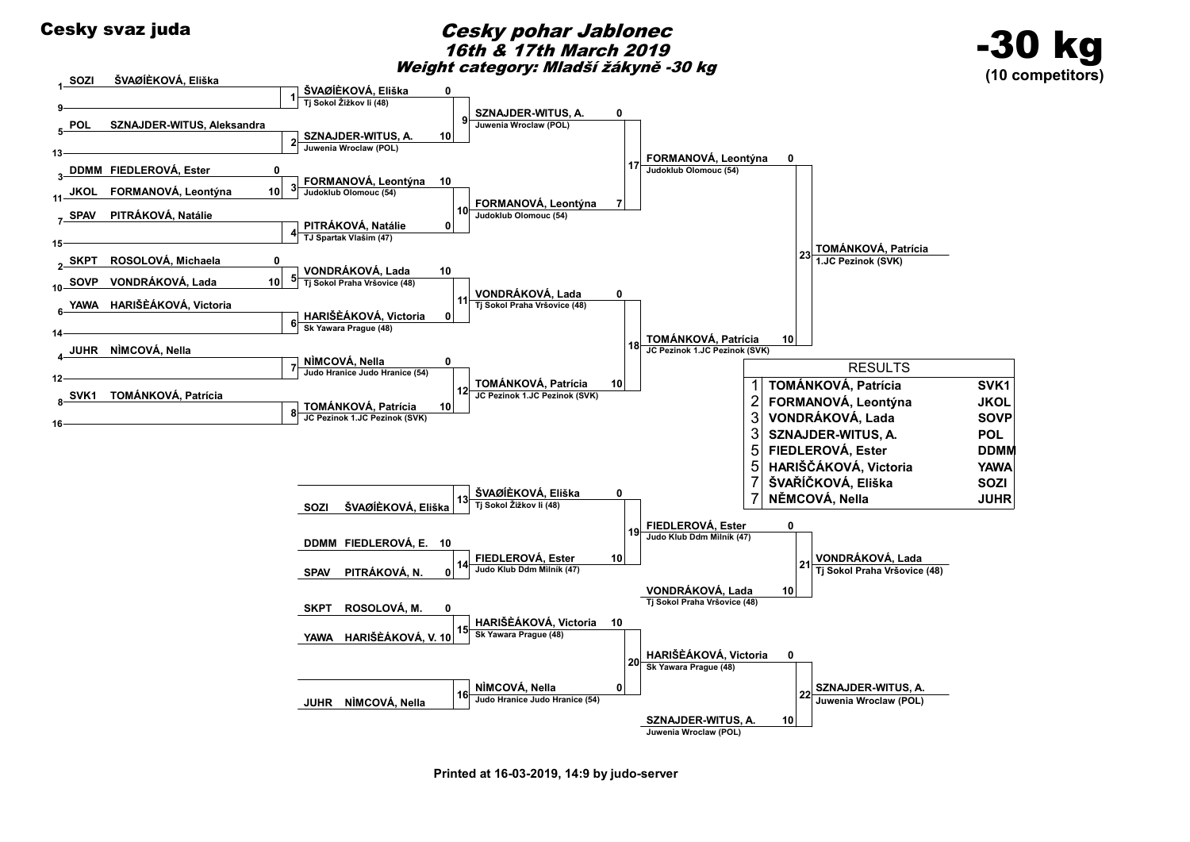**Cesky svaz juda**

# Cesky pohar Jablonec

## 16th & 17th March 2019

### Weight category: Mladší žákyně -30 kg

# -30 kg

**(10 competitors)**

## Main bracket

### Round 1

| Match | Pos. | Club | Competitor | Score | Winner | Club |
|---|---|---|---|---|---|---|
| 1 | 1 | SOZI | ŠVAØÍÈKOVÁ, Eliška | | ŠVAØÍÈKOVÁ, Eliška 0 | Tj Sokol Žižkov Ii (48) |
| | 9 | | | | | |
| 2 | 5 | POL | SZNAJDER-WITUS, Aleksandra | | SZNAJDER-WITUS, A. 10 | Juwenia Wroclaw (POL) |
| | 13 | | | | | |
| 3 | 3 | DDMM | FIEDLEROVÁ, Ester | 0 | FORMANOVÁ, Leontýna 10 | Judoklub Olomouc (54) |
| | 11 | JKOL | FORMANOVÁ, Leontýna | 10 | | |
| 4 | 7 | SPAV | PITRÁKOVÁ, Natálie | | PITRÁKOVÁ, Natálie 0 | TJ Spartak Vlašim (47) |
| | 15 | | | | | |
| 5 | 2 | SKPT | ROSOLOVÁ, Michaela | 0 | VONDRÁKOVÁ, Lada 10 | Tj Sokol Praha Vršovice (48) |
| | 10 | SOVP | VONDRÁKOVÁ, Lada | 10 | | |
| 6 | 6 | YAWA | HARIŠÈÁKOVÁ, Victoria | | HARIŠÈÁKOVÁ, Victoria 0 | Sk Yawara Prague (48) |
| | 14 | | | | | |
| 7 | 4 | JUHR | NÌMCOVÁ, Nella | | NÌMCOVÁ, Nella 0 | Judo Hranice Judo Hranice (54) |
| | 12 | | | | | |
| 8 | 8 | SVK1 | TOMÁNKOVÁ, Patrícia | | TOMÁNKOVÁ, Patrícia 10 | JC Pezinok 1.JC Pezinok (SVK) |
| | 16 | | | | | |

### Round 2

| Match | Winner | Score | Club |
|---|---|---|---|
| 9 | SZNAJDER-WITUS, A. | 0 | Juwenia Wroclaw (POL) |
| 10 | FORMANOVÁ, Leontýna | 7 | Judoklub Olomouc (54) |
| 11 | VONDRÁKOVÁ, Lada | 0 | Tj Sokol Praha Vršovice (48) |
| 12 | TOMÁNKOVÁ, Patrícia | 10 | JC Pezinok 1.JC Pezinok (SVK) |

### Semi-finals

| Match | Winner | Score | Club |
|---|---|---|---|
| 17 | FORMANOVÁ, Leontýna | 0 | Judoklub Olomouc (54) |
| 18 | TOMÁNKOVÁ, Patrícia | 10 | JC Pezinok 1.JC Pezinok (SVK) |

### Final

| Match | Winner | Club |
|---|---|---|
| 23 | TOMÁNKOVÁ, Patrícia | 1.JC Pezinok (SVK) |

## Repechage

| Match | Competitors | Winner | Score | Club |
|---|---|---|---|---|
| 13 | SOZI ŠVAØÍÈKOVÁ, Eliška | ŠVAØÍÈKOVÁ, Eliška | 0 | Tj Sokol Žižkov Ii (48) |
| 14 | DDMM FIEDLEROVÁ, E. 10 / SPAV PITRÁKOVÁ, N. 0 | FIEDLEROVÁ, Ester | 10 | Judo Klub Ddm Mìlník (47) |
| 15 | SKPT ROSOLOVÁ, M. 0 / YAWA HARIŠÈÁKOVÁ, V. 10 | HARIŠÈÁKOVÁ, Victoria | 10 | Sk Yawara Prague (48) |
| 16 | JUHR NÌMCOVÁ, Nella | NÌMCOVÁ, Nella | 0 | Judo Hranice Judo Hranice (54) |
| 19 | FIEDLEROVÁ, Ester 0 / VONDRÁKOVÁ, Lada 10 | | | |
| 20 | HARIŠÈÁKOVÁ, Victoria 0 / SZNAJDER-WITUS, A. 10 | | | |
| 21 | | VONDRÁKOVÁ, Lada | | Tj Sokol Praha Vršovice (48) |
| 22 | | SZNAJDER-WITUS, A. | | Juwenia Wroclaw (POL) |

## RESULTS

| Place | Name | Club |
|---|---|---|
| 1 | TOMÁNKOVÁ, Patrícia | SVK1 |
| 2 | FORMANOVÁ, Leontýna | JKOL |
| 3 | VONDRÁKOVÁ, Lada | SOVP |
| 3 | SZNAJDER-WITUS, A. | POL |
| 5 | FIEDLEROVÁ, Ester | DDMM |
| 5 | HARIŠČÁKOVÁ, Victoria | YAWA |
| 7 | ŠVAŘÍČKOVÁ, Eliška | SOZI |
| 7 | NĚMCOVÁ, Nella | JUHR |

**Printed at 16-03-2019, 14:9 by judo-server**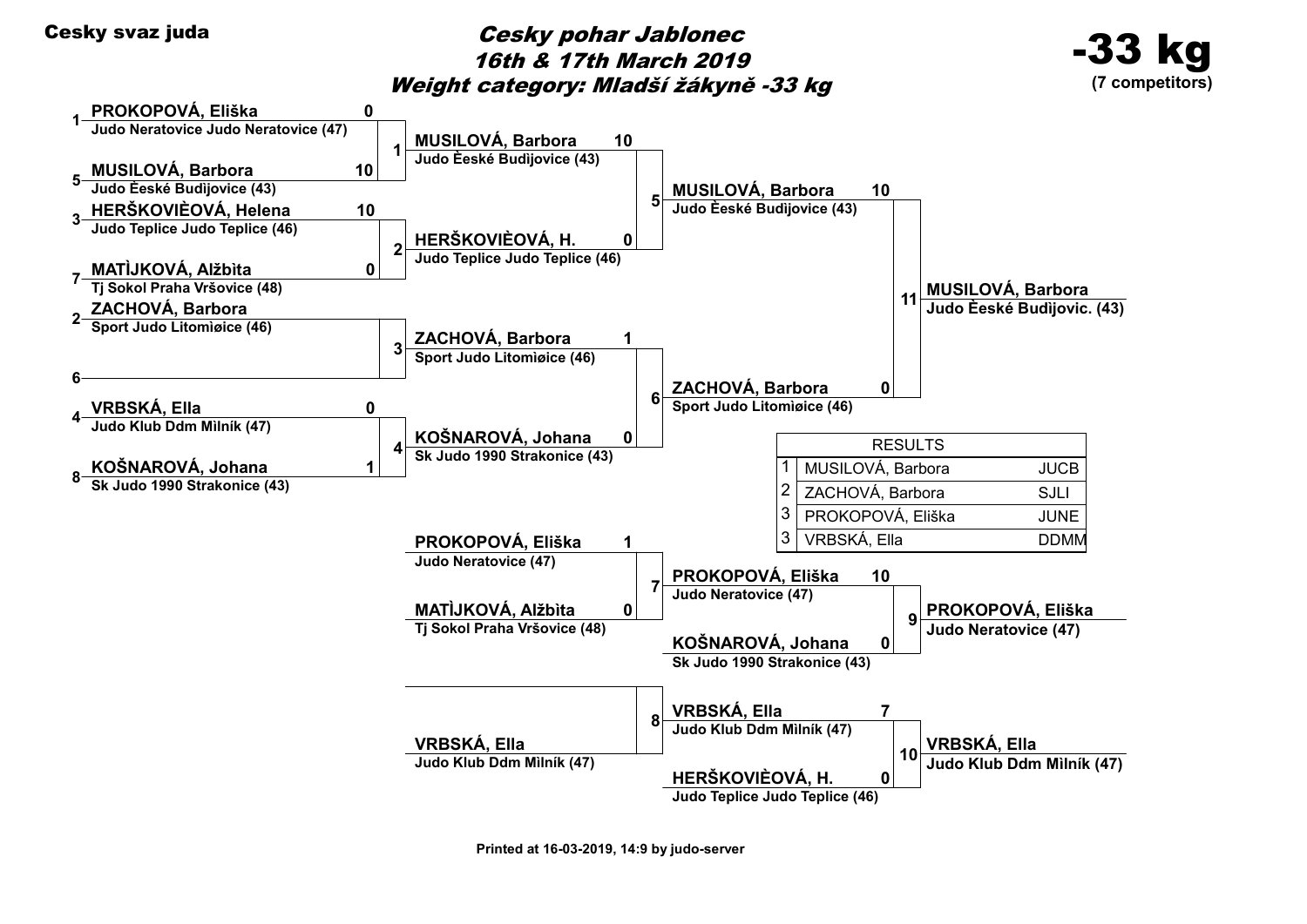**Cesky svaz juda**

# *Cesky pohar Jablonec*
## *16th & 17th March 2019*
## *Weight category: Mladší žákyně -33 kg*

**-33 kg**
**(7 competitors)**

### Main bracket

| Seed | Competitor | Club | Score | Match |
|---|---|---|---|---|
| 1 | PROKOPOVÁ, Eliška | Judo Neratovice Judo Neratovice (47) | 0 | 1 |
| 5 | MUSILOVÁ, Barbora | Judo Èeské Budìjovice (43) | 10 | 1 |
| 3 | HERŠKOVIÈOVÁ, Helena | Judo Teplice Judo Teplice (46) | 10 | 2 |
| 7 | MATÌJKOVÁ, Alžbìta | Tj Sokol Praha Vršovice (48) | 0 | 2 |
| 2 | ZACHOVÁ, Barbora | Sport Judo Litomìøice (46) | | 3 |
| 6 | | | | 3 |
| 4 | VRBSKÁ, Ella | Judo Klub Ddm Mìlník (47) | 0 | 4 |
| 8 | KOŠNAROVÁ, Johana | Sk Judo 1990 Strakonice (43) | 1 | 4 |

| Match | Competitor | Club | Score |
|---|---|---|---|
| 5 | MUSILOVÁ, Barbora | Judo Èeské Budìjovice (43) | 10 |
| 5 | HERŠKOVIÈOVÁ, H. | Judo Teplice Judo Teplice (46) | 0 |
| 6 | ZACHOVÁ, Barbora | Sport Judo Litomìøice (46) | 1 |
| 6 | KOŠNAROVÁ, Johana | Sk Judo 1990 Strakonice (43) | 0 |
| 11 | MUSILOVÁ, Barbora | Judo Èeské Budìjovice (43) | 10 |
| 11 | ZACHOVÁ, Barbora | Sport Judo Litomìøice (46) | 0 |

Winner: **MUSILOVÁ, Barbora** – Judo Èeské Budìjovic. (43)

### Repechage

| Match | Competitor | Club | Score |
|---|---|---|---|
| 7 | PROKOPOVÁ, Eliška | Judo Neratovice (47) | 1 |
| 7 | MATÌJKOVÁ, Alžbìta | Tj Sokol Praha Vršovice (48) | 0 |
| 8 | | | |
| 8 | VRBSKÁ, Ella | Judo Klub Ddm Mìlník (47) | |
| 9 | PROKOPOVÁ, Eliška | Judo Neratovice (47) | 10 |
| 9 | KOŠNAROVÁ, Johana | Sk Judo 1990 Strakonice (43) | 0 |
| 10 | VRBSKÁ, Ella | Judo Klub Ddm Mìlník (47) | 7 |
| 10 | HERŠKOVIÈOVÁ, H. | Judo Teplice Judo Teplice (46) | 0 |

Match 9 winner: **PROKOPOVÁ, Eliška** – Judo Neratovice (47)

Match 10 winner: **VRBSKÁ, Ella** – Judo Klub Ddm Mìlník (47)

### RESULTS

| Place | Name | Club |
|---|---|---|
| 1 | MUSILOVÁ, Barbora | JUCB |
| 2 | ZACHOVÁ, Barbora | SJLI |
| 3 | PROKOPOVÁ, Eliška | JUNE |
| 3 | VRBSKÁ, Ella | DDMM |

Printed at 16-03-2019, 14:9 by judo-server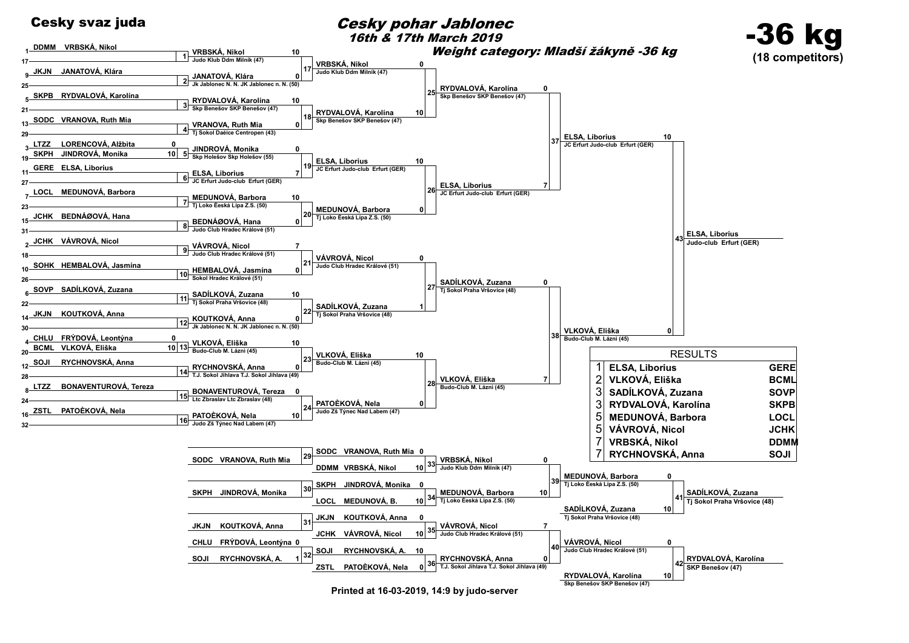# Cesky svaz juda

## Cesky pohar Jablonec

### 16th & 17th March 2019

### Weight category: Mladší žákyně -36 kg

## -36 kg

**(18 competitors)**

### Draw

| Seed | Club | Name |
|---|---|---|
| 1 | DDMM | VRBSKÁ, Nikol |
| 17 | | |
| 9 | JKJN | JANATOVÁ, Klára |
| 25 | | |
| 5 | SKPB | RYDVALOVÁ, Karolína |
| 21 | | |
| 13 | SODC | VRANOVA, Ruth Mia |
| 29 | | |
| 3 | LTZZ | LORENCOVÁ, Alžbita |
| 19 | SKPH | JINDROVÁ, Monika |
| 11 | GERE | ELSA, Liborius |
| 27 | | |
| 7 | LOCL | MEDUNOVÁ, Barbora |
| 23 | | |
| 15 | JCHK | BEDNÁØOVÁ, Hana |
| 31 | | |
| 2 | JCHK | VÁVROVÁ, Nicol |
| 18 | | |
| 10 | SOHK | HEMBALOVÁ, Jasmína |
| 26 | | |
| 6 | SOVP | SADÍLKOVÁ, Zuzana |
| 22 | | |
| 14 | JKJN | KOUTKOVÁ, Anna |
| 30 | | |
| 4 | CHLU | FRÝDOVÁ, Leontýna |
| 20 | BCML | VLKOVÁ, Eliška |
| 12 | SOJI | RYCHNOVSKÁ, Anna |
| 28 | | |
| 8 | LTZZ | BONAVENTUROVÁ, Tereza |
| 24 | | |
| 16 | ZSTL | PATOÈKOVÁ, Nela |
| 32 | | |

### Main draw

| Contest | Competitors | Score | Winner |
|---|---|---|---|
| 1 | VRBSKÁ, Nikol – (bye) | 10 | VRBSKÁ, Nikol (Judo Klub Ddm Milník (47)) |
| 2 | JANATOVÁ, Klára – (bye) | 0 | JANATOVÁ, Klára (Jk Jablonec N. N. JK Jablonec n. N. (50)) |
| 3 | RYDVALOVÁ, Karolína – (bye) | 10 | RYDVALOVÁ, Karolína (Skp Benešov SKP Benešov (47)) |
| 4 | VRANOVA, Ruth Mia – (bye) | 0 | VRANOVA, Ruth Mia (Tj Sokol Daèice Centropen (43)) |
| 5 | LORENCOVÁ, Alžbita 0 – JINDROVÁ, Monika 10 | 0 | JINDROVÁ, Monika (Skp Holešov Skp Holešov (55)) |
| 6 | ELSA, Liborius – (bye) | 7 | ELSA, Liborius (JC Erfurt Judo-club Erfurt (GER)) |
| 7 | MEDUNOVÁ, Barbora – (bye) | 10 | MEDUNOVÁ, Barbora (Tj Loko Èeská Lípa Z.S. (50)) |
| 8 | BEDNÁØOVÁ, Hana – (bye) | 0 | BEDNÁØOVÁ, Hana (Judo Club Hradec Králové (51)) |
| 9 | VÁVROVÁ, Nicol – (bye) | 7 | VÁVROVÁ, Nicol (Judo Club Hradec Králové (51)) |
| 10 | HEMBALOVÁ, Jasmína – (bye) | 0 | HEMBALOVÁ, Jasmína (Sokol Hradec Králové (51)) |
| 11 | SADÍLKOVÁ, Zuzana – (bye) | 10 | SADÍLKOVÁ, Zuzana (Tj Sokol Praha Vršovice (48)) |
| 12 | KOUTKOVÁ, Anna – (bye) | 0 | KOUTKOVÁ, Anna (Jk Jablonec N. N. JK Jablonec n. N. (50)) |
| 13 | FRÝDOVÁ, Leontýna 0 – VLKOVÁ, Eliška 10 | 10 | VLKOVÁ, Eliška (Budo-Club M. Lázni (45)) |
| 14 | RYCHNOVSKÁ, Anna – (bye) | 0 | RYCHNOVSKÁ, Anna (T.J. Sokol Jihlava T.J. Sokol Jihlava (49)) |
| 15 | BONAVENTUROVÁ, Tereza – (bye) | 0 | BONAVENTUROVÁ, Tereza (Ltc Zbraslav Ltc Zbraslav (48)) |
| 16 | PATOÈKOVÁ, Nela – (bye) | 10 | PATOÈKOVÁ, Nela (Judo Zš Týnec Nad Labem (47)) |
| 17 | VRBSKÁ, Nikol 10 – JANATOVÁ, Klára 0 | 0 | VRBSKÁ, Nikol (Judo Klub Ddm Milník (47)) |
| 18 | RYDVALOVÁ, Karolína 10 – VRANOVA, Ruth Mia 0 | 10 | RYDVALOVÁ, Karolína (Skp Benešov SKP Benešov (47)) |
| 19 | JINDROVÁ, Monika 0 – ELSA, Liborius 7 | 10 | ELSA, Liborius (JC Erfurt Judo-club Erfurt (GER)) |
| 20 | MEDUNOVÁ, Barbora 10 – BEDNÁØOVÁ, Hana 0 | 0 | MEDUNOVÁ, Barbora (Tj Loko Èeská Lípa Z.S. (50)) |
| 21 | VÁVROVÁ, Nicol 7 – HEMBALOVÁ, Jasmína 0 | 0 | VÁVROVÁ, Nicol (Judo Club Hradec Králové (51)) |
| 22 | SADÍLKOVÁ, Zuzana 10 – KOUTKOVÁ, Anna 0 | 1 | SADÍLKOVÁ, Zuzana (Tj Sokol Praha Vršovice (48)) |
| 23 | VLKOVÁ, Eliška 10 – RYCHNOVSKÁ, Anna 0 | 10 | VLKOVÁ, Eliška (Budo-Club M. Lázni (45)) |
| 24 | BONAVENTUROVÁ, Tereza 0 – PATOÈKOVÁ, Nela 10 | 0 | PATOÈKOVÁ, Nela (Judo Zš Týnec Nad Labem (47)) |
| 25 | VRBSKÁ, Nikol 0 – RYDVALOVÁ, Karolína 10 | 0 | RYDVALOVÁ, Karolína (Skp Benešov SKP Benešov (47)) |
| 26 | ELSA, Liborius 10 – MEDUNOVÁ, Barbora 0 | 7 | ELSA, Liborius (JC Erfurt Judo-club Erfurt (GER)) |
| 27 | VÁVROVÁ, Nicol 0 – SADÍLKOVÁ, Zuzana 1 | 0 | SADÍLKOVÁ, Zuzana (Tj Sokol Praha Vršovice (48)) |
| 28 | VLKOVÁ, Eliška 10 – PATOÈKOVÁ, Nela 0 | 7 | VLKOVÁ, Eliška (Budo-Club M. Lázni (45)) |
| 37 | RYDVALOVÁ, Karolína 0 – ELSA, Liborius 7 | 10 | ELSA, Liborius (JC Erfurt Judo-club Erfurt (GER)) |
| 38 | SADÍLKOVÁ, Zuzana 0 – VLKOVÁ, Eliška 7 | 0 | VLKOVÁ, Eliška (Budo-Club M. Lázni (45)) |
| 43 | ELSA, Liborius 10 – VLKOVÁ, Eliška 0 | | ELSA, Liborius (Judo-club Erfurt (GER)) |

### Repechage

| Contest | Competitors | Winner |
|---|---|---|
| 29 | SODC VRANOVA, Ruth Mia 0 – DDMM VRBSKÁ, Nikol 10 | VRBSKÁ, Nikol (Judo Klub Ddm Milník (47)) |
| 30 | SKPH JINDROVÁ, Monika 0 – LOCL MEDUNOVÁ, B. 10 | MEDUNOVÁ, Barbora (Tj Loko Èeská Lípa Z.S. (50)) |
| 31 | JKJN KOUTKOVÁ, Anna 0 – JCHK VÁVROVÁ, Nicol 10 | VÁVROVÁ, Nicol (Judo Club Hradec Králové (51)) |
| 32 | CHLU FRÝDOVÁ, Leontýna 0 – SOJI RYCHNOVSKÁ, A. 1 | SOJI RYCHNOVSKÁ, A. |
| 36 | SOJI RYCHNOVSKÁ, A. 10 – ZSTL PATOÈKOVÁ, Nela 0 | RYCHNOVSKÁ, Anna (T.J. Sokol Jihlava T.J. Sokol Jihlava (49)) |
| 33 | VRBSKÁ, Nikol 0 | |
| 34 | MEDUNOVÁ, Barbora 10 | |
| 35 | VÁVROVÁ, Nicol 7 | |
| 39 | VRBSKÁ, Nikol 0 – MEDUNOVÁ, Barbora 10 | MEDUNOVÁ, Barbora (Tj Loko Èeská Lípa Z.S. (50)) |
| 40 | VÁVROVÁ, Nicol 7 – RYCHNOVSKÁ, Anna 0 | VÁVROVÁ, Nicol (Judo Club Hradec Králové (51)) |
| 41 | MEDUNOVÁ, Barbora 0 – SADÍLKOVÁ, Zuzana 10 | SADÍLKOVÁ, Zuzana (Tj Sokol Praha Vršovice (48)) |
| 42 | VÁVROVÁ, Nicol 0 – RYDVALOVÁ, Karolína 10 | RYDVALOVÁ, Karolína (SKP Benešov (47)) |

### RESULTS

| Place | Name | Club |
|---|---|---|
| 1 | ELSA, Liborius | GERE |
| 2 | VLKOVÁ, Eliška | BCML |
| 3 | SADÍLKOVÁ, Zuzana | SOVP |
| 3 | RYDVALOVÁ, Karolína | SKPB |
| 5 | MEDUNOVÁ, Barbora | LOCL |
| 5 | VÁVROVÁ, Nicol | JCHK |
| 7 | VRBSKÁ, Nikol | DDMM |
| 7 | RYCHNOVSKÁ, Anna | SOJI |

Printed at 16-03-2019, 14:9 by judo-server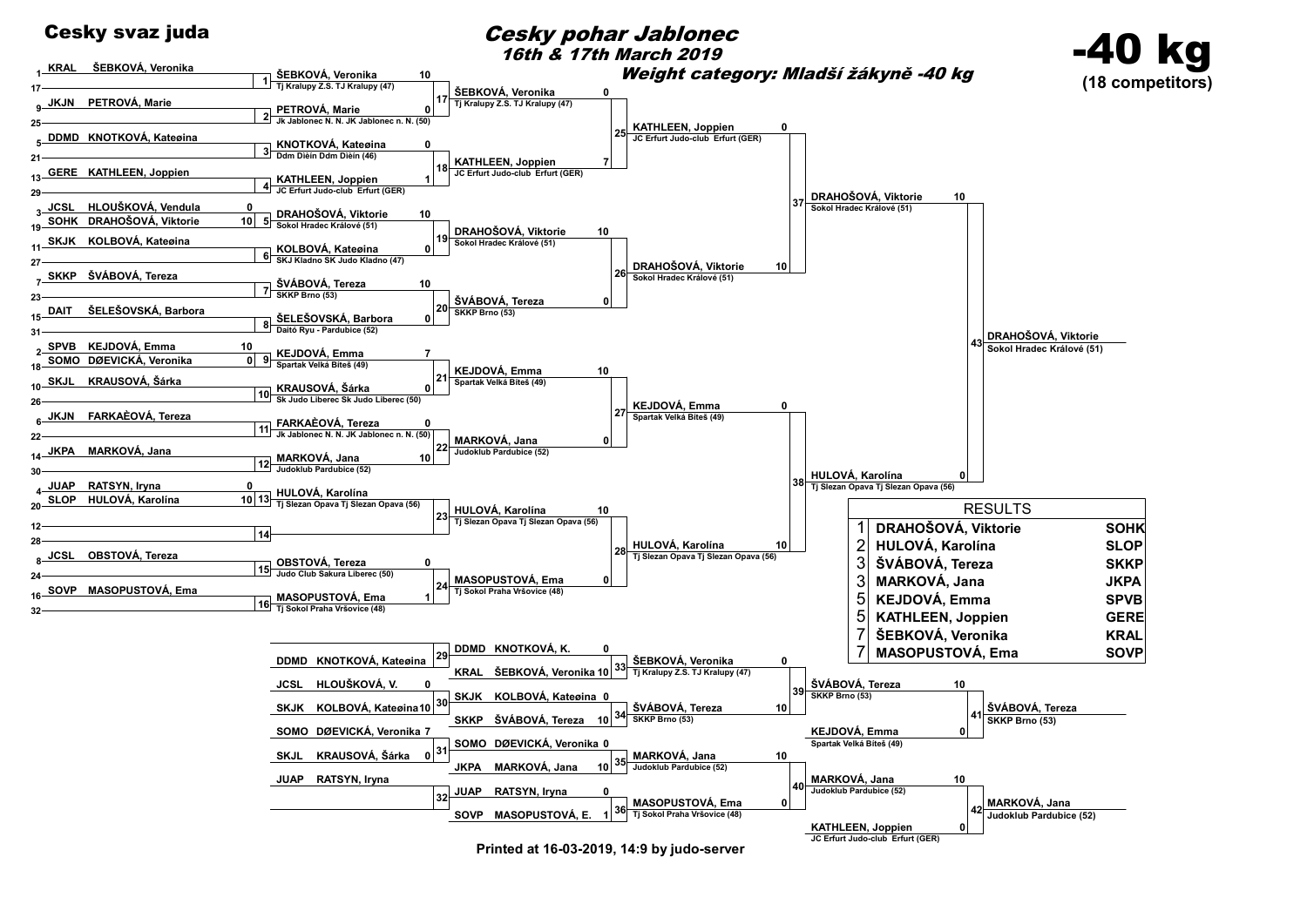# Cesky svaz juda

## Cesky pohar Jablonec

### 16th & 17th March 2019

### Weight category: Mladší žákyně -40 kg

# -40 kg

**(18 competitors)**

## Main bracket – first round

| Seed | Club | Name | Score | Match |
|---|---|---|---|---|
| 1 | KRAL | ŠEBKOVÁ, Veronika | | 1 |
| 17 | | | | 1 |
| 9 | JKJN | PETROVÁ, Marie | | 2 |
| 25 | | | | 2 |
| 5 | DDMD | KNOTKOVÁ, Kateøina | | 3 |
| 21 | | | | 3 |
| 13 | GERE | KATHLEEN, Joppien | | 4 |
| 29 | | | | 4 |
| 3 | JCSL | HLOUŠKOVÁ, Vendula | 0 | 5 |
| 19 | SOHK | DRAHOŠOVÁ, Viktorie | 10 | 5 |
| 11 | SKJK | KOLBOVÁ, Kateøina | | 6 |
| 27 | | | | 6 |
| 7 | SKKP | ŠVÁBOVÁ, Tereza | | 7 |
| 23 | | | | 7 |
| 15 | DAIT | ŠELEŠOVSKÁ, Barbora | | 8 |
| 31 | | | | 8 |
| 2 | SPVB | KEJDOVÁ, Emma | 10 | 9 |
| 18 | SOMO | DØEVICKÁ, Veronika | 0 | 9 |
| 10 | SKJL | KRAUSOVÁ, Šárka | | 10 |
| 26 | | | | 10 |
| 6 | JKJN | FARKAÈOVÁ, Tereza | | 11 |
| 22 | | | | 11 |
| 14 | JKPA | MARKOVÁ, Jana | | 12 |
| 30 | | | | 12 |
| 4 | JUAP | RATSYN, Iryna | 0 | 13 |
| 20 | SLOP | HULOVÁ, Karolína | 10 | 13 |
| 12 | | | | 14 |
| 28 | | | | 14 |
| 8 | JCSL | OBSTOVÁ, Tereza | | 15 |
| 24 | | | | 15 |
| 16 | SOVP | MASOPUSTOVÁ, Ema | | 16 |
| 32 | | | | 16 |

## Main bracket – second round

| Match | Name | Club | Score |
|---|---|---|---|
| 1 | ŠEBKOVÁ, Veronika | Tj Kralupy Z.S. TJ Kralupy (47) | 10 |
| 2 | PETROVÁ, Marie | Jk Jablonec N. N. JK Jablonec n. N. (50) | 0 |
| 3 | KNOTKOVÁ, Kateøina | Ddm Dìèín Ddm Dìèín (46) | 0 |
| 4 | KATHLEEN, Joppien | JC Erfurt Judo-club Erfurt (GER) | 1 |
| 5 | DRAHOŠOVÁ, Viktorie | Sokol Hradec Králové (51) | 10 |
| 6 | KOLBOVÁ, Kateøina | SKJ Kladno SK Judo Kladno (47) | 0 |
| 7 | ŠVÁBOVÁ, Tereza | SKKP Brno (53) | 10 |
| 8 | ŠELEŠOVSKÁ, Barbora | Daitó Ryu - Pardubice (52) | 0 |
| 9 | KEJDOVÁ, Emma | Spartak Velká Bíteš (49) | 7 |
| 10 | KRAUSOVÁ, Šárka | Sk Judo Liberec Sk Judo Liberec (50) | 0 |
| 11 | FARKAÈOVÁ, Tereza | Jk Jablonec N. N. JK Jablonec n. N. (50) | 0 |
| 12 | MARKOVÁ, Jana | Judoklub Pardubice (52) | 10 |
| 13 | HULOVÁ, Karolína | Tj Slezan Opava Tj Slezan Opava (56) | |
| 14 | | | |
| 15 | OBSTOVÁ, Tereza | Judo Club Sakura Liberec (50) | 0 |
| 16 | MASOPUSTOVÁ, Ema | Tj Sokol Praha Vršovice (48) | 1 |

## Main bracket – quarter-finals

| Match | Name | Club | Score |
|---|---|---|---|
| 17 | ŠEBKOVÁ, Veronika | Tj Kralupy Z.S. TJ Kralupy (47) | 0 |
| 18 | KATHLEEN, Joppien | JC Erfurt Judo-club Erfurt (GER) | 7 |
| 19 | DRAHOŠOVÁ, Viktorie | Sokol Hradec Králové (51) | 10 |
| 20 | ŠVÁBOVÁ, Tereza | SKKP Brno (53) | 0 |
| 21 | KEJDOVÁ, Emma | Spartak Velká Bíteš (49) | 10 |
| 22 | MARKOVÁ, Jana | Judoklub Pardubice (52) | 0 |
| 23 | HULOVÁ, Karolína | Tj Slezan Opava Tj Slezan Opava (56) | 10 |
| 24 | MASOPUSTOVÁ, Ema | Tj Sokol Praha Vršovice (48) | 0 |

## Main bracket – semi-finals

| Match | Name | Club | Score |
|---|---|---|---|
| 25 | KATHLEEN, Joppien | JC Erfurt Judo-club Erfurt (GER) | 0 |
| 26 | DRAHOŠOVÁ, Viktorie | Sokol Hradec Králové (51) | 10 |
| 27 | KEJDOVÁ, Emma | Spartak Velká Bíteš (49) | 0 |
| 28 | HULOVÁ, Karolína | Tj Slezan Opava Tj Slezan Opava (56) | 10 |

## Main bracket – final

| Match | Name | Club | Score |
|---|---|---|---|
| 37 | DRAHOŠOVÁ, Viktorie | Sokol Hradec Králové (51) | 10 |
| 38 | HULOVÁ, Karolína | Tj Slezan Opava Tj Slezan Opava (56) | 0 |
| 43 | DRAHOŠOVÁ, Viktorie | Sokol Hradec Králové (51) | |

## Repechage

| Match | Club | Name | Score |
|---|---|---|---|
| 29 | DDMD | KNOTKOVÁ, Kateøina | |
| 29 | DDMD | KNOTKOVÁ, K. | 0 |
| 30 | JCSL | HLOUŠKOVÁ, V. | 0 |
| 30 | SKJK | KOLBOVÁ, Kateøina | 10 |
| 31 | SOMO | DØEVICKÁ, Veronika | 7 |
| 31 | SKJL | KRAUSOVÁ, Šárka | 0 |
| 32 | JUAP | RATSYN, Iryna | |
| 33 | KRAL | ŠEBKOVÁ, Veronika | 10 |
| 34 | SKJK | KOLBOVÁ, Kateøina | 0 |
| 34 | SKKP | ŠVÁBOVÁ, Tereza | 10 |
| 35 | SOMO | DØEVICKÁ, Veronika | 0 |
| 35 | JKPA | MARKOVÁ, Jana | 10 |
| 36 | JUAP | RATSYN, Iryna | 0 |
| 36 | SOVP | MASOPUSTOVÁ, E. | 1 |

| Match | Name | Club | Score |
|---|---|---|---|
| 33 | ŠEBKOVÁ, Veronika | Tj Kralupy Z.S. TJ Kralupy (47) | 0 |
| 34 | ŠVÁBOVÁ, Tereza | SKKP Brno (53) | 10 |
| 35 | MARKOVÁ, Jana | Judoklub Pardubice (52) | 10 |
| 36 | MASOPUSTOVÁ, Ema | Tj Sokol Praha Vršovice (48) | 0 |
| 39 | ŠVÁBOVÁ, Tereza | SKKP Brno (53) | 10 |
| 39 | KEJDOVÁ, Emma | Spartak Velká Bíteš (49) | 0 |
| 40 | MARKOVÁ, Jana | Judoklub Pardubice (52) | 10 |
| 40 | KATHLEEN, Joppien | JC Erfurt Judo-club Erfurt (GER) | 0 |
| 41 | ŠVÁBOVÁ, Tereza | SKKP Brno (53) | |
| 42 | MARKOVÁ, Jana | Judoklub Pardubice (52) | |

## RESULTS

| Place | Name | Club |
|---|---|---|
| 1 | DRAHOŠOVÁ, Viktorie | SOHK |
| 2 | HULOVÁ, Karolína | SLOP |
| 3 | ŠVÁBOVÁ, Tereza | SKKP |
| 3 | MARKOVÁ, Jana | JKPA |
| 5 | KEJDOVÁ, Emma | SPVB |
| 5 | KATHLEEN, Joppien | GERE |
| 7 | ŠEBKOVÁ, Veronika | KRAL |
| 7 | MASOPUSTOVÁ, Ema | SOVP |

Printed at 16-03-2019, 14:9 by judo-server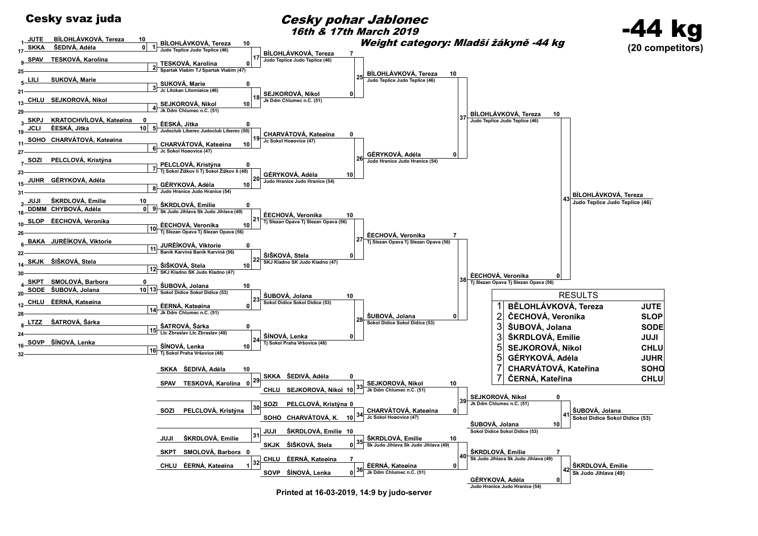# Cesky pohar Jablonec

### 16th & 17th March 2019

### Weight category: Mladší žákyně -44 kg

**Cesky svaz juda**

# -44 kg

**(20 competitors)**

## First round

| Seed | Club | Name | Score | Match |
|---|---|---|---|---|
| 1 | JUTE | BÌLOHLÁVKOVÁ, Tereza | 10 | 1 |
| 17 | SKKA | ŠEDIVÁ, Adéla | 0 | |
| 9 | SPAV | TESKOVÁ, Karolína | | 2 |
| 25 | | | | |
| 5 | LILI | SUKOVÁ, Marie | | 3 |
| 21 | | | | |
| 13 | CHLU | SEJKOROVÁ, Nikol | | 4 |
| 29 | | | | |
| 3 | SKPJ | KRATOCHVÍLOVÁ, Kateøina | 0 | 5 |
| 19 | JCLI | ÈESKÁ, Jitka | 10 | |
| 11 | SOHO | CHARVÁTOVÁ, Kateøina | | 6 |
| 27 | | | | |
| 7 | SOZI | PELCLOVÁ, Kristýna | | 7 |
| 23 | | | | |
| 15 | JUHR | GÉRYKOVÁ, Adéla | | 8 |
| 31 | | | | |
| 2 | JUJI | ŠKRDLOVÁ, Emilie | 10 | 9 |
| 18 | DDMM | CHYBOVÁ, Adéla | 0 | |
| 10 | SLOP | ÈECHOVÁ, Veronika | | 10 |
| 26 | | | | |
| 6 | BAKA | JURÈÍKOVÁ, Viktorie | | 11 |
| 22 | | | | |
| 14 | SKJK | ŠIŠKOVÁ, Stela | | 12 |
| 30 | | | | |
| 4 | SKPT | SMOLOVÁ, Barbora | 0 | 13 |
| 20 | SODE | ŠUBOVÁ, Jolana | 10 | |
| 12 | CHLU | ÈERNÁ, Kateøina | | 14 |
| 28 | | | | |
| 8 | LTZZ | ŠATROVÁ, Šárka | | 15 |
| 24 | | | | |
| 16 | SOVP | ŠÍNOVÁ, Lenka | | 16 |
| 32 | | | | |

## Second round

| Match | Name | Club | Score |
|---|---|---|---|
| 1 | BÌLOHLÁVKOVÁ, Tereza | Judo Teplice Judo Teplice (46) | 10 |
| 2 | TESKOVÁ, Karolína | Spartak Vlašim TJ Spartak Vlašim (47) | 0 |
| 3 | SUKOVÁ, Marie | Jc Litokan Litomiøice (46) | 0 |
| 4 | SEJKOROVÁ, Nikol | Jk Ddm Chlumec n.C. (51) | 10 |
| 5 | ÈESKÁ, Jitka | Judoclub Liberec Judoclub Liberec (50) | 0 |
| 6 | CHARVÁTOVÁ, Kateøina | Jc Sokol Hoøovice (47) | 10 |
| 7 | PELCLOVÁ, Kristýna | Tj Sokol Žižkov Ii Tj Sokol Žižkov Ii (48) | 0 |
| 8 | GÉRYKOVÁ, Adéla | Judo Hranice Judo Hranice (54) | 10 |
| 9 | ŠKRDLOVÁ, Emilie | Sk Judo Jihlava Sk Judo Jihlava (49) | 0 |
| 10 | ÈECHOVÁ, Veronika | Tj Slezan Opava Tj Slezan Opava (56) | 10 |
| 11 | JURÈÍKOVÁ, Viktorie | Baník Karviná Baník Karviná (56) | 0 |
| 12 | ŠIŠKOVÁ, Stela | SKJ Kladno SK Judo Kladno (47) | 10 |
| 13 | ŠUBOVÁ, Jolana | Sokol Dìdice Sokol Dìdice (53) | 10 |
| 14 | ÈERNÁ, Kateøina | Jk Ddm Chlumec n.C. (51) | 0 |
| 15 | ŠATROVÁ, Šárka | Ltc Zbraslav Ltc Zbraslav (48) | 0 |
| 16 | ŠÍNOVÁ, Lenka | Tj Sokol Praha Vršovice (48) | 10 |

## Third round

| Match | Name | Club | Score |
|---|---|---|---|
| 17 | BÌLOHLÁVKOVÁ, Tereza | Judo Teplice Judo Teplice (46) | 7 |
| 18 | SEJKOROVÁ, Nikol | Jk Ddm Chlumec n.C. (51) | 0 |
| 19 | CHARVÁTOVÁ, Kateøina | Jc Sokol Hoøovice (47) | 0 |
| 20 | GÉRYKOVÁ, Adéla | Judo Hranice Judo Hranice (54) | 10 |
| 21 | ÈECHOVÁ, Veronika | Tj Slezan Opava Tj Slezan Opava (56) | 10 |
| 22 | ŠIŠKOVÁ, Stela | SKJ Kladno SK Judo Kladno (47) | 0 |
| 23 | ŠUBOVÁ, Jolana | Sokol Dìdice Sokol Dìdice (53) | 10 |
| 24 | ŠÍNOVÁ, Lenka | Tj Sokol Praha Vršovice (48) | 0 |

## Quarterfinals

| Match | Name | Club | Score |
|---|---|---|---|
| 25 | BÌLOHLÁVKOVÁ, Tereza | Judo Teplice Judo Teplice (46) | 10 |
| 26 | GÉRYKOVÁ, Adéla | Judo Hranice Judo Hranice (54) | 0 |
| 27 | ÈECHOVÁ, Veronika | Tj Slezan Opava Tj Slezan Opava (56) | 7 |
| 28 | ŠUBOVÁ, Jolana | Sokol Dìdice Sokol Dìdice (53) | 0 |

## Semifinals

| Match | Name | Club | Score |
|---|---|---|---|
| 37 | BÌLOHLÁVKOVÁ, Tereza | Judo Teplice Judo Teplice (46) | 10 |
| 38 | ÈECHOVÁ, Veronika | Tj Slezan Opava Tj Slezan Opava (56) | 0 |

## Final

| Match | Name | Club |
|---|---|---|
| 43 | BÌLOHLÁVKOVÁ, Tereza | Judo Teplice Judo Teplice (46) |

## Repechage

| Match | Club | Name | Score |
|---|---|---|---|
| 29 | SKKA | ŠEDIVÁ, Adéla | 10 |
| | SPAV | TESKOVÁ, Karolína | 0 |
| 30 | SOZI | PELCLOVÁ, Kristýna | |
| 31 | JUJI | ŠKRDLOVÁ, Emilie | |
| 32 | SKPT | SMOLOVÁ, Barbora | 0 |
| | CHLU | ÈERNÁ, Kateøina | 1 |

| Match | Club | Name | Score |
|---|---|---|---|
| 33 | SKKA | ŠEDIVÁ, Adéla | 0 |
| | CHLU | SEJKOROVÁ, Nikol | 10 |
| 34 | SOZI | PELCLOVÁ, Kristýna | 0 |
| | SOHO | CHARVÁTOVÁ, K. | 10 |
| 35 | JUJI | ŠKRDLOVÁ, Emilie | 10 |
| | SKJK | ŠIŠKOVÁ, Stela | 0 |
| 36 | CHLU | ÈERNÁ, Kateøina | 7 |
| | SOVP | ŠÍNOVÁ, Lenka | 0 |

| Match | Name | Club | Score |
|---|---|---|---|
| 39 | SEJKOROVÁ, Nikol | Jk Ddm Chlumec n.C. (51) | 10 |
| | CHARVÁTOVÁ, Kateøina | Jc Sokol Hoøovice (47) | 0 |
| 40 | ŠKRDLOVÁ, Emilie | Sk Judo Jihlava Sk Judo Jihlava (49) | 10 |
| | ÈERNÁ, Kateøina | Jk Ddm Chlumec n.C. (51) | 0 |

## Bronze medal matches

| Match | Name | Club | Score |
|---|---|---|---|
| 41 | SEJKOROVÁ, Nikol | Jk Ddm Chlumec n.C. (51) | 0 |
| | ŠUBOVÁ, Jolana | Sokol Dìdice Sokol Dìdice (53) | 10 |
| | **Winner: ŠUBOVÁ, Jolana** | Sokol Dìdice Sokol Dìdice (53) | |
| 42 | ŠKRDLOVÁ, Emilie | Sk Judo Jihlava Sk Judo Jihlava (49) | 7 |
| | GÉRYKOVÁ, Adéla | Judo Hranice Judo Hranice (54) | 0 |
| | **Winner: ŠKRDLOVÁ, Emilie** | Sk Judo Jihlava (49) | |

## RESULTS

| Place | Name | Club |
|---|---|---|
| 1 | BĚLOHLÁVKOVÁ, Tereza | JUTE |
| 2 | ČECHOVÁ, Veronika | SLOP |
| 3 | ŠUBOVÁ, Jolana | SODE |
| 3 | ŠKRDLOVÁ, Emilie | JUJI |
| 5 | SEJKOROVÁ, Nikol | CHLU |
| 5 | GÉRYKOVÁ, Adéla | JUHR |
| 7 | CHARVÁTOVÁ, Kateřina | SOHO |
| 7 | ČERNÁ, Kateřina | CHLU |

Printed at 16-03-2019, 14:9 by judo-server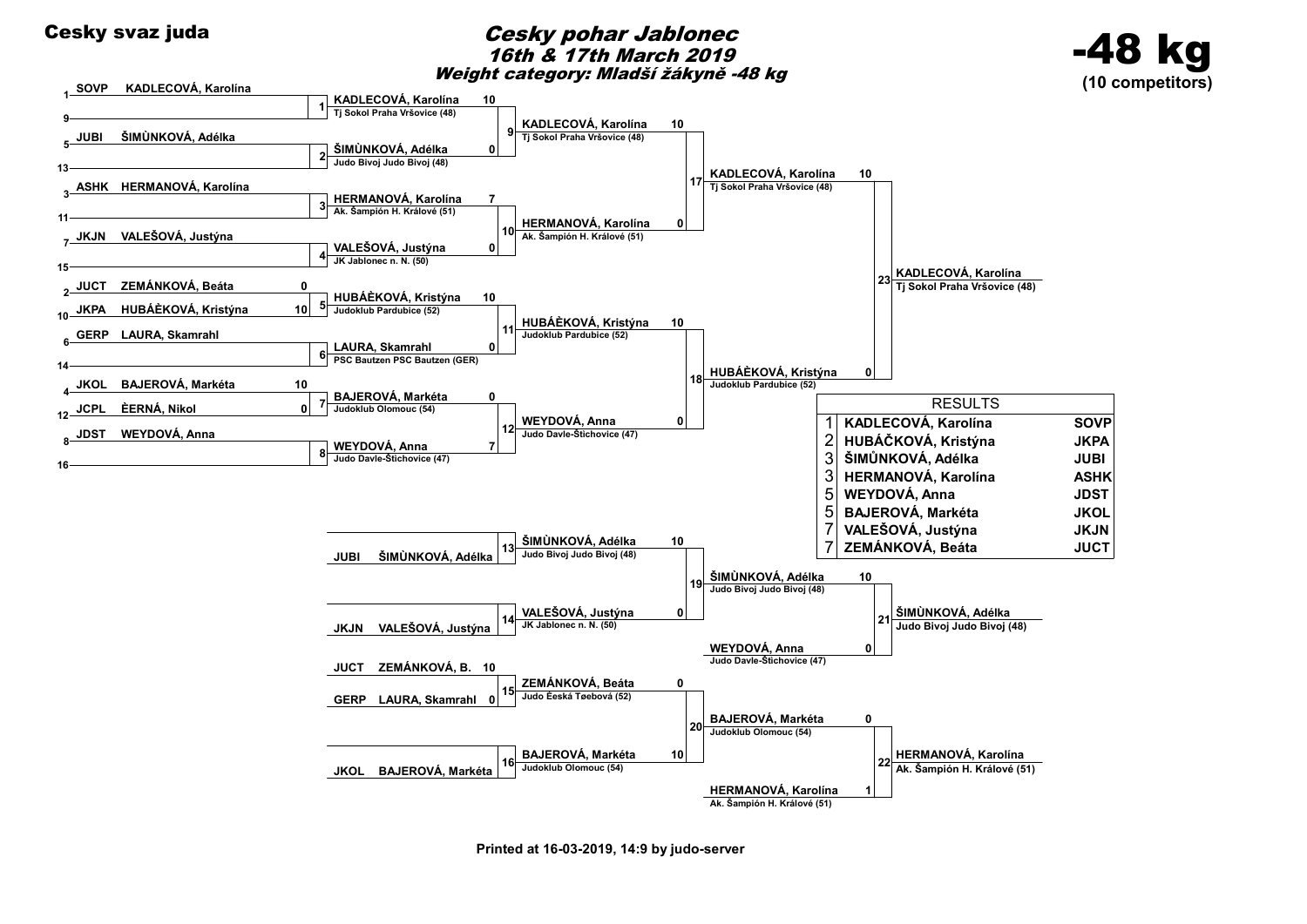**Cesky svaz juda**

# Cesky pohar Jablonec

## 16th & 17th March 2019

### Weight category: Mladší žákyně -48 kg

**-48 kg**
**(10 competitors)**

## Main bracket – Round 1

| Match | Position | Club | Competitor | Score |
|---|---|---|---|---|
| 1 | 1 | SOVP | KADLECOVÁ, Karolína | |
| 1 | 9 | | | |
| 2 | 5 | JUBI | ŠIMÙNKOVÁ, Adélka | |
| 2 | 13 | | | |
| 3 | 3 | ASHK | HERMANOVÁ, Karolína | |
| 3 | 11 | | | |
| 4 | 7 | JKJN | VALEŠOVÁ, Justýna | |
| 4 | 15 | | | |
| 5 | 2 | JUCT | ZEMÁNKOVÁ, Beáta | 0 |
| 5 | 10 | JKPA | HUBÁÈKOVÁ, Kristýna | 10 |
| 6 | 6 | GERP | LAURA, Skamrahl | |
| 6 | 14 | | | |
| 7 | 4 | JKOL | BAJEROVÁ, Markéta | 10 |
| 7 | 12 | JCPL | ÈERNÁ, Nikol | 0 |
| 8 | 8 | JDST | WEYDOVÁ, Anna | |
| 8 | 16 | | | |

## Main bracket – Round 2

| Match | Competitor | Club | Score |
|---|---|---|---|
| 9 | KADLECOVÁ, Karolína | Tj Sokol Praha Vršovice (48) | 10 |
| 9 | ŠIMÙNKOVÁ, Adélka | Judo Bivoj Judo Bivoj (48) | 0 |
| 10 | HERMANOVÁ, Karolína | Ak. Šampión H. Králové (51) | 7 |
| 10 | VALEŠOVÁ, Justýna | JK Jablonec n. N. (50) | 0 |
| 11 | HUBÁÈKOVÁ, Kristýna | Judoklub Pardubice (52) | 10 |
| 11 | LAURA, Skamrahl | PSC Bautzen PSC Bautzen (GER) | 0 |
| 12 | BAJEROVÁ, Markéta | Judoklub Olomouc (54) | 0 |
| 12 | WEYDOVÁ, Anna | Judo Davle-Štìchovice (47) | 7 |

## Semi-finals

| Match | Competitor | Club | Score |
|---|---|---|---|
| 17 | KADLECOVÁ, Karolína | Tj Sokol Praha Vršovice (48) | 10 |
| 17 | HERMANOVÁ, Karolína | Ak. Šampión H. Králové (51) | 0 |
| 18 | HUBÁÈKOVÁ, Kristýna | Judoklub Pardubice (52) | 10 |
| 18 | WEYDOVÁ, Anna | Judo Davle-Štìchovice (47) | 0 |

## Final

| Match | Competitor | Club | Score |
|---|---|---|---|
| 23 | KADLECOVÁ, Karolína | Tj Sokol Praha Vršovice (48) | 10 |
| 23 | HUBÁÈKOVÁ, Kristýna | Judoklub Pardubice (52) | 0 |

Winner: **KADLECOVÁ, Karolína** – Tj Sokol Praha Vršovice (48)

## Repechage

| Match | Club | Competitor | Club (full) | Score |
|---|---|---|---|---|
| 13 | JUBI | ŠIMÙNKOVÁ, Adélka | Judo Bivoj Judo Bivoj (48) | 10 |
| 14 | JKJN | VALEŠOVÁ, Justýna | JK Jablonec n. N. (50) | 0 |
| 15 | JUCT | ZEMÁNKOVÁ, B. | | 10 |
| 15 | GERP | LAURA, Skamrahl | | 0 |
| 16 | JKOL | BAJEROVÁ, Markéta | Judoklub Olomouc (54) | 10 |
| 15/20 | | ZEMÁNKOVÁ, Beáta | Judo Èeská Tøebová (52) | 0 |
| 19 | | ŠIMÙNKOVÁ, Adélka | Judo Bivoj Judo Bivoj (48) | 10 |
| 19 | | VALEŠOVÁ, Justýna | JK Jablonec n. N. (50) | 0 |
| 20 | | BAJEROVÁ, Markéta | Judoklub Olomouc (54) | 10 |
| 20 | | ZEMÁNKOVÁ, Beáta | Judo Èeská Tøebová (52) | 0 |

## Bronze matches

| Match | Competitor | Club | Score |
|---|---|---|---|
| 21 | ŠIMÙNKOVÁ, Adélka | Judo Bivoj Judo Bivoj (48) | 10 |
| 21 | WEYDOVÁ, Anna | Judo Davle-Štìchovice (47) | 0 |
| 22 | BAJEROVÁ, Markéta | Judoklub Olomouc (54) | 0 |
| 22 | HERMANOVÁ, Karolína | Ak. Šampión H. Králové (51) | 1 |

Winner match 21: **ŠIMÙNKOVÁ, Adélka** – Judo Bivoj Judo Bivoj (48)

Winner match 22: **HERMANOVÁ, Karolína** – Ak. Šampión H. Králové (51)

## RESULTS

| Place | Name | Club |
|---|---|---|
| 1 | KADLECOVÁ, Karolína | SOVP |
| 2 | HUBÁČKOVÁ, Kristýna | JKPA |
| 3 | ŠIMŮNKOVÁ, Adélka | JUBI |
| 3 | HERMANOVÁ, Karolína | ASHK |
| 5 | WEYDOVÁ, Anna | JDST |
| 5 | BAJEROVÁ, Markéta | JKOL |
| 7 | VALEŠOVÁ, Justýna | JKJN |
| 7 | ZEMÁNKOVÁ, Beáta | JUCT |

Printed at 16-03-2019, 14:9 by judo-server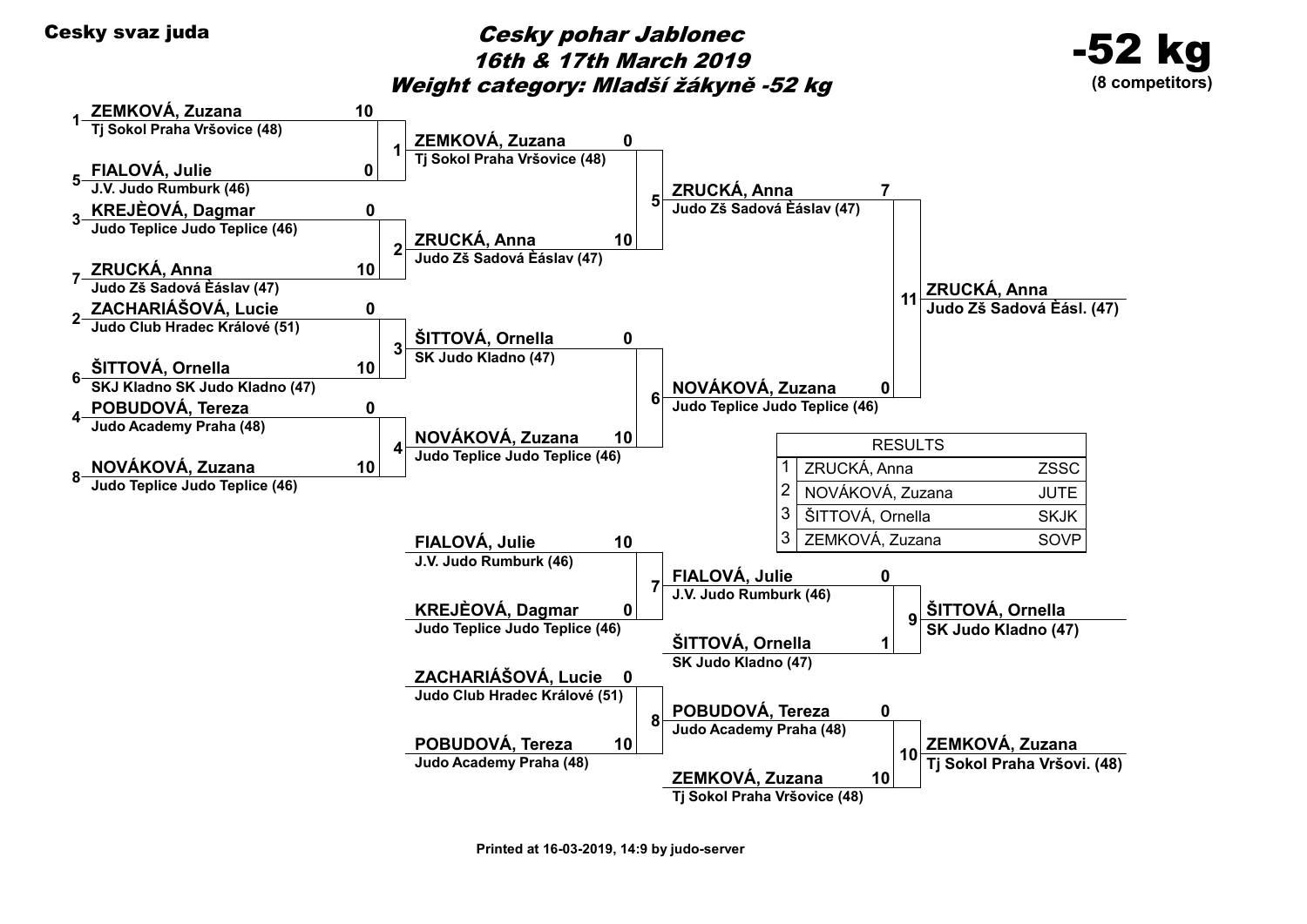**Cesky svaz juda**

# Cesky pohar Jablonec
## 16th & 17th March 2019
## Weight category: Mladší žákyně -52 kg

**-52 kg**
**(8 competitors)**

### Main bracket

**Round 1**

| Match | Seed | Competitor | Club | Score |
|---|---|---|---|---|
| 1 | 1 | ZEMKOVÁ, Zuzana | Tj Sokol Praha Vršovice (48) | 10 |
| 1 | 5 | FIALOVÁ, Julie | J.V. Judo Rumburk (46) | 0 |
| 2 | 3 | KREJÈOVÁ, Dagmar | Judo Teplice Judo Teplice (46) | 0 |
| 2 | 7 | ZRUCKÁ, Anna | Judo Zš Sadová Èáslav (47) | 10 |
| 3 | 2 | ZACHARIÁŠOVÁ, Lucie | Judo Club Hradec Králové (51) | 0 |
| 3 | 6 | ŠITTOVÁ, Ornella | SKJ Kladno SK Judo Kladno (47) | 10 |
| 4 | 4 | POBUDOVÁ, Tereza | Judo Academy Praha (48) | 0 |
| 4 | 8 | NOVÁKOVÁ, Zuzana | Judo Teplice Judo Teplice (46) | 10 |

**Semifinals**

| Match | Competitor | Club | Score |
|---|---|---|---|
| 5 | ZEMKOVÁ, Zuzana | Tj Sokol Praha Vršovice (48) | 0 |
| 5 | ZRUCKÁ, Anna | Judo Zš Sadová Èáslav (47) | 10 |
| 6 | ŠITTOVÁ, Ornella | SK Judo Kladno (47) | 0 |
| 6 | NOVÁKOVÁ, Zuzana | Judo Teplice Judo Teplice (46) | 10 |

**Final**

| Match | Competitor | Club | Score |
|---|---|---|---|
| 11 | ZRUCKÁ, Anna | Judo Zš Sadová Èáslav (47) | 7 |
| 11 | NOVÁKOVÁ, Zuzana | Judo Teplice Judo Teplice (46) | 0 |

Winner: ZRUCKÁ, Anna – Judo Zš Sadová Èásl. (47)

### Repechage

| Match | Competitor | Club | Score |
|---|---|---|---|
| 7 | FIALOVÁ, Julie | J.V. Judo Rumburk (46) | 10 |
| 7 | KREJÈOVÁ, Dagmar | Judo Teplice Judo Teplice (46) | 0 |
| 8 | ZACHARIÁŠOVÁ, Lucie | Judo Club Hradec Králové (51) | 0 |
| 8 | POBUDOVÁ, Tereza | Judo Academy Praha (48) | 10 |
| 9 | FIALOVÁ, Julie | J.V. Judo Rumburk (46) | 0 |
| 9 | ŠITTOVÁ, Ornella | SK Judo Kladno (47) | 1 |
| 10 | POBUDOVÁ, Tereza | Judo Academy Praha (48) | 0 |
| 10 | ZEMKOVÁ, Zuzana | Tj Sokol Praha Vršovice (48) | 10 |

Winner of 9: ŠITTOVÁ, Ornella – SK Judo Kladno (47)

Winner of 10: ZEMKOVÁ, Zuzana – Tj Sokol Praha Vršovi. (48)

### RESULTS

| | | |
|---|---|---|
| 1 | ZRUCKÁ, Anna | ZSSC |
| 2 | NOVÁKOVÁ, Zuzana | JUTE |
| 3 | ŠITTOVÁ, Ornella | SKJK |
| 3 | ZEMKOVÁ, Zuzana | SOVP |

Printed at 16-03-2019, 14:9 by judo-server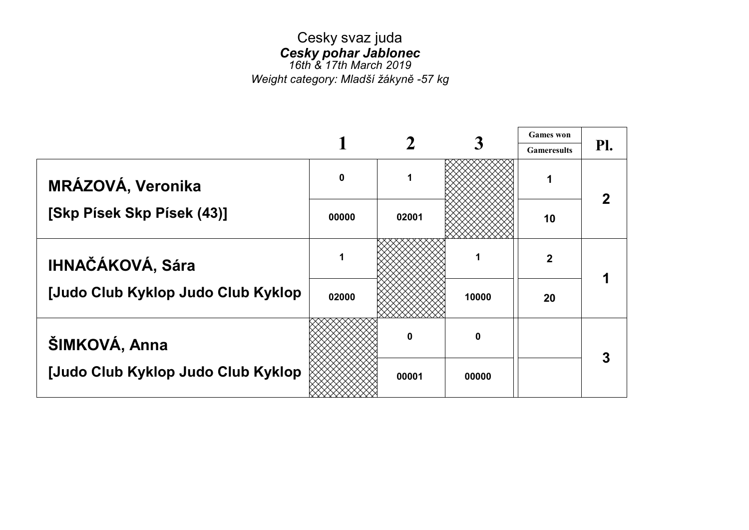Cesky svaz juda

***Cesky pohar Jablonec***

*16th & 17th March 2019*

*Weight category: Mladší žákyně -57 kg*

| | 1 | 2 | 3 | Games won / Gameresults | Pl. |
|---|---|---|---|---|---|
| **MRÁZOVÁ, Veronika** | 0 | 1 | | 1 | 2 |
| [Skp Písek Skp Písek (43)] | 00000 | 02001 | | 10 | |
| **IHNAČÁKOVÁ, Sára** | 1 | | 1 | 2 | 1 |
| [Judo Club Kyklop Judo Club Kyklop | 02000 | | 10000 | 20 | |
| **ŠIMKOVÁ, Anna** | | 0 | 0 | | 3 |
| [Judo Club Kyklop Judo Club Kyklop | | 00001 | 00000 | | |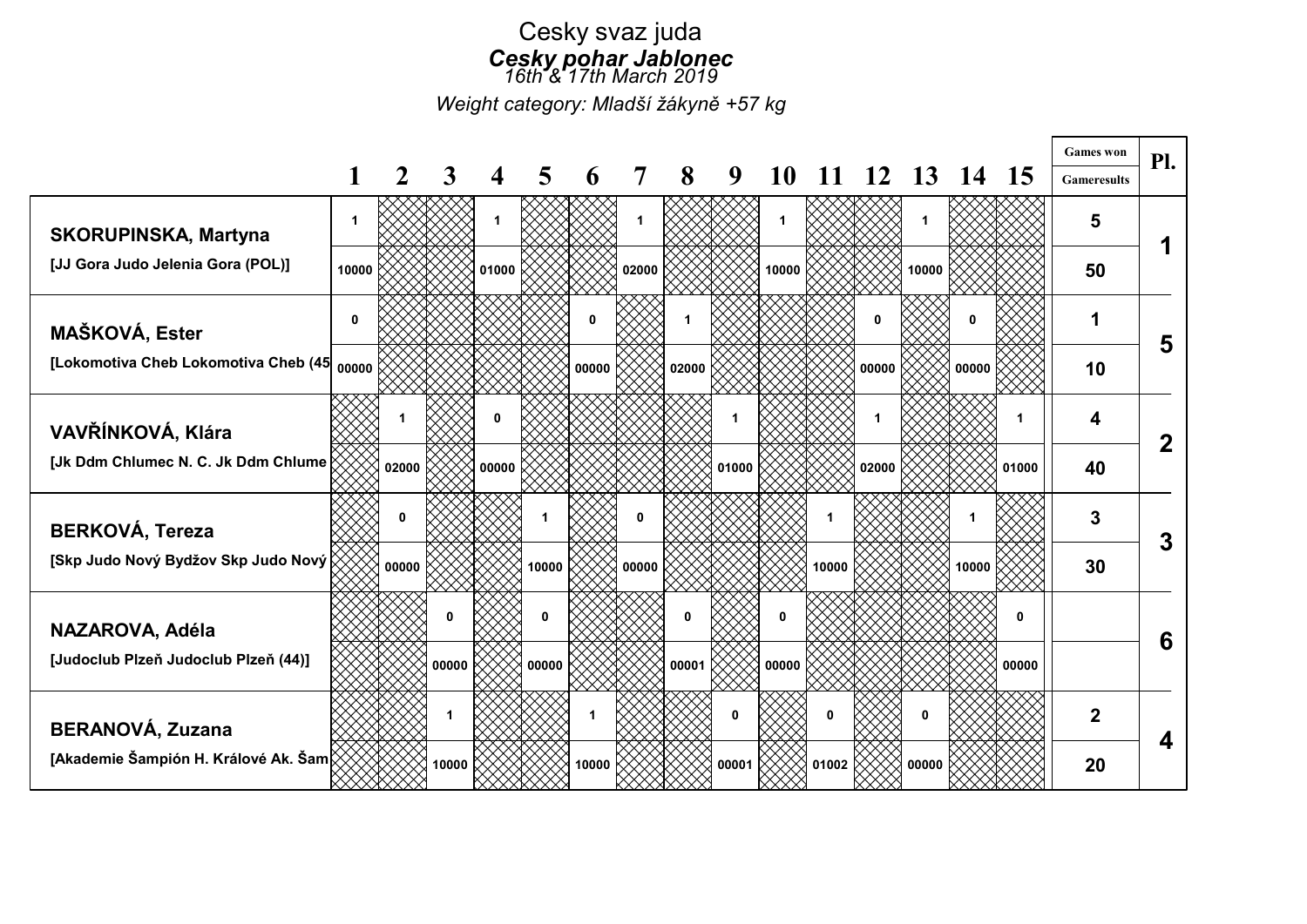# Cesky svaz juda

## *Cesky pohar Jablonec*

*16th & 17th March 2019*

*Weight category: Mladší žákyně +57 kg*

| | 1 | 2 | 3 | 4 | 5 | 6 | 7 | 8 | 9 | 10 | 11 | 12 | 13 | 14 | 15 | Games won / Gameresults | Pl. |
|---|---|---|---|---|---|---|---|---|---|---|---|---|---|---|---|---|---|
| **SKORUPINSKA, Martyna** | 1 | | | 1 | | | 1 | | | 1 | | | 1 | | | 5 | 1 |
| [JJ Gora Judo Jelenia Gora (POL)] | 10000 | | | 01000 | | | 02000 | | | 10000 | | | 10000 | | | 50 | |
| **MAŠKOVÁ, Ester** | 0 | | | | | 0 | | 1 | | | | 0 | | 0 | | 1 | 5 |
| [Lokomotiva Cheb Lokomotiva Cheb (45 | 00000 | | | | | 00000 | | 02000 | | | | 00000 | | 00000 | | 10 | |
| **VAVŘÍNKOVÁ, Klára** | | 1 | | 0 | | | | | 1 | | | 1 | | | 1 | 4 | 2 |
| [Jk Ddm Chlumec N. C. Jk Ddm Chlume | | 02000 | | 00000 | | | | | 01000 | | | 02000 | | | 01000 | 40 | |
| **BERKOVÁ, Tereza** | | 0 | | | 1 | | 0 | | | | 1 | | | 1 | | 3 | 3 |
| [Skp Judo Nový Bydžov Skp Judo Nový | | 00000 | | | 10000 | | 00000 | | | | 10000 | | | 10000 | | 30 | |
| **NAZAROVA, Adéla** | | | 0 | | 0 | | | 0 | | 0 | | | | | 0 | | 6 |
| [Judoclub Plzeň Judoclub Plzeň (44)] | | | 00000 | | 00000 | | | 00001 | | 00000 | | | | | 00000 | | |
| **BERANOVÁ, Zuzana** | | | 1 | | | 1 | | | 0 | | 0 | | 0 | | | 2 | 4 |
| [Akademie Šampión H. Králové Ak. Šam | | | 10000 | | | 10000 | | | 00001 | | 01002 | | 00000 | | | 20 | |